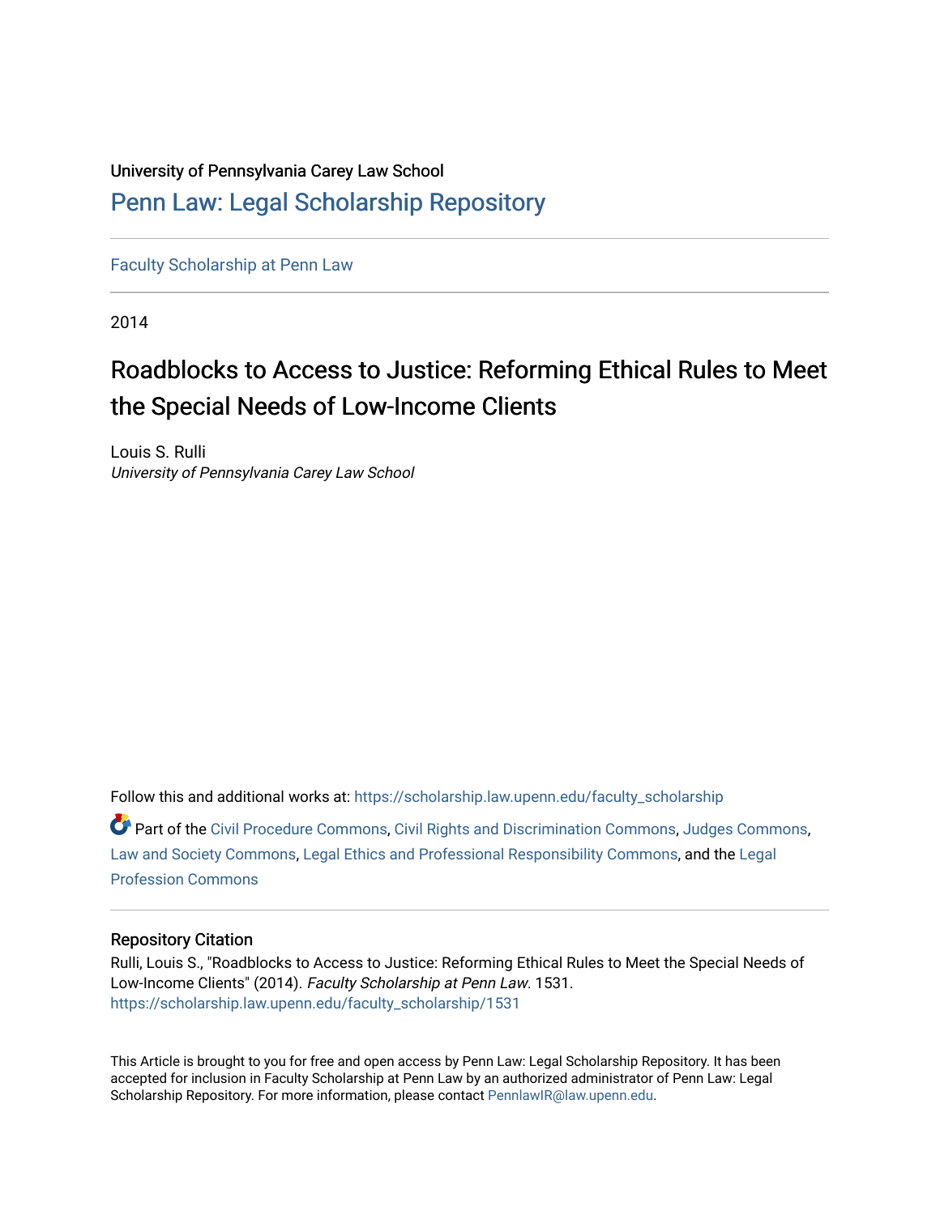University of Pennsylvania Carey Law School

# Penn Law: Legal Scholarship Repository

Faculty Scholarship at Penn Law

2014

# Roadblocks to Access to Justice: Reforming Ethical Rules to Meet the Special Needs of Low-Income Clients

Louis S. Rulli
*University of Pennsylvania Carey Law School*

Follow this and additional works at: https://scholarship.law.upenn.edu/faculty_scholarship

Part of the Civil Procedure Commons, Civil Rights and Discrimination Commons, Judges Commons, Law and Society Commons, Legal Ethics and Professional Responsibility Commons, and the Legal Profession Commons

## Repository Citation

Rulli, Louis S., "Roadblocks to Access to Justice: Reforming Ethical Rules to Meet the Special Needs of Low-Income Clients" (2014). *Faculty Scholarship at Penn Law*. 1531.
https://scholarship.law.upenn.edu/faculty_scholarship/1531

This Article is brought to you for free and open access by Penn Law: Legal Scholarship Repository. It has been accepted for inclusion in Faculty Scholarship at Penn Law by an authorized administrator of Penn Law: Legal Scholarship Repository. For more information, please contact PennlawIR@law.upenn.edu.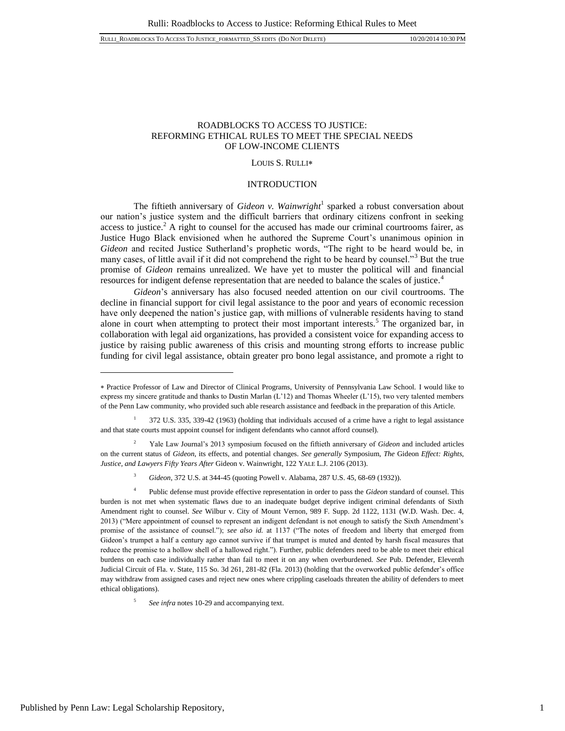# ROADBLOCKS TO ACCESS TO JUSTICE: REFORMING ETHICAL RULES TO MEET THE SPECIAL NEEDS OF LOW-INCOME CLIENTS

LOUIS S. RULLI*

## INTRODUCTION

The fiftieth anniversary of *Gideon v. Wainwright*[1] sparked a robust conversation about our nation's justice system and the difficult barriers that ordinary citizens confront in seeking access to justice.[2] A right to counsel for the accused has made our criminal courtrooms fairer, as Justice Hugo Black envisioned when he authored the Supreme Court's unanimous opinion in *Gideon* and recited Justice Sutherland's prophetic words, "The right to be heard would be, in many cases, of little avail if it did not comprehend the right to be heard by counsel."[3] But the true promise of *Gideon* remains unrealized. We have yet to muster the political will and financial resources for indigent defense representation that are needed to balance the scales of justice.[4]

*Gideon*'s anniversary has also focused needed attention on our civil courtrooms. The decline in financial support for civil legal assistance to the poor and years of economic recession have only deepened the nation's justice gap, with millions of vulnerable residents having to stand alone in court when attempting to protect their most important interests.[5] The organized bar, in collaboration with legal aid organizations, has provided a consistent voice for expanding access to justice by raising public awareness of this crisis and mounting strong efforts to increase public funding for civil legal assistance, obtain greater pro bono legal assistance, and promote a right to

---

* Practice Professor of Law and Director of Clinical Programs, University of Pennsylvania Law School. I would like to express my sincere gratitude and thanks to Dustin Marlan (L'12) and Thomas Wheeler (L'15), two very talented members of the Penn Law community, who provided such able research assistance and feedback in the preparation of this Article.

[1] 372 U.S. 335, 339-42 (1963) (holding that individuals accused of a crime have a right to legal assistance and that state courts must appoint counsel for indigent defendants who cannot afford counsel).

[2] Yale Law Journal's 2013 symposium focused on the fiftieth anniversary of *Gideon* and included articles on the current status of *Gideon*, its effects, and potential changes. *See generally* Symposium, *The* Gideon *Effect: Rights, Justice, and Lawyers Fifty Years After* Gideon v. Wainwright, 122 YALE L.J. 2106 (2013).

[3] *Gideon*, 372 U.S. at 344-45 (quoting Powell v. Alabama, 287 U.S. 45, 68-69 (1932)).

[4] Public defense must provide effective representation in order to pass the *Gideon* standard of counsel. This burden is not met when systematic flaws due to an inadequate budget deprive indigent criminal defendants of Sixth Amendment right to counsel. *See* Wilbur v. City of Mount Vernon, 989 F. Supp. 2d 1122, 1131 (W.D. Wash. Dec. 4, 2013) ("Mere appointment of counsel to represent an indigent defendant is not enough to satisfy the Sixth Amendment's promise of the assistance of counsel."); *see also id.* at 1137 ("The notes of freedom and liberty that emerged from Gideon's trumpet a half a century ago cannot survive if that trumpet is muted and dented by harsh fiscal measures that reduce the promise to a hollow shell of a hallowed right."). Further, public defenders need to be able to meet their ethical burdens on each case individually rather than fail to meet it on any when overburdened. *See* Pub. Defender, Eleventh Judicial Circuit of Fla. v. State, 115 So. 3d 261, 281-82 (Fla. 2013) (holding that the overworked public defender's office may withdraw from assigned cases and reject new ones where crippling caseloads threaten the ability of defenders to meet ethical obligations).

[5] *See infra* notes 10-29 and accompanying text.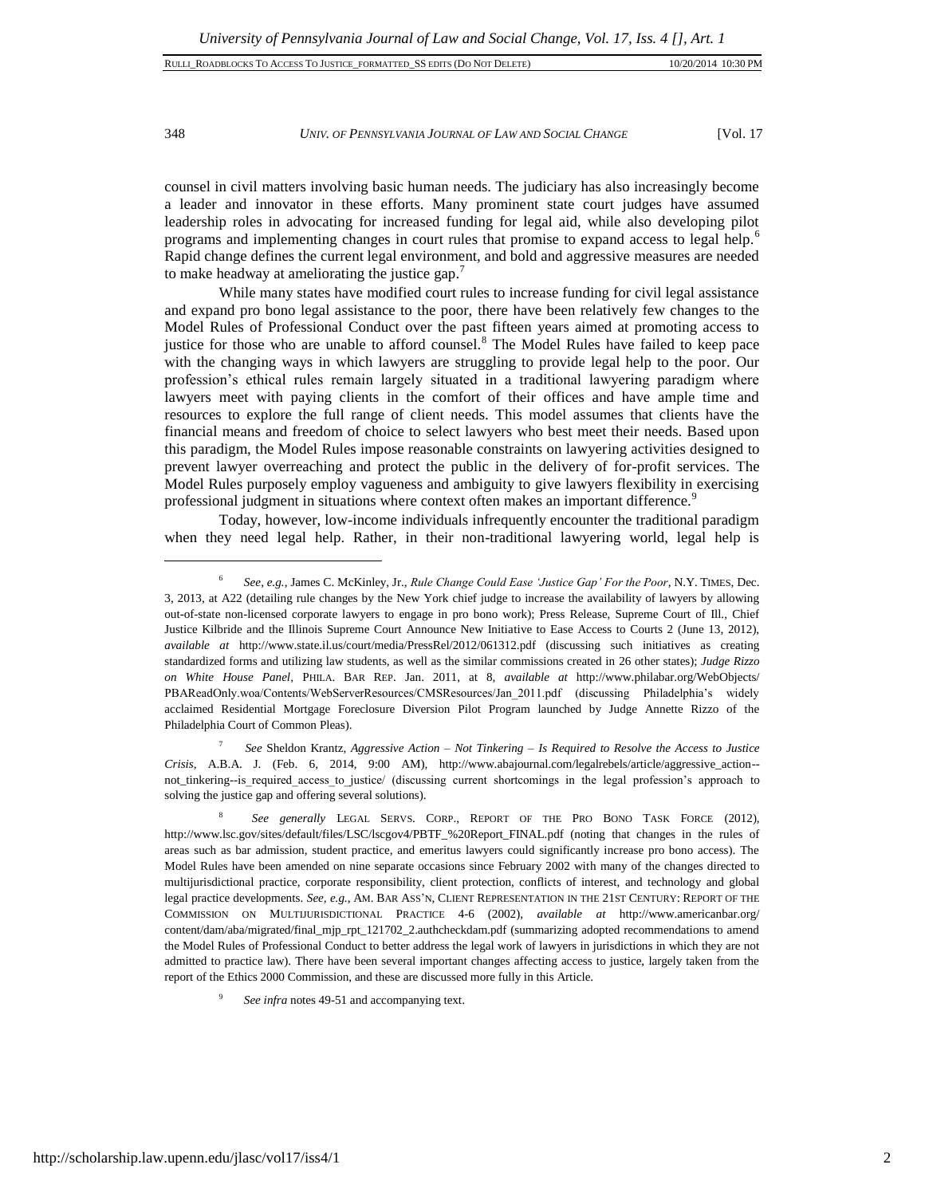counsel in civil matters involving basic human needs. The judiciary has also increasingly become a leader and innovator in these efforts. Many prominent state court judges have assumed leadership roles in advocating for increased funding for legal aid, while also developing pilot programs and implementing changes in court rules that promise to expand access to legal help.[6] Rapid change defines the current legal environment, and bold and aggressive measures are needed to make headway at ameliorating the justice gap.[7]

While many states have modified court rules to increase funding for civil legal assistance and expand pro bono legal assistance to the poor, there have been relatively few changes to the Model Rules of Professional Conduct over the past fifteen years aimed at promoting access to justice for those who are unable to afford counsel.[8] The Model Rules have failed to keep pace with the changing ways in which lawyers are struggling to provide legal help to the poor. Our profession's ethical rules remain largely situated in a traditional lawyering paradigm where lawyers meet with paying clients in the comfort of their offices and have ample time and resources to explore the full range of client needs. This model assumes that clients have the financial means and freedom of choice to select lawyers who best meet their needs. Based upon this paradigm, the Model Rules impose reasonable constraints on lawyering activities designed to prevent lawyer overreaching and protect the public in the delivery of for-profit services. The Model Rules purposely employ vagueness and ambiguity to give lawyers flexibility in exercising professional judgment in situations where context often makes an important difference.[9]

Today, however, low-income individuals infrequently encounter the traditional paradigm when they need legal help. Rather, in their non-traditional lawyering world, legal help is

---

[6] *See, e.g.*, James C. McKinley, Jr., *Rule Change Could Ease 'Justice Gap' For the Poor*, N.Y. TIMES, Dec. 3, 2013, at A22 (detailing rule changes by the New York chief judge to increase the availability of lawyers by allowing out-of-state non-licensed corporate lawyers to engage in pro bono work); Press Release, Supreme Court of Ill., Chief Justice Kilbride and the Illinois Supreme Court Announce New Initiative to Ease Access to Courts 2 (June 13, 2012), *available at* http://www.state.il.us/court/media/PressRel/2012/061312.pdf (discussing such initiatives as creating standardized forms and utilizing law students, as well as the similar commissions created in 26 other states); *Judge Rizzo on White House Panel*, PHILA. BAR REP. Jan. 2011, at 8, *available at* http://www.philabar.org/WebObjects/PBAReadOnly.woa/Contents/WebServerResources/CMSResources/Jan_2011.pdf (discussing Philadelphia's widely acclaimed Residential Mortgage Foreclosure Diversion Pilot Program launched by Judge Annette Rizzo of the Philadelphia Court of Common Pleas).

[7] *See* Sheldon Krantz, *Aggressive Action – Not Tinkering – Is Required to Resolve the Access to Justice Crisis*, A.B.A. J. (Feb. 6, 2014, 9:00 AM), http://www.abajournal.com/legalrebels/article/aggressive_action--not_tinkering--is_required_access_to_justice/ (discussing current shortcomings in the legal profession's approach to solving the justice gap and offering several solutions).

[8] *See generally* LEGAL SERVS. CORP., REPORT OF THE PRO BONO TASK FORCE (2012), http://www.lsc.gov/sites/default/files/LSC/lscgov4/PBTF_%20Report_FINAL.pdf (noting that changes in the rules of areas such as bar admission, student practice, and emeritus lawyers could significantly increase pro bono access). The Model Rules have been amended on nine separate occasions since February 2002 with many of the changes directed to multijurisdictional practice, corporate responsibility, client protection, conflicts of interest, and technology and global legal practice developments. *See, e.g.*, AM. BAR ASS'N, CLIENT REPRESENTATION IN THE 21ST CENTURY: REPORT OF THE COMMISSION ON MULTIJURISDICTIONAL PRACTICE 4-6 (2002), *available at* http://www.americanbar.org/content/dam/aba/migrated/final_mjp_rpt_121702_2.authcheckdam.pdf (summarizing adopted recommendations to amend the Model Rules of Professional Conduct to better address the legal work of lawyers in jurisdictions in which they are not admitted to practice law). There have been several important changes affecting access to justice, largely taken from the report of the Ethics 2000 Commission, and these are discussed more fully in this Article.

[9] *See infra* notes 49-51 and accompanying text.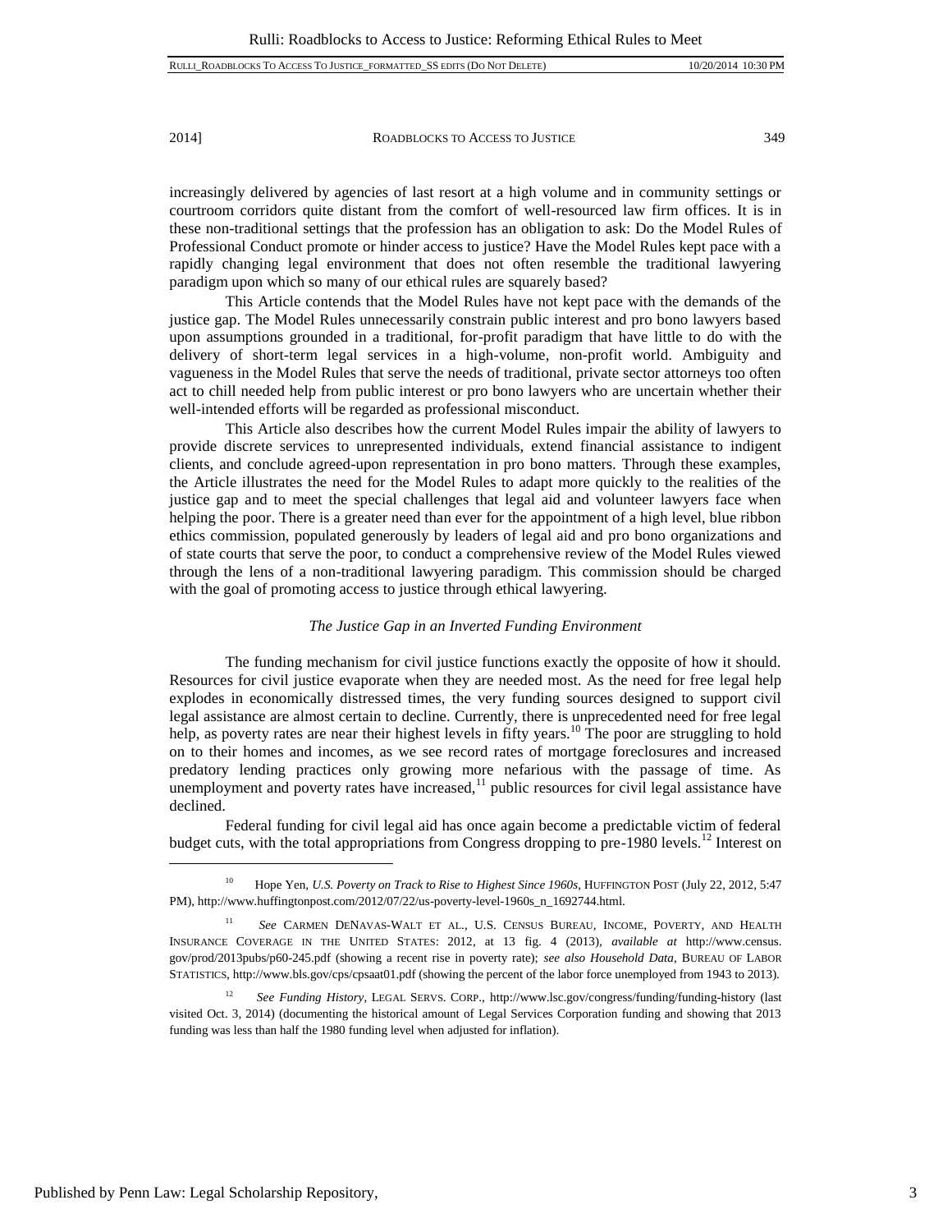increasingly delivered by agencies of last resort at a high volume and in community settings or courtroom corridors quite distant from the comfort of well-resourced law firm offices. It is in these non-traditional settings that the profession has an obligation to ask: Do the Model Rules of Professional Conduct promote or hinder access to justice? Have the Model Rules kept pace with a rapidly changing legal environment that does not often resemble the traditional lawyering paradigm upon which so many of our ethical rules are squarely based?

This Article contends that the Model Rules have not kept pace with the demands of the justice gap. The Model Rules unnecessarily constrain public interest and pro bono lawyers based upon assumptions grounded in a traditional, for-profit paradigm that have little to do with the delivery of short-term legal services in a high-volume, non-profit world. Ambiguity and vagueness in the Model Rules that serve the needs of traditional, private sector attorneys too often act to chill needed help from public interest or pro bono lawyers who are uncertain whether their well-intended efforts will be regarded as professional misconduct.

This Article also describes how the current Model Rules impair the ability of lawyers to provide discrete services to unrepresented individuals, extend financial assistance to indigent clients, and conclude agreed-upon representation in pro bono matters. Through these examples, the Article illustrates the need for the Model Rules to adapt more quickly to the realities of the justice gap and to meet the special challenges that legal aid and volunteer lawyers face when helping the poor. There is a greater need than ever for the appointment of a high level, blue ribbon ethics commission, populated generously by leaders of legal aid and pro bono organizations and of state courts that serve the poor, to conduct a comprehensive review of the Model Rules viewed through the lens of a non-traditional lawyering paradigm. This commission should be charged with the goal of promoting access to justice through ethical lawyering.

*The Justice Gap in an Inverted Funding Environment*

The funding mechanism for civil justice functions exactly the opposite of how it should. Resources for civil justice evaporate when they are needed most. As the need for free legal help explodes in economically distressed times, the very funding sources designed to support civil legal assistance are almost certain to decline. Currently, there is unprecedented need for free legal help, as poverty rates are near their highest levels in fifty years.[10] The poor are struggling to hold on to their homes and incomes, as we see record rates of mortgage foreclosures and increased predatory lending practices only growing more nefarious with the passage of time. As unemployment and poverty rates have increased,[11] public resources for civil legal assistance have declined.

Federal funding for civil legal aid has once again become a predictable victim of federal budget cuts, with the total appropriations from Congress dropping to pre-1980 levels.[12] Interest on

---

[10] Hope Yen, *U.S. Poverty on Track to Rise to Highest Since 1960s*, HUFFINGTON POST (July 22, 2012, 5:47 PM), http://www.huffingtonpost.com/2012/07/22/us-poverty-level-1960s_n_1692744.html.

[11] *See* CARMEN DENAVAS-WALT ET AL., U.S. CENSUS BUREAU, INCOME, POVERTY, AND HEALTH INSURANCE COVERAGE IN THE UNITED STATES: 2012, at 13 fig. 4 (2013), *available at* http://www.census.gov/prod/2013pubs/p60-245.pdf (showing a recent rise in poverty rate); *see also Household Data*, BUREAU OF LABOR STATISTICS, http://www.bls.gov/cps/cpsaat01.pdf (showing the percent of the labor force unemployed from 1943 to 2013).

[12] *See Funding History*, LEGAL SERVS. CORP., http://www.lsc.gov/congress/funding/funding-history (last visited Oct. 3, 2014) (documenting the historical amount of Legal Services Corporation funding and showing that 2013 funding was less than half the 1980 funding level when adjusted for inflation).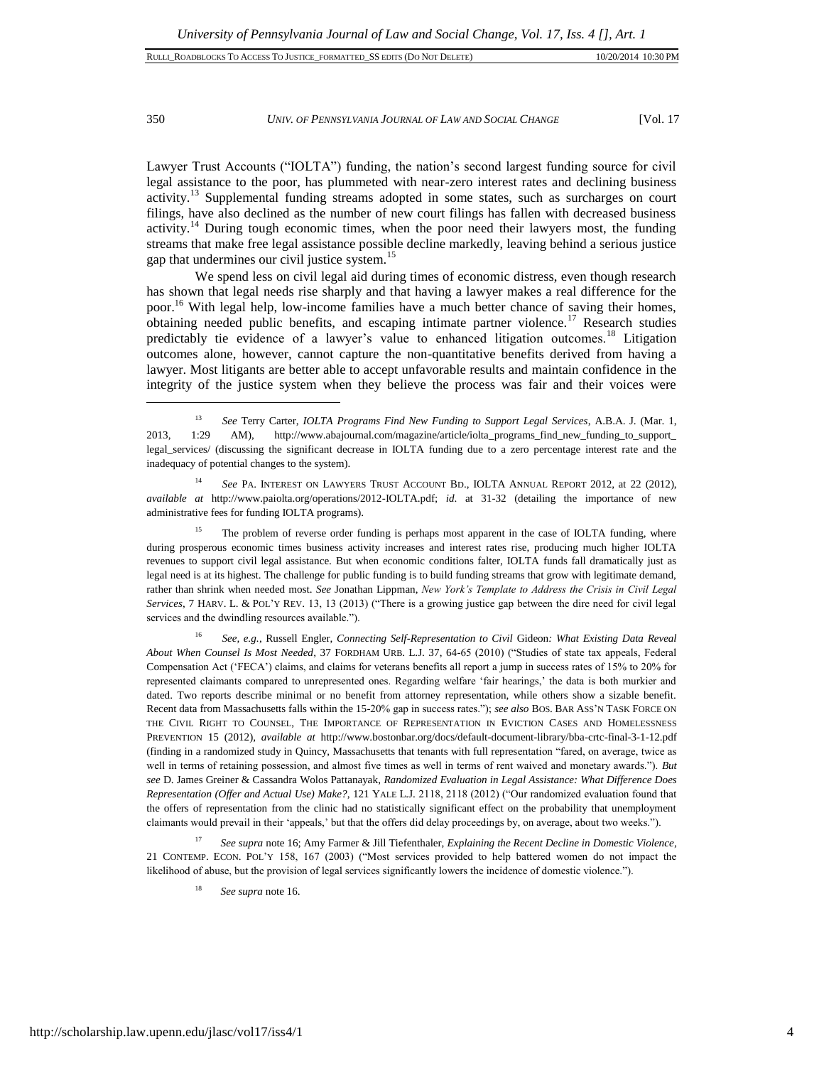Lawyer Trust Accounts ("IOLTA") funding, the nation's second largest funding source for civil legal assistance to the poor, has plummeted with near-zero interest rates and declining business activity.[13] Supplemental funding streams adopted in some states, such as surcharges on court filings, have also declined as the number of new court filings has fallen with decreased business activity.[14] During tough economic times, when the poor need their lawyers most, the funding streams that make free legal assistance possible decline markedly, leaving behind a serious justice gap that undermines our civil justice system.[15]

We spend less on civil legal aid during times of economic distress, even though research has shown that legal needs rise sharply and that having a lawyer makes a real difference for the poor.[16] With legal help, low-income families have a much better chance of saving their homes, obtaining needed public benefits, and escaping intimate partner violence.[17] Research studies predictably tie evidence of a lawyer's value to enhanced litigation outcomes.[18] Litigation outcomes alone, however, cannot capture the non-quantitative benefits derived from having a lawyer. Most litigants are better able to accept unfavorable results and maintain confidence in the integrity of the justice system when they believe the process was fair and their voices were

---

[13] *See* Terry Carter, *IOLTA Programs Find New Funding to Support Legal Services*, A.B.A. J. (Mar. 1, 2013, 1:29 AM), http://www.abajournal.com/magazine/article/iolta_programs_find_new_funding_to_support_legal_services/ (discussing the significant decrease in IOLTA funding due to a zero percentage interest rate and the inadequacy of potential changes to the system).

[14] *See* PA. INTEREST ON LAWYERS TRUST ACCOUNT BD., IOLTA ANNUAL REPORT 2012, at 22 (2012), *available at* http://www.paiolta.org/operations/2012-IOLTA.pdf; *id.* at 31-32 (detailing the importance of new administrative fees for funding IOLTA programs).

[15] The problem of reverse order funding is perhaps most apparent in the case of IOLTA funding, where during prosperous economic times business activity increases and interest rates rise, producing much higher IOLTA revenues to support civil legal assistance. But when economic conditions falter, IOLTA funds fall dramatically just as legal need is at its highest. The challenge for public funding is to build funding streams that grow with legitimate demand, rather than shrink when needed most. *See* Jonathan Lippman, *New York's Template to Address the Crisis in Civil Legal Services*, 7 HARV. L. & POL'Y REV. 13, 13 (2013) ("There is a growing justice gap between the dire need for civil legal services and the dwindling resources available.").

[16] *See, e.g.*, Russell Engler, *Connecting Self-Representation to Civil* Gideon*: What Existing Data Reveal About When Counsel Is Most Needed*, 37 FORDHAM URB. L.J. 37, 64-65 (2010) ("Studies of state tax appeals, Federal Compensation Act ('FECA') claims, and claims for veterans benefits all report a jump in success rates of 15% to 20% for represented claimants compared to unrepresented ones. Regarding welfare 'fair hearings,' the data is both murkier and dated. Two reports describe minimal or no benefit from attorney representation, while others show a sizable benefit. Recent data from Massachusetts falls within the 15-20% gap in success rates."); *see also* BOS. BAR ASS'N TASK FORCE ON THE CIVIL RIGHT TO COUNSEL, THE IMPORTANCE OF REPRESENTATION IN EVICTION CASES AND HOMELESSNESS PREVENTION 15 (2012), *available at* http://www.bostonbar.org/docs/default-document-library/bba-crtc-final-3-1-12.pdf (finding in a randomized study in Quincy, Massachusetts that tenants with full representation "fared, on average, twice as well in terms of retaining possession, and almost five times as well in terms of rent waived and monetary awards."). *But see* D. James Greiner & Cassandra Wolos Pattanayak, *Randomized Evaluation in Legal Assistance: What Difference Does Representation (Offer and Actual Use) Make?*, 121 YALE L.J. 2118, 2118 (2012) ("Our randomized evaluation found that the offers of representation from the clinic had no statistically significant effect on the probability that unemployment claimants would prevail in their 'appeals,' but that the offers did delay proceedings by, on average, about two weeks.").

[17] *See supra* note 16; Amy Farmer & Jill Tiefenthaler, *Explaining the Recent Decline in Domestic Violence*, 21 CONTEMP. ECON. POL'Y 158, 167 (2003) ("Most services provided to help battered women do not impact the likelihood of abuse, but the provision of legal services significantly lowers the incidence of domestic violence.").

[18] *See supra* note 16.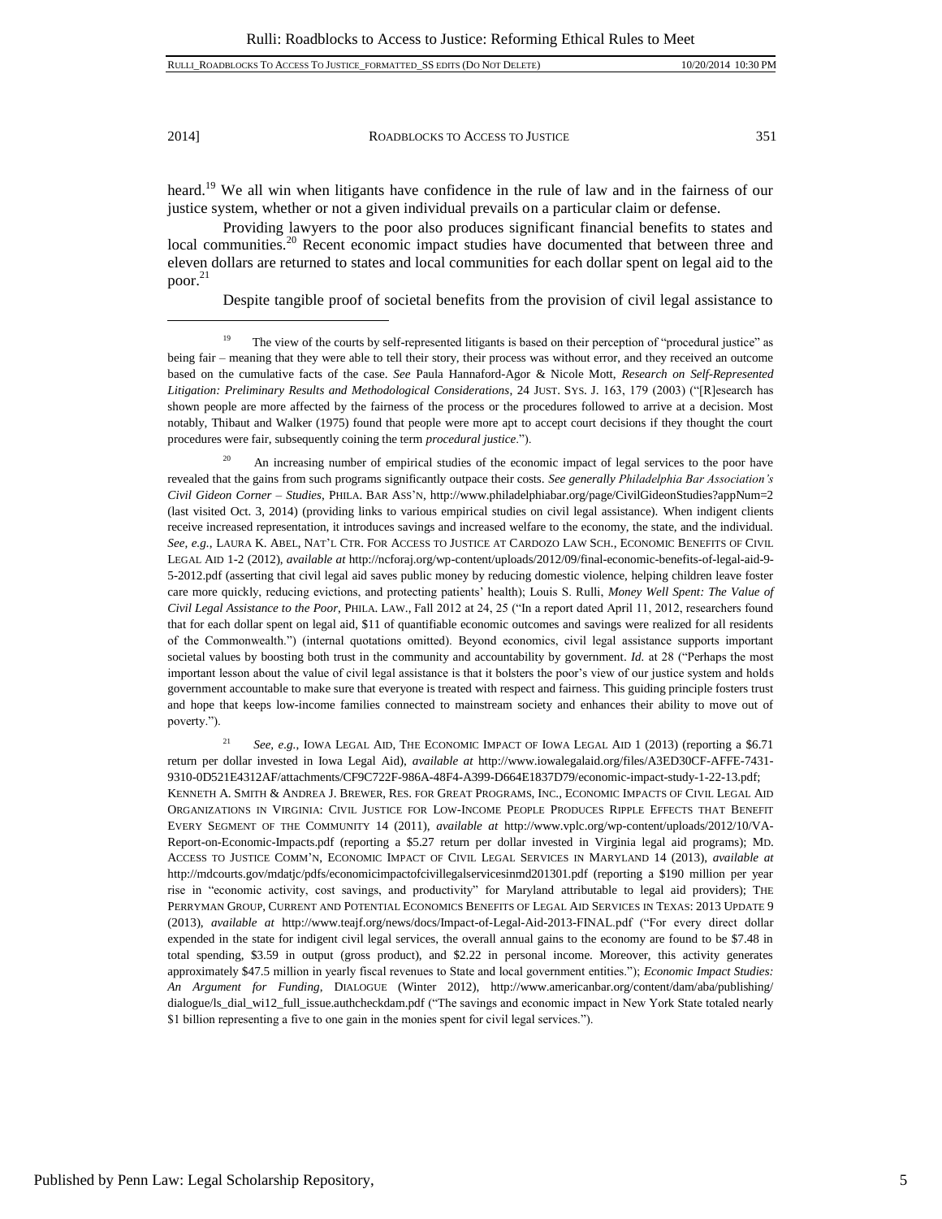heard.[19] We all win when litigants have confidence in the rule of law and in the fairness of our justice system, whether or not a given individual prevails on a particular claim or defense.

Providing lawyers to the poor also produces significant financial benefits to states and local communities.[20] Recent economic impact studies have documented that between three and eleven dollars are returned to states and local communities for each dollar spent on legal aid to the poor.[21]

Despite tangible proof of societal benefits from the provision of civil legal assistance to

---

[19] The view of the courts by self-represented litigants is based on their perception of "procedural justice" as being fair – meaning that they were able to tell their story, their process was without error, and they received an outcome based on the cumulative facts of the case. *See* Paula Hannaford-Agor & Nicole Mott, *Research on Self-Represented Litigation: Preliminary Results and Methodological Considerations*, 24 JUST. SYS. J. 163, 179 (2003) ("[R]esearch has shown people are more affected by the fairness of the process or the procedures followed to arrive at a decision. Most notably, Thibaut and Walker (1975) found that people were more apt to accept court decisions if they thought the court procedures were fair, subsequently coining the term *procedural justice*.").

[20] An increasing number of empirical studies of the economic impact of legal services to the poor have revealed that the gains from such programs significantly outpace their costs. *See generally Philadelphia Bar Association's Civil Gideon Corner – Studies*, PHILA. BAR ASS'N, http://www.philadelphiabar.org/page/CivilGideonStudies?appNum=2 (last visited Oct. 3, 2014) (providing links to various empirical studies on civil legal assistance). When indigent clients receive increased representation, it introduces savings and increased welfare to the economy, the state, and the individual. *See, e.g.*, LAURA K. ABEL, NAT'L CTR. FOR ACCESS TO JUSTICE AT CARDOZO LAW SCH., ECONOMIC BENEFITS OF CIVIL LEGAL AID 1-2 (2012), *available at* http://ncforaj.org/wp-content/uploads/2012/09/final-economic-benefits-of-legal-aid-9-5-2012.pdf (asserting that civil legal aid saves public money by reducing domestic violence, helping children leave foster care more quickly, reducing evictions, and protecting patients' health); Louis S. Rulli, *Money Well Spent: The Value of Civil Legal Assistance to the Poor*, PHILA. LAW., Fall 2012 at 24, 25 ("In a report dated April 11, 2012, researchers found that for each dollar spent on legal aid, $11 of quantifiable economic outcomes and savings were realized for all residents of the Commonwealth.") (internal quotations omitted). Beyond economics, civil legal assistance supports important societal values by boosting both trust in the community and accountability by government. *Id.* at 28 ("Perhaps the most important lesson about the value of civil legal assistance is that it bolsters the poor's view of our justice system and holds government accountable to make sure that everyone is treated with respect and fairness. This guiding principle fosters trust and hope that keeps low-income families connected to mainstream society and enhances their ability to move out of poverty.").

[21] *See, e.g.*, IOWA LEGAL AID, THE ECONOMIC IMPACT OF IOWA LEGAL AID 1 (2013) (reporting a $6.71 return per dollar invested in Iowa Legal Aid), *available at* http://www.iowalegalaid.org/files/A3ED30CF-AFFE-7431-9310-0D521E4312AF/attachments/CF9C722F-986A-48F4-A399-D664E1837D79/economic-impact-study-1-22-13.pdf; KENNETH A. SMITH & ANDREA J. BREWER, RES. FOR GREAT PROGRAMS, INC., ECONOMIC IMPACTS OF CIVIL LEGAL AID ORGANIZATIONS IN VIRGINIA: CIVIL JUSTICE FOR LOW-INCOME PEOPLE PRODUCES RIPPLE EFFECTS THAT BENEFIT EVERY SEGMENT OF THE COMMUNITY 14 (2011), *available at* http://www.vplc.org/wp-content/uploads/2012/10/VA-Report-on-Economic-Impacts.pdf (reporting a $5.27 return per dollar invested in Virginia legal aid programs); MD. ACCESS TO JUSTICE COMM'N, ECONOMIC IMPACT OF CIVIL LEGAL SERVICES IN MARYLAND 14 (2013), *available at* http://mdcourts.gov/mdatjc/pdfs/economicimpactofcivillegalservicesinmd201301.pdf (reporting a $190 million per year rise in "economic activity, cost savings, and productivity" for Maryland attributable to legal aid providers); THE PERRYMAN GROUP, CURRENT AND POTENTIAL ECONOMICS BENEFITS OF LEGAL AID SERVICES IN TEXAS: 2013 UPDATE 9 (2013), *available at* http://www.teajf.org/news/docs/Impact-of-Legal-Aid-2013-FINAL.pdf ("For every direct dollar expended in the state for indigent civil legal services, the overall annual gains to the economy are found to be $7.48 in total spending, $3.59 in output (gross product), and $2.22 in personal income. Moreover, this activity generates approximately $47.5 million in yearly fiscal revenues to State and local government entities."); *Economic Impact Studies: An Argument for Funding*, DIALOGUE (Winter 2012), http://www.americanbar.org/content/dam/aba/publishing/dialogue/ls_dial_wi12_full_issue.authcheckdam.pdf ("The savings and economic impact in New York State totaled nearly $1 billion representing a five to one gain in the monies spent for civil legal services.").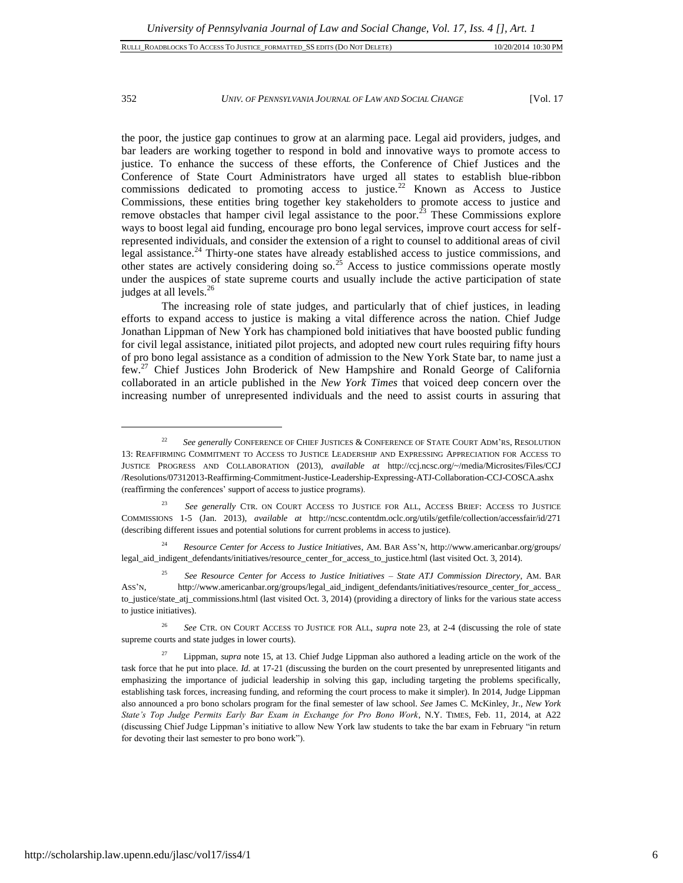the poor, the justice gap continues to grow at an alarming pace. Legal aid providers, judges, and bar leaders are working together to respond in bold and innovative ways to promote access to justice. To enhance the success of these efforts, the Conference of Chief Justices and the Conference of State Court Administrators have urged all states to establish blue-ribbon commissions dedicated to promoting access to justice.[22] Known as Access to Justice Commissions, these entities bring together key stakeholders to promote access to justice and remove obstacles that hamper civil legal assistance to the poor.[23] These Commissions explore ways to boost legal aid funding, encourage pro bono legal services, improve court access for self-represented individuals, and consider the extension of a right to counsel to additional areas of civil legal assistance.[24] Thirty-one states have already established access to justice commissions, and other states are actively considering doing so.[25] Access to justice commissions operate mostly under the auspices of state supreme courts and usually include the active participation of state judges at all levels.[26]

The increasing role of state judges, and particularly that of chief justices, in leading efforts to expand access to justice is making a vital difference across the nation. Chief Judge Jonathan Lippman of New York has championed bold initiatives that have boosted public funding for civil legal assistance, initiated pilot projects, and adopted new court rules requiring fifty hours of pro bono legal assistance as a condition of admission to the New York State bar, to name just a few.[27] Chief Justices John Broderick of New Hampshire and Ronald George of California collaborated in an article published in the *New York Times* that voiced deep concern over the increasing number of unrepresented individuals and the need to assist courts in assuring that

---

[22] *See generally* CONFERENCE OF CHIEF JUSTICES & CONFERENCE OF STATE COURT ADM'RS, RESOLUTION 13: REAFFIRMING COMMITMENT TO ACCESS TO JUSTICE LEADERSHIP AND EXPRESSING APPRECIATION FOR ACCESS TO JUSTICE PROGRESS AND COLLABORATION (2013), *available at* http://ccj.ncsc.org/~/media/Microsites/Files/CCJ /Resolutions/07312013-Reaffirming-Commitment-Justice-Leadership-Expressing-ATJ-Collaboration-CCJ-COSCA.ashx (reaffirming the conferences' support of access to justice programs).

[23] *See generally* CTR. ON COURT ACCESS TO JUSTICE FOR ALL, ACCESS BRIEF: ACCESS TO JUSTICE COMMISSIONS 1-5 (Jan. 2013), *available at* http://ncsc.contentdm.oclc.org/utils/getfile/collection/accessfair/id/271 (describing different issues and potential solutions for current problems in access to justice).

[24] *Resource Center for Access to Justice Initiatives*, AM. BAR ASS'N, http://www.americanbar.org/groups/ legal_aid_indigent_defendants/initiatives/resource_center_for_access_to_justice.html (last visited Oct. 3, 2014).

[25] *See Resource Center for Access to Justice Initiatives – State ATJ Commission Directory*, AM. BAR ASS'N, http://www.americanbar.org/groups/legal_aid_indigent_defendants/initiatives/resource_center_for_access_ to_justice/state_atj_commissions.html (last visited Oct. 3, 2014) (providing a directory of links for the various state access to justice initiatives).

[26] *See* CTR. ON COURT ACCESS TO JUSTICE FOR ALL, *supra* note 23, at 2-4 (discussing the role of state supreme courts and state judges in lower courts).

[27] Lippman, *supra* note 15, at 13. Chief Judge Lippman also authored a leading article on the work of the task force that he put into place. *Id.* at 17-21 (discussing the burden on the court presented by unrepresented litigants and emphasizing the importance of judicial leadership in solving this gap, including targeting the problems specifically, establishing task forces, increasing funding, and reforming the court process to make it simpler). In 2014, Judge Lippman also announced a pro bono scholars program for the final semester of law school. *See* James C. McKinley, Jr., *New York State's Top Judge Permits Early Bar Exam in Exchange for Pro Bono Work*, N.Y. TIMES, Feb. 11, 2014, at A22 (discussing Chief Judge Lippman's initiative to allow New York law students to take the bar exam in February "in return for devoting their last semester to pro bono work").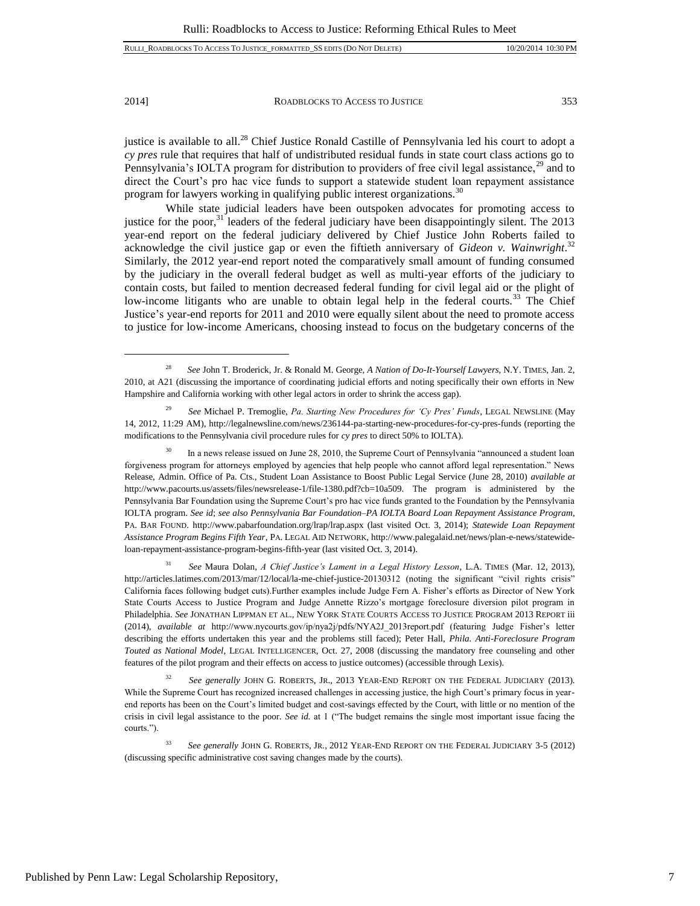justice is available to all.[28] Chief Justice Ronald Castille of Pennsylvania led his court to adopt a *cy pres* rule that requires that half of undistributed residual funds in state court class actions go to Pennsylvania's IOLTA program for distribution to providers of free civil legal assistance,[29] and to direct the Court's pro hac vice funds to support a statewide student loan repayment assistance program for lawyers working in qualifying public interest organizations.[30]

While state judicial leaders have been outspoken advocates for promoting access to justice for the poor,[31] leaders of the federal judiciary have been disappointingly silent. The 2013 year-end report on the federal judiciary delivered by Chief Justice John Roberts failed to acknowledge the civil justice gap or even the fiftieth anniversary of *Gideon v. Wainwright*.[32] Similarly, the 2012 year-end report noted the comparatively small amount of funding consumed by the judiciary in the overall federal budget as well as multi-year efforts of the judiciary to contain costs, but failed to mention decreased federal funding for civil legal aid or the plight of low-income litigants who are unable to obtain legal help in the federal courts.[33] The Chief Justice's year-end reports for 2011 and 2010 were equally silent about the need to promote access to justice for low-income Americans, choosing instead to focus on the budgetary concerns of the

---

[28] *See* John T. Broderick, Jr. & Ronald M. George, *A Nation of Do-It-Yourself Lawyers*, N.Y. TIMES, Jan. 2, 2010, at A21 (discussing the importance of coordinating judicial efforts and noting specifically their own efforts in New Hampshire and California working with other legal actors in order to shrink the access gap).

[29] *See* Michael P. Tremoglie, *Pa. Starting New Procedures for 'Cy Pres' Funds*, LEGAL NEWSLINE (May 14, 2012, 11:29 AM), http://legalnewsline.com/news/236144-pa-starting-new-procedures-for-cy-pres-funds (reporting the modifications to the Pennsylvania civil procedure rules for *cy pres* to direct 50% to IOLTA).

[30] In a news release issued on June 28, 2010, the Supreme Court of Pennsylvania "announced a student loan forgiveness program for attorneys employed by agencies that help people who cannot afford legal representation." News Release, Admin. Office of Pa. Cts., Student Loan Assistance to Boost Public Legal Service (June 28, 2010) *available at* http://www.pacourts.us/assets/files/newsrelease-1/file-1380.pdf?cb=10a509. The program is administered by the Pennsylvania Bar Foundation using the Supreme Court's pro hac vice funds granted to the Foundation by the Pennsylvania IOLTA program. *See id*; *see also Pennsylvania Bar Foundation–PA IOLTA Board Loan Repayment Assistance Program*, PA. BAR FOUND. http://www.pabarfoundation.org/lrap/lrap.aspx (last visited Oct. 3, 2014); *Statewide Loan Repayment Assistance Program Begins Fifth Year*, PA. LEGAL AID NETWORK, http://www.palegalaid.net/news/plan-e-news/statewide-loan-repayment-assistance-program-begins-fifth-year (last visited Oct. 3, 2014).

[31] *See* Maura Dolan, *A Chief Justice's Lament in a Legal History Lesson*, L.A. TIMES (Mar. 12, 2013), http://articles.latimes.com/2013/mar/12/local/la-me-chief-justice-20130312 (noting the significant "civil rights crisis" California faces following budget cuts).Further examples include Judge Fern A. Fisher's efforts as Director of New York State Courts Access to Justice Program and Judge Annette Rizzo's mortgage foreclosure diversion pilot program in Philadelphia. *See* JONATHAN LIPPMAN ET AL., NEW YORK STATE COURTS ACCESS TO JUSTICE PROGRAM 2013 REPORT iii (2014), *available at* http://www.nycourts.gov/ip/nya2j/pdfs/NYA2J_2013report.pdf (featuring Judge Fisher's letter describing the efforts undertaken this year and the problems still faced); Peter Hall, *Phila. Anti-Foreclosure Program Touted as National Model*, LEGAL INTELLIGENCER, Oct. 27, 2008 (discussing the mandatory free counseling and other features of the pilot program and their effects on access to justice outcomes) (accessible through Lexis).

[32] *See generally* JOHN G. ROBERTS, JR., 2013 YEAR-END REPORT ON THE FEDERAL JUDICIARY (2013). While the Supreme Court has recognized increased challenges in accessing justice, the high Court's primary focus in year-end reports has been on the Court's limited budget and cost-savings effected by the Court, with little or no mention of the crisis in civil legal assistance to the poor. *See id.* at 1 ("The budget remains the single most important issue facing the courts.").

[33] *See generally* JOHN G. ROBERTS, JR., 2012 YEAR-END REPORT ON THE FEDERAL JUDICIARY 3-5 (2012) (discussing specific administrative cost saving changes made by the courts).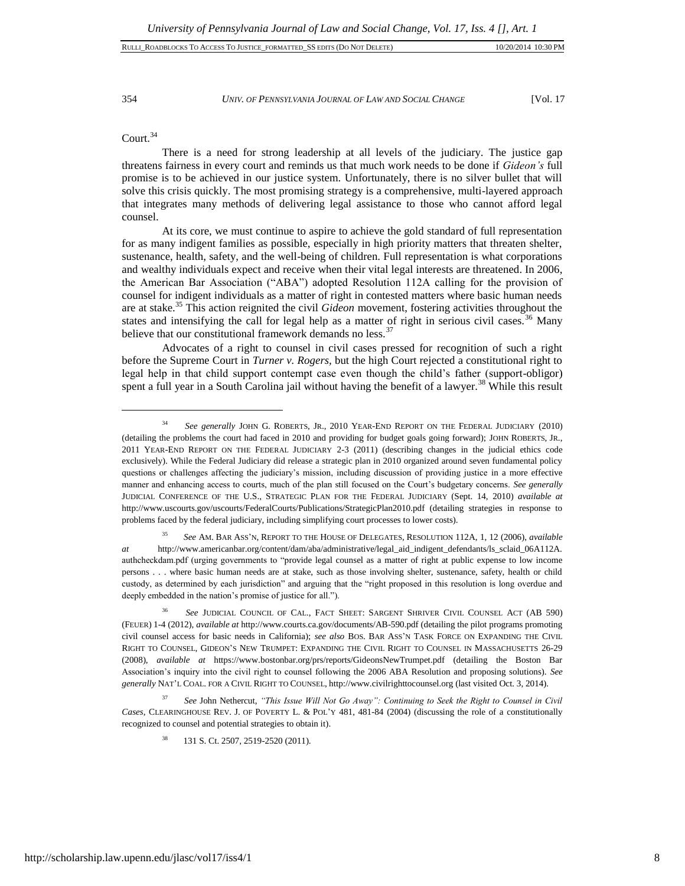Court.[34]

There is a need for strong leadership at all levels of the judiciary. The justice gap threatens fairness in every court and reminds us that much work needs to be done if *Gideon's* full promise is to be achieved in our justice system. Unfortunately, there is no silver bullet that will solve this crisis quickly. The most promising strategy is a comprehensive, multi-layered approach that integrates many methods of delivering legal assistance to those who cannot afford legal counsel.

At its core, we must continue to aspire to achieve the gold standard of full representation for as many indigent families as possible, especially in high priority matters that threaten shelter, sustenance, health, safety, and the well-being of children. Full representation is what corporations and wealthy individuals expect and receive when their vital legal interests are threatened. In 2006, the American Bar Association ("ABA") adopted Resolution 112A calling for the provision of counsel for indigent individuals as a matter of right in contested matters where basic human needs are at stake.[35] This action reignited the civil *Gideon* movement, fostering activities throughout the states and intensifying the call for legal help as a matter of right in serious civil cases.[36] Many believe that our constitutional framework demands no less.[37]

Advocates of a right to counsel in civil cases pressed for recognition of such a right before the Supreme Court in *Turner v. Rogers*, but the high Court rejected a constitutional right to legal help in that child support contempt case even though the child's father (support-obligor) spent a full year in a South Carolina jail without having the benefit of a lawyer.[38] While this result

---

[34] *See generally* JOHN G. ROBERTS, JR., 2010 YEAR-END REPORT ON THE FEDERAL JUDICIARY (2010) (detailing the problems the court had faced in 2010 and providing for budget goals going forward); JOHN ROBERTS, JR., 2011 YEAR-END REPORT ON THE FEDERAL JUDICIARY 2-3 (2011) (describing changes in the judicial ethics code exclusively). While the Federal Judiciary did release a strategic plan in 2010 organized around seven fundamental policy questions or challenges affecting the judiciary's mission, including discussion of providing justice in a more effective manner and enhancing access to courts, much of the plan still focused on the Court's budgetary concerns. *See generally* JUDICIAL CONFERENCE OF THE U.S., STRATEGIC PLAN FOR THE FEDERAL JUDICIARY (Sept. 14, 2010) *available at* http://www.uscourts.gov/uscourts/FederalCourts/Publications/StrategicPlan2010.pdf (detailing strategies in response to problems faced by the federal judiciary, including simplifying court processes to lower costs).

[35] *See* AM. BAR ASS'N, REPORT TO THE HOUSE OF DELEGATES, RESOLUTION 112A, 1, 12 (2006), *available at* http://www.americanbar.org/content/dam/aba/administrative/legal_aid_indigent_defendants/ls_sclaid_06A112A.authcheckdam.pdf (urging governments to "provide legal counsel as a matter of right at public expense to low income persons . . . where basic human needs are at stake, such as those involving shelter, sustenance, safety, health or child custody, as determined by each jurisdiction" and arguing that the "right proposed in this resolution is long overdue and deeply embedded in the nation's promise of justice for all.").

[36] *See* JUDICIAL COUNCIL OF CAL., FACT SHEET: SARGENT SHRIVER CIVIL COUNSEL ACT (AB 590) (FEUER) 1-4 (2012), *available at* http://www.courts.ca.gov/documents/AB-590.pdf (detailing the pilot programs promoting civil counsel access for basic needs in California); *see also* BOS. BAR ASS'N TASK FORCE ON EXPANDING THE CIVIL RIGHT TO COUNSEL, GIDEON'S NEW TRUMPET: EXPANDING THE CIVIL RIGHT TO COUNSEL IN MASSACHUSETTS 26-29 (2008), *available at* https://www.bostonbar.org/prs/reports/GideonsNewTrumpet.pdf (detailing the Boston Bar Association's inquiry into the civil right to counsel following the 2006 ABA Resolution and proposing solutions). *See generally* NAT'L COAL. FOR A CIVIL RIGHT TO COUNSEL, http://www.civilrighttocounsel.org (last visited Oct. 3, 2014).

[37] *See* John Nethercut, *"This Issue Will Not Go Away": Continuing to Seek the Right to Counsel in Civil Cases*, CLEARINGHOUSE REV. J. OF POVERTY L. & POL'Y 481, 481-84 (2004) (discussing the role of a constitutionally recognized to counsel and potential strategies to obtain it).

[38] 131 S. Ct. 2507, 2519-2520 (2011).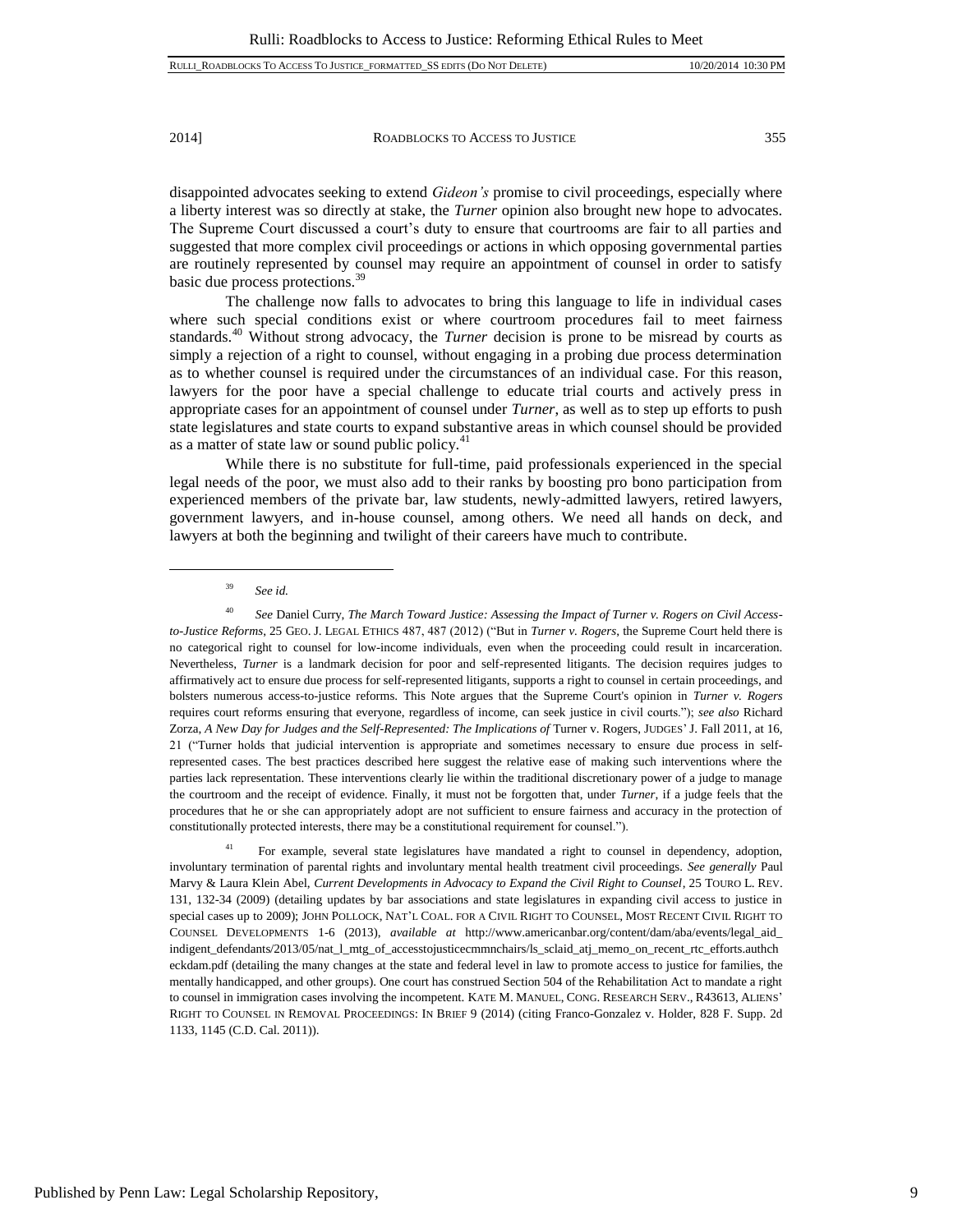disappointed advocates seeking to extend *Gideon's* promise to civil proceedings, especially where a liberty interest was so directly at stake, the *Turner* opinion also brought new hope to advocates. The Supreme Court discussed a court's duty to ensure that courtrooms are fair to all parties and suggested that more complex civil proceedings or actions in which opposing governmental parties are routinely represented by counsel may require an appointment of counsel in order to satisfy basic due process protections.[39]

The challenge now falls to advocates to bring this language to life in individual cases where such special conditions exist or where courtroom procedures fail to meet fairness standards.[40] Without strong advocacy, the *Turner* decision is prone to be misread by courts as simply a rejection of a right to counsel, without engaging in a probing due process determination as to whether counsel is required under the circumstances of an individual case. For this reason, lawyers for the poor have a special challenge to educate trial courts and actively press in appropriate cases for an appointment of counsel under *Turner*, as well as to step up efforts to push state legislatures and state courts to expand substantive areas in which counsel should be provided as a matter of state law or sound public policy.[41]

While there is no substitute for full-time, paid professionals experienced in the special legal needs of the poor, we must also add to their ranks by boosting pro bono participation from experienced members of the private bar, law students, newly-admitted lawyers, retired lawyers, government lawyers, and in-house counsel, among others. We need all hands on deck, and lawyers at both the beginning and twilight of their careers have much to contribute.

---

[39] *See id.*

[40] *See* Daniel Curry, *The March Toward Justice: Assessing the Impact of Turner v. Rogers on Civil Access-to-Justice Reforms*, 25 GEO. J. LEGAL ETHICS 487, 487 (2012) ("But in *Turner v. Rogers*, the Supreme Court held there is no categorical right to counsel for low-income individuals, even when the proceeding could result in incarceration. Nevertheless, *Turner* is a landmark decision for poor and self-represented litigants. The decision requires judges to affirmatively act to ensure due process for self-represented litigants, supports a right to counsel in certain proceedings, and bolsters numerous access-to-justice reforms. This Note argues that the Supreme Court's opinion in *Turner v. Rogers* requires court reforms ensuring that everyone, regardless of income, can seek justice in civil courts."); *see also* Richard Zorza, *A New Day for Judges and the Self-Represented: The Implications of* Turner v. Rogers, JUDGES' J. Fall 2011, at 16, 21 ("Turner holds that judicial intervention is appropriate and sometimes necessary to ensure due process in self-represented cases. The best practices described here suggest the relative ease of making such interventions where the parties lack representation. These interventions clearly lie within the traditional discretionary power of a judge to manage the courtroom and the receipt of evidence. Finally, it must not be forgotten that, under *Turner*, if a judge feels that the procedures that he or she can appropriately adopt are not sufficient to ensure fairness and accuracy in the protection of constitutionally protected interests, there may be a constitutional requirement for counsel.").

[41] For example, several state legislatures have mandated a right to counsel in dependency, adoption, involuntary termination of parental rights and involuntary mental health treatment civil proceedings. *See generally* Paul Marvy & Laura Klein Abel, *Current Developments in Advocacy to Expand the Civil Right to Counsel*, 25 TOURO L. REV. 131, 132-34 (2009) (detailing updates by bar associations and state legislatures in expanding civil access to justice in special cases up to 2009); JOHN POLLOCK, NAT'L COAL. FOR A CIVIL RIGHT TO COUNSEL, MOST RECENT CIVIL RIGHT TO COUNSEL DEVELOPMENTS 1-6 (2013), *available at* http://www.americanbar.org/content/dam/aba/events/legal_aid_indigent_defendants/2013/05/nat_l_mtg_of_accesstojusticecmmnchairs/ls_sclaid_atj_memo_on_recent_rtc_efforts.authcheckdam.pdf (detailing the many changes at the state and federal level in law to promote access to justice for families, the mentally handicapped, and other groups). One court has construed Section 504 of the Rehabilitation Act to mandate a right to counsel in immigration cases involving the incompetent. KATE M. MANUEL, CONG. RESEARCH SERV., R43613, ALIENS' RIGHT TO COUNSEL IN REMOVAL PROCEEDINGS: IN BRIEF 9 (2014) (citing Franco-Gonzalez v. Holder, 828 F. Supp. 2d 1133, 1145 (C.D. Cal. 2011)).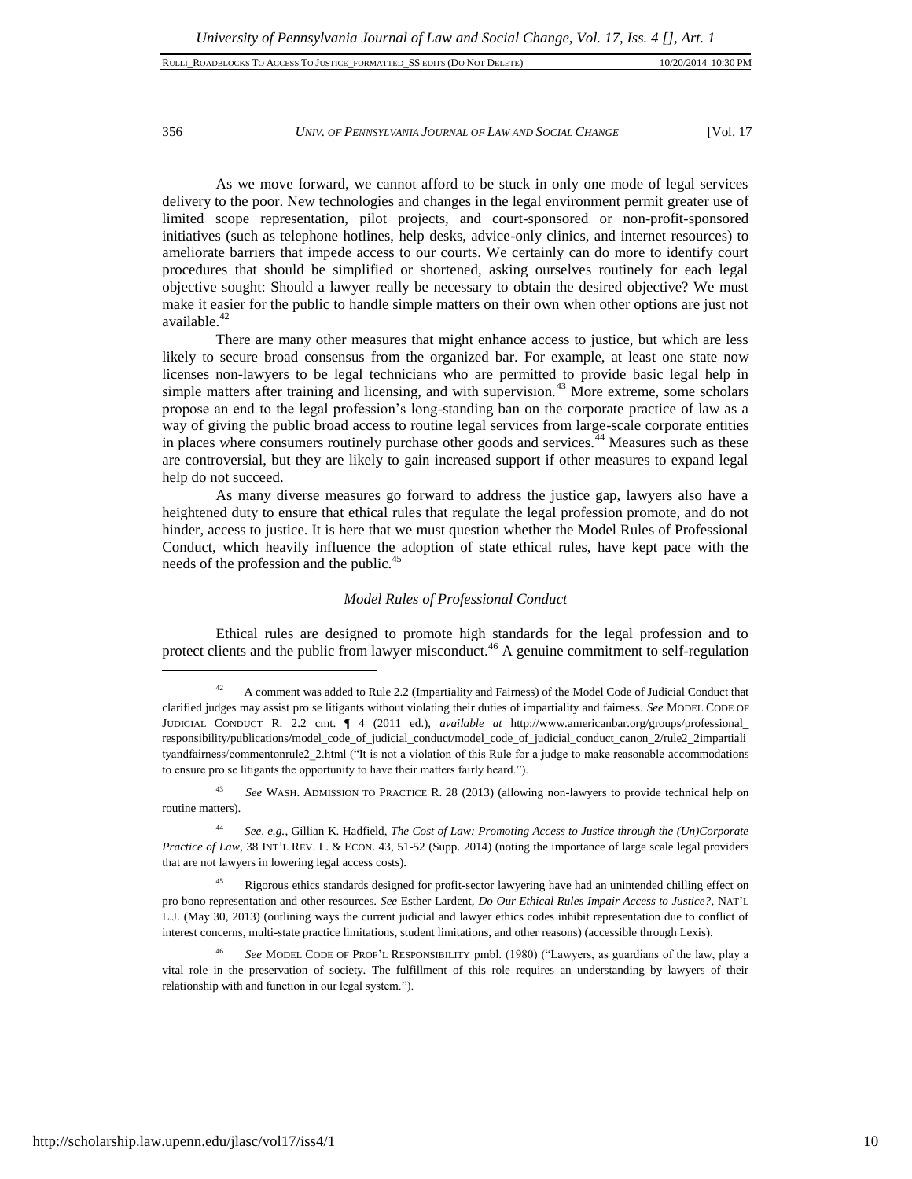As we move forward, we cannot afford to be stuck in only one mode of legal services delivery to the poor. New technologies and changes in the legal environment permit greater use of limited scope representation, pilot projects, and court-sponsored or non-profit-sponsored initiatives (such as telephone hotlines, help desks, advice-only clinics, and internet resources) to ameliorate barriers that impede access to our courts. We certainly can do more to identify court procedures that should be simplified or shortened, asking ourselves routinely for each legal objective sought: Should a lawyer really be necessary to obtain the desired objective? We must make it easier for the public to handle simple matters on their own when other options are just not available.[42]

There are many other measures that might enhance access to justice, but which are less likely to secure broad consensus from the organized bar. For example, at least one state now licenses non-lawyers to be legal technicians who are permitted to provide basic legal help in simple matters after training and licensing, and with supervision.[43] More extreme, some scholars propose an end to the legal profession's long-standing ban on the corporate practice of law as a way of giving the public broad access to routine legal services from large-scale corporate entities in places where consumers routinely purchase other goods and services.[44] Measures such as these are controversial, but they are likely to gain increased support if other measures to expand legal help do not succeed.

As many diverse measures go forward to address the justice gap, lawyers also have a heightened duty to ensure that ethical rules that regulate the legal profession promote, and do not hinder, access to justice. It is here that we must question whether the Model Rules of Professional Conduct, which heavily influence the adoption of state ethical rules, have kept pace with the needs of the profession and the public.[45]

### *Model Rules of Professional Conduct*

Ethical rules are designed to promote high standards for the legal profession and to protect clients and the public from lawyer misconduct.[46] A genuine commitment to self-regulation

---

[42] A comment was added to Rule 2.2 (Impartiality and Fairness) of the Model Code of Judicial Conduct that clarified judges may assist pro se litigants without violating their duties of impartiality and fairness. *See* MODEL CODE OF JUDICIAL CONDUCT R. 2.2 cmt. ¶ 4 (2011 ed.), *available at* http://www.americanbar.org/groups/professional_responsibility/publications/model_code_of_judicial_conduct/model_code_of_judicial_conduct_canon_2/rule2_2impartialityandfairness/commentonrule2_2.html ("It is not a violation of this Rule for a judge to make reasonable accommodations to ensure pro se litigants the opportunity to have their matters fairly heard.").

[43] *See* WASH. ADMISSION TO PRACTICE R. 28 (2013) (allowing non-lawyers to provide technical help on routine matters).

[44] *See, e.g.*, Gillian K. Hadfield, *The Cost of Law: Promoting Access to Justice through the (Un)Corporate Practice of Law*, 38 INT'L REV. L. & ECON. 43, 51-52 (Supp. 2014) (noting the importance of large scale legal providers that are not lawyers in lowering legal access costs).

[45] Rigorous ethics standards designed for profit-sector lawyering have had an unintended chilling effect on pro bono representation and other resources. *See* Esther Lardent, *Do Our Ethical Rules Impair Access to Justice?*, NAT'L L.J. (May 30, 2013) (outlining ways the current judicial and lawyer ethics codes inhibit representation due to conflict of interest concerns, multi-state practice limitations, student limitations, and other reasons) (accessible through Lexis).

[46] *See* MODEL CODE OF PROF'L RESPONSIBILITY pmbl. (1980) ("Lawyers, as guardians of the law, play a vital role in the preservation of society. The fulfillment of this role requires an understanding by lawyers of their relationship with and function in our legal system.").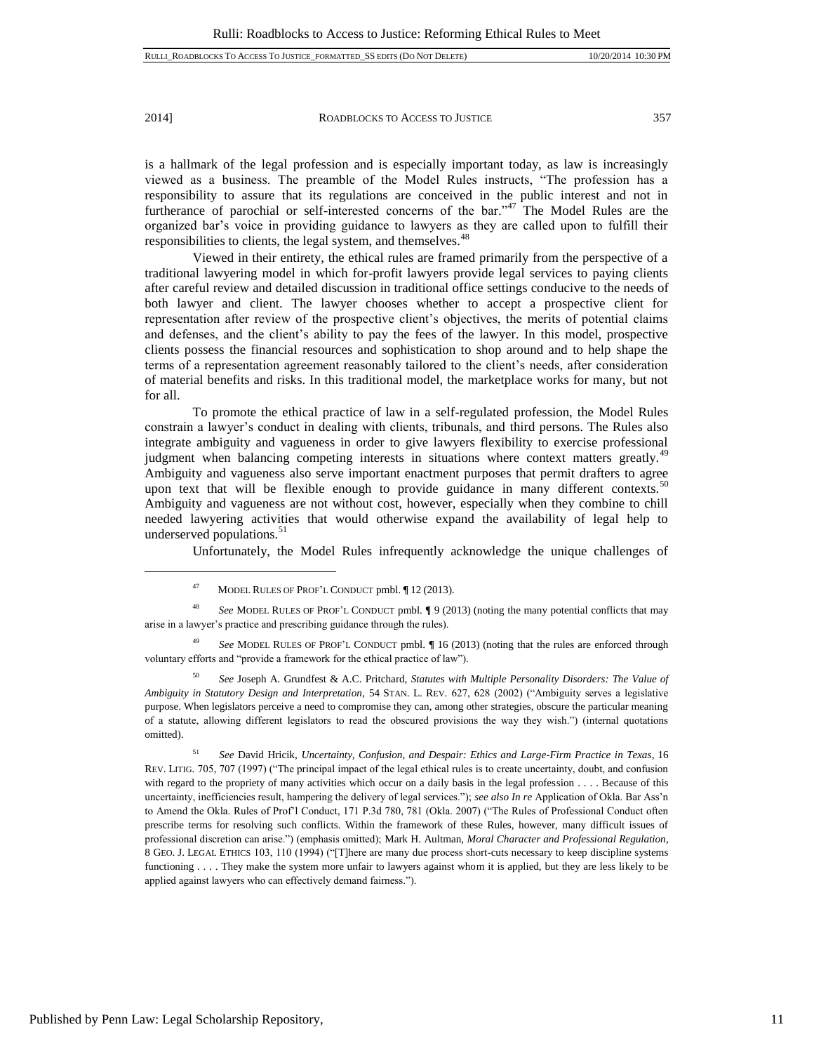is a hallmark of the legal profession and is especially important today, as law is increasingly viewed as a business. The preamble of the Model Rules instructs, "The profession has a responsibility to assure that its regulations are conceived in the public interest and not in furtherance of parochial or self-interested concerns of the bar."[47] The Model Rules are the organized bar's voice in providing guidance to lawyers as they are called upon to fulfill their responsibilities to clients, the legal system, and themselves.[48]

Viewed in their entirety, the ethical rules are framed primarily from the perspective of a traditional lawyering model in which for-profit lawyers provide legal services to paying clients after careful review and detailed discussion in traditional office settings conducive to the needs of both lawyer and client. The lawyer chooses whether to accept a prospective client for representation after review of the prospective client's objectives, the merits of potential claims and defenses, and the client's ability to pay the fees of the lawyer. In this model, prospective clients possess the financial resources and sophistication to shop around and to help shape the terms of a representation agreement reasonably tailored to the client's needs, after consideration of material benefits and risks. In this traditional model, the marketplace works for many, but not for all.

To promote the ethical practice of law in a self-regulated profession, the Model Rules constrain a lawyer's conduct in dealing with clients, tribunals, and third persons. The Rules also integrate ambiguity and vagueness in order to give lawyers flexibility to exercise professional judgment when balancing competing interests in situations where context matters greatly.[49] Ambiguity and vagueness also serve important enactment purposes that permit drafters to agree upon text that will be flexible enough to provide guidance in many different contexts.[50] Ambiguity and vagueness are not without cost, however, especially when they combine to chill needed lawyering activities that would otherwise expand the availability of legal help to underserved populations.[51]

Unfortunately, the Model Rules infrequently acknowledge the unique challenges of

---

[47] MODEL RULES OF PROF'L CONDUCT pmbl. ¶ 12 (2013).

[48] *See* MODEL RULES OF PROF'L CONDUCT pmbl. ¶ 9 (2013) (noting the many potential conflicts that may arise in a lawyer's practice and prescribing guidance through the rules).

[49] *See* MODEL RULES OF PROF'L CONDUCT pmbl. ¶ 16 (2013) (noting that the rules are enforced through voluntary efforts and "provide a framework for the ethical practice of law").

[50] *See* Joseph A. Grundfest & A.C. Pritchard, *Statutes with Multiple Personality Disorders: The Value of Ambiguity in Statutory Design and Interpretation*, 54 STAN. L. REV. 627, 628 (2002) ("Ambiguity serves a legislative purpose. When legislators perceive a need to compromise they can, among other strategies, obscure the particular meaning of a statute, allowing different legislators to read the obscured provisions the way they wish.") (internal quotations omitted).

[51] *See* David Hricik, *Uncertainty, Confusion, and Despair: Ethics and Large-Firm Practice in Texas*, 16 REV. LITIG. 705, 707 (1997) ("The principal impact of the legal ethical rules is to create uncertainty, doubt, and confusion with regard to the propriety of many activities which occur on a daily basis in the legal profession . . . . Because of this uncertainty, inefficiencies result, hampering the delivery of legal services."); *see also In re* Application of Okla. Bar Ass'n to Amend the Okla. Rules of Prof'l Conduct, 171 P.3d 780, 781 (Okla. 2007) ("The Rules of Professional Conduct often prescribe terms for resolving such conflicts. Within the framework of these Rules, however, many difficult issues of professional discretion can arise.") (emphasis omitted); Mark H. Aultman, *Moral Character and Professional Regulation*, 8 GEO. J. LEGAL ETHICS 103, 110 (1994) ("[T]here are many due process short-cuts necessary to keep discipline systems functioning . . . . They make the system more unfair to lawyers against whom it is applied, but they are less likely to be applied against lawyers who can effectively demand fairness.").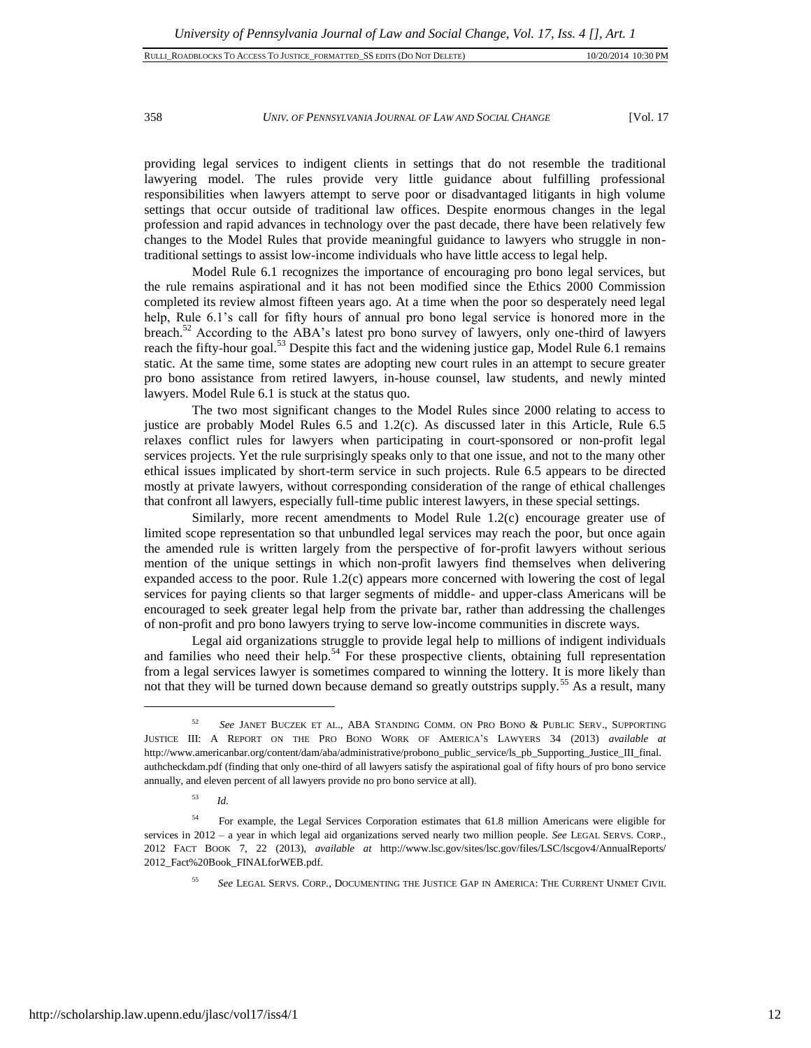providing legal services to indigent clients in settings that do not resemble the traditional lawyering model. The rules provide very little guidance about fulfilling professional responsibilities when lawyers attempt to serve poor or disadvantaged litigants in high volume settings that occur outside of traditional law offices. Despite enormous changes in the legal profession and rapid advances in technology over the past decade, there have been relatively few changes to the Model Rules that provide meaningful guidance to lawyers who struggle in non-traditional settings to assist low-income individuals who have little access to legal help.

Model Rule 6.1 recognizes the importance of encouraging pro bono legal services, but the rule remains aspirational and it has not been modified since the Ethics 2000 Commission completed its review almost fifteen years ago. At a time when the poor so desperately need legal help, Rule 6.1's call for fifty hours of annual pro bono legal service is honored more in the breach.[52] According to the ABA's latest pro bono survey of lawyers, only one-third of lawyers reach the fifty-hour goal.[53] Despite this fact and the widening justice gap, Model Rule 6.1 remains static. At the same time, some states are adopting new court rules in an attempt to secure greater pro bono assistance from retired lawyers, in-house counsel, law students, and newly minted lawyers. Model Rule 6.1 is stuck at the status quo.

The two most significant changes to the Model Rules since 2000 relating to access to justice are probably Model Rules 6.5 and 1.2(c). As discussed later in this Article, Rule 6.5 relaxes conflict rules for lawyers when participating in court-sponsored or non-profit legal services projects. Yet the rule surprisingly speaks only to that one issue, and not to the many other ethical issues implicated by short-term service in such projects. Rule 6.5 appears to be directed mostly at private lawyers, without corresponding consideration of the range of ethical challenges that confront all lawyers, especially full-time public interest lawyers, in these special settings.

Similarly, more recent amendments to Model Rule 1.2(c) encourage greater use of limited scope representation so that unbundled legal services may reach the poor, but once again the amended rule is written largely from the perspective of for-profit lawyers without serious mention of the unique settings in which non-profit lawyers find themselves when delivering expanded access to the poor. Rule 1.2(c) appears more concerned with lowering the cost of legal services for paying clients so that larger segments of middle- and upper-class Americans will be encouraged to seek greater legal help from the private bar, rather than addressing the challenges of non-profit and pro bono lawyers trying to serve low-income communities in discrete ways.

Legal aid organizations struggle to provide legal help to millions of indigent individuals and families who need their help.[54] For these prospective clients, obtaining full representation from a legal services lawyer is sometimes compared to winning the lottery. It is more likely than not that they will be turned down because demand so greatly outstrips supply.[55] As a result, many

---

[52] *See* JANET BUCZEK ET AL., ABA STANDING COMM. ON PRO BONO & PUBLIC SERV., SUPPORTING JUSTICE III: A REPORT ON THE PRO BONO WORK OF AMERICA'S LAWYERS 34 (2013) *available at* http://www.americanbar.org/content/dam/aba/administrative/probono_public_service/ls_pb_Supporting_Justice_III_final.authcheckdam.pdf (finding that only one-third of all lawyers satisfy the aspirational goal of fifty hours of pro bono service annually, and eleven percent of all lawyers provide no pro bono service at all).

[53] *Id.*

[54] For example, the Legal Services Corporation estimates that 61.8 million Americans were eligible for services in 2012 – a year in which legal aid organizations served nearly two million people. *See* LEGAL SERVS. CORP., 2012 FACT BOOK 7, 22 (2013), *available at* http://www.lsc.gov/sites/lsc.gov/files/LSC/lscgov4/AnnualReports/2012_Fact%20Book_FINALforWEB.pdf.

[55] *See* LEGAL SERVS. CORP., DOCUMENTING THE JUSTICE GAP IN AMERICA: THE CURRENT UNMET CIVIL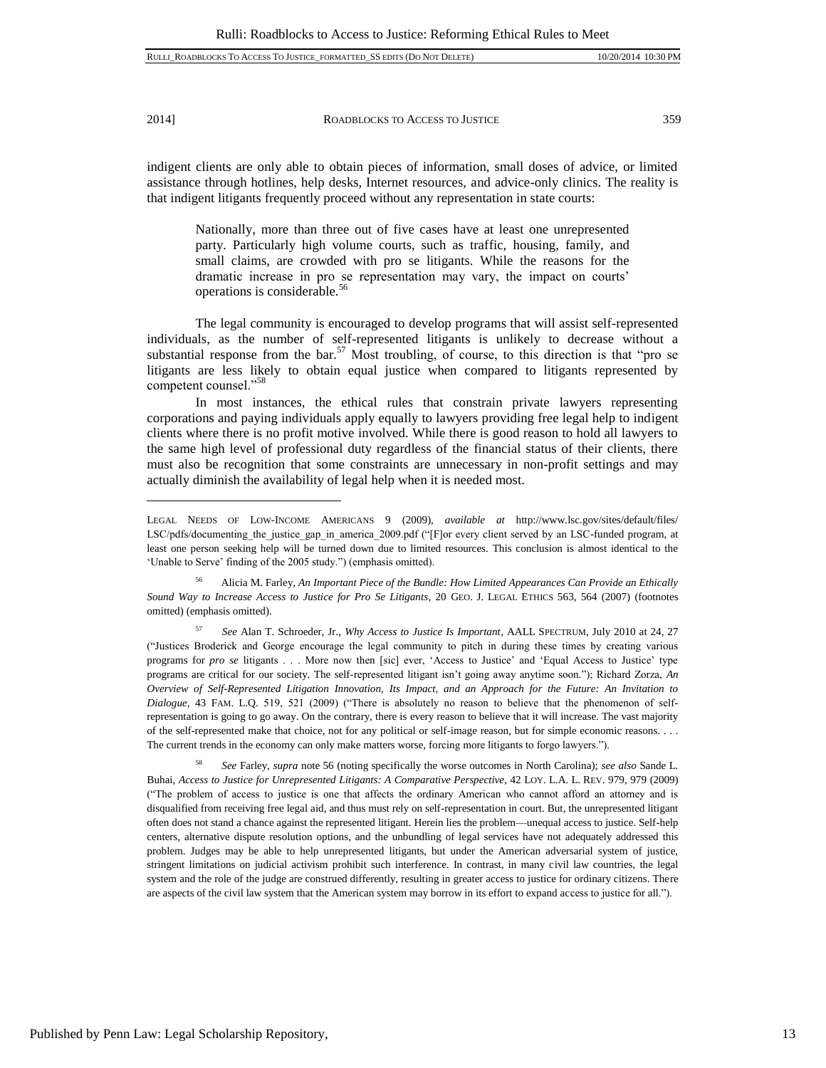indigent clients are only able to obtain pieces of information, small doses of advice, or limited assistance through hotlines, help desks, Internet resources, and advice-only clinics. The reality is that indigent litigants frequently proceed without any representation in state courts:

> Nationally, more than three out of five cases have at least one unrepresented party. Particularly high volume courts, such as traffic, housing, family, and small claims, are crowded with pro se litigants. While the reasons for the dramatic increase in pro se representation may vary, the impact on courts' operations is considerable.[56]

The legal community is encouraged to develop programs that will assist self-represented individuals, as the number of self-represented litigants is unlikely to decrease without a substantial response from the bar.[57] Most troubling, of course, to this direction is that "pro se litigants are less likely to obtain equal justice when compared to litigants represented by competent counsel."[58]

In most instances, the ethical rules that constrain private lawyers representing corporations and paying individuals apply equally to lawyers providing free legal help to indigent clients where there is no profit motive involved. While there is good reason to hold all lawyers to the same high level of professional duty regardless of the financial status of their clients, there must also be recognition that some constraints are unnecessary in non-profit settings and may actually diminish the availability of legal help when it is needed most.

---

LEGAL NEEDS OF LOW-INCOME AMERICANS 9 (2009), *available at* http://www.lsc.gov/sites/default/files/LSC/pdfs/documenting_the_justice_gap_in_america_2009.pdf ("[F]or every client served by an LSC-funded program, at least one person seeking help will be turned down due to limited resources. This conclusion is almost identical to the 'Unable to Serve' finding of the 2005 study.") (emphasis omitted).

[56] Alicia M. Farley, *An Important Piece of the Bundle: How Limited Appearances Can Provide an Ethically Sound Way to Increase Access to Justice for Pro Se Litigants*, 20 GEO. J. LEGAL ETHICS 563, 564 (2007) (footnotes omitted) (emphasis omitted).

[57] *See* Alan T. Schroeder, Jr., *Why Access to Justice Is Important*, AALL SPECTRUM, July 2010 at 24, 27 ("Justices Broderick and George encourage the legal community to pitch in during these times by creating various programs for *pro se* litigants . . . More now then [sic] ever, 'Access to Justice' and 'Equal Access to Justice' type programs are critical for our society. The self-represented litigant isn't going away anytime soon."); Richard Zorza, *An Overview of Self-Represented Litigation Innovation, Its Impact, and an Approach for the Future: An Invitation to Dialogue*, 43 FAM. L.Q. 519, 521 (2009) ("There is absolutely no reason to believe that the phenomenon of self-representation is going to go away. On the contrary, there is every reason to believe that it will increase. The vast majority of the self-represented make that choice, not for any political or self-image reason, but for simple economic reasons. . . . The current trends in the economy can only make matters worse, forcing more litigants to forgo lawyers.").

[58] *See* Farley, *supra* note 56 (noting specifically the worse outcomes in North Carolina); *see also* Sande L. Buhai, *Access to Justice for Unrepresented Litigants: A Comparative Perspective*, 42 LOY. L.A. L. REV. 979, 979 (2009) ("The problem of access to justice is one that affects the ordinary American who cannot afford an attorney and is disqualified from receiving free legal aid, and thus must rely on self-representation in court. But, the unrepresented litigant often does not stand a chance against the represented litigant. Herein lies the problem—unequal access to justice. Self-help centers, alternative dispute resolution options, and the unbundling of legal services have not adequately addressed this problem. Judges may be able to help unrepresented litigants, but under the American adversarial system of justice, stringent limitations on judicial activism prohibit such interference. In contrast, in many civil law countries, the legal system and the role of the judge are construed differently, resulting in greater access to justice for ordinary citizens. There are aspects of the civil law system that the American system may borrow in its effort to expand access to justice for all.").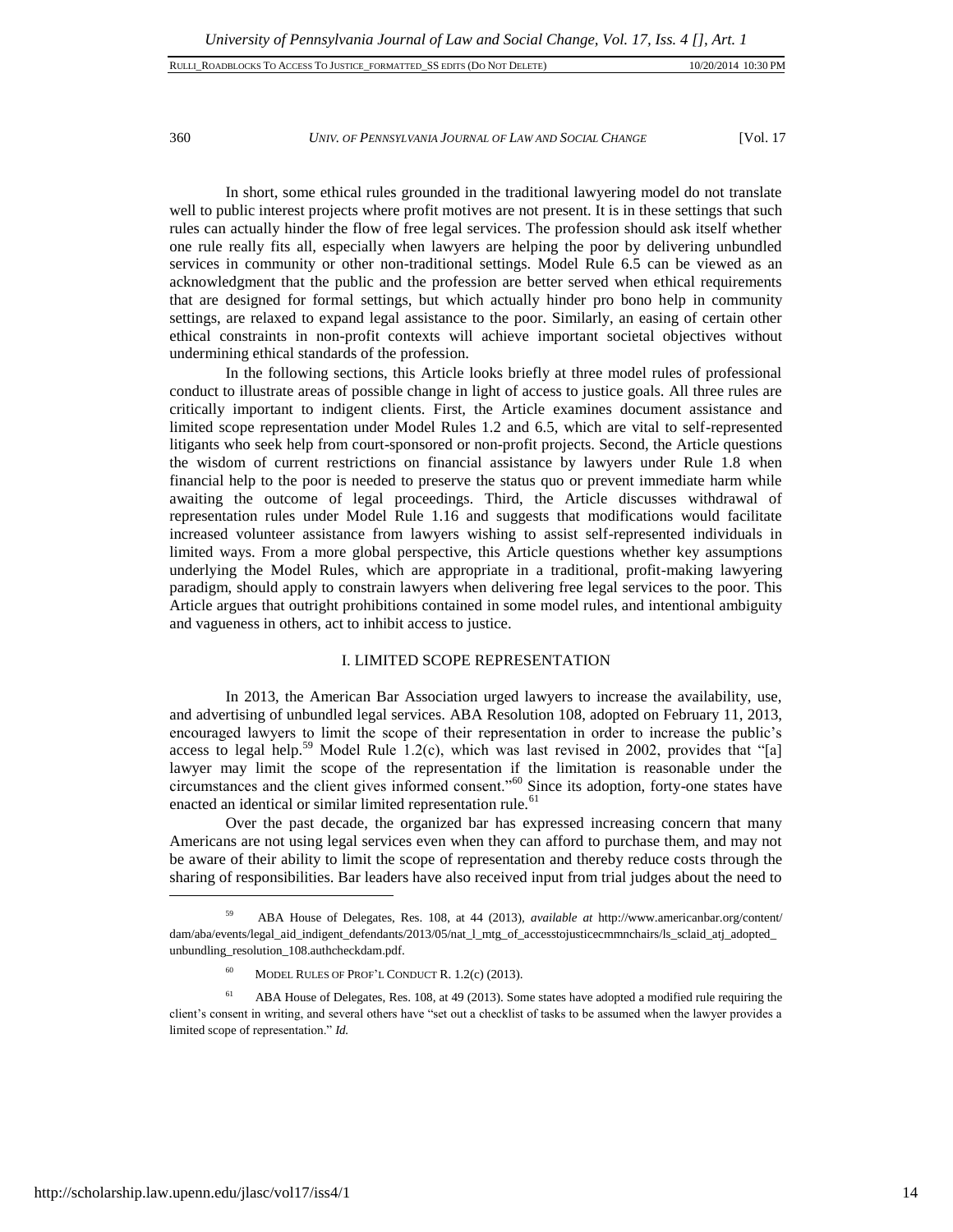In short, some ethical rules grounded in the traditional lawyering model do not translate well to public interest projects where profit motives are not present. It is in these settings that such rules can actually hinder the flow of free legal services. The profession should ask itself whether one rule really fits all, especially when lawyers are helping the poor by delivering unbundled services in community or other non-traditional settings. Model Rule 6.5 can be viewed as an acknowledgment that the public and the profession are better served when ethical requirements that are designed for formal settings, but which actually hinder pro bono help in community settings, are relaxed to expand legal assistance to the poor. Similarly, an easing of certain other ethical constraints in non-profit contexts will achieve important societal objectives without undermining ethical standards of the profession.

In the following sections, this Article looks briefly at three model rules of professional conduct to illustrate areas of possible change in light of access to justice goals. All three rules are critically important to indigent clients. First, the Article examines document assistance and limited scope representation under Model Rules 1.2 and 6.5, which are vital to self-represented litigants who seek help from court-sponsored or non-profit projects. Second, the Article questions the wisdom of current restrictions on financial assistance by lawyers under Rule 1.8 when financial help to the poor is needed to preserve the status quo or prevent immediate harm while awaiting the outcome of legal proceedings. Third, the Article discusses withdrawal of representation rules under Model Rule 1.16 and suggests that modifications would facilitate increased volunteer assistance from lawyers wishing to assist self-represented individuals in limited ways. From a more global perspective, this Article questions whether key assumptions underlying the Model Rules, which are appropriate in a traditional, profit-making lawyering paradigm, should apply to constrain lawyers when delivering free legal services to the poor. This Article argues that outright prohibitions contained in some model rules, and intentional ambiguity and vagueness in others, act to inhibit access to justice.

## I. LIMITED SCOPE REPRESENTATION

In 2013, the American Bar Association urged lawyers to increase the availability, use, and advertising of unbundled legal services. ABA Resolution 108, adopted on February 11, 2013, encouraged lawyers to limit the scope of their representation in order to increase the public's access to legal help.[59] Model Rule 1.2(c), which was last revised in 2002, provides that "[a] lawyer may limit the scope of the representation if the limitation is reasonable under the circumstances and the client gives informed consent."[60] Since its adoption, forty-one states have enacted an identical or similar limited representation rule.[61]

Over the past decade, the organized bar has expressed increasing concern that many Americans are not using legal services even when they can afford to purchase them, and may not be aware of their ability to limit the scope of representation and thereby reduce costs through the sharing of responsibilities. Bar leaders have also received input from trial judges about the need to

---

[59] ABA House of Delegates, Res. 108, at 44 (2013), *available at* http://www.americanbar.org/content/dam/aba/events/legal_aid_indigent_defendants/2013/05/nat_l_mtg_of_accesstojusticecmmnchairs/ls_sclaid_atj_adopted_unbundling_resolution_108.authcheckdam.pdf.

[60] MODEL RULES OF PROF'L CONDUCT R. 1.2(c) (2013).

[61] ABA House of Delegates, Res. 108, at 49 (2013). Some states have adopted a modified rule requiring the client's consent in writing, and several others have "set out a checklist of tasks to be assumed when the lawyer provides a limited scope of representation." *Id.*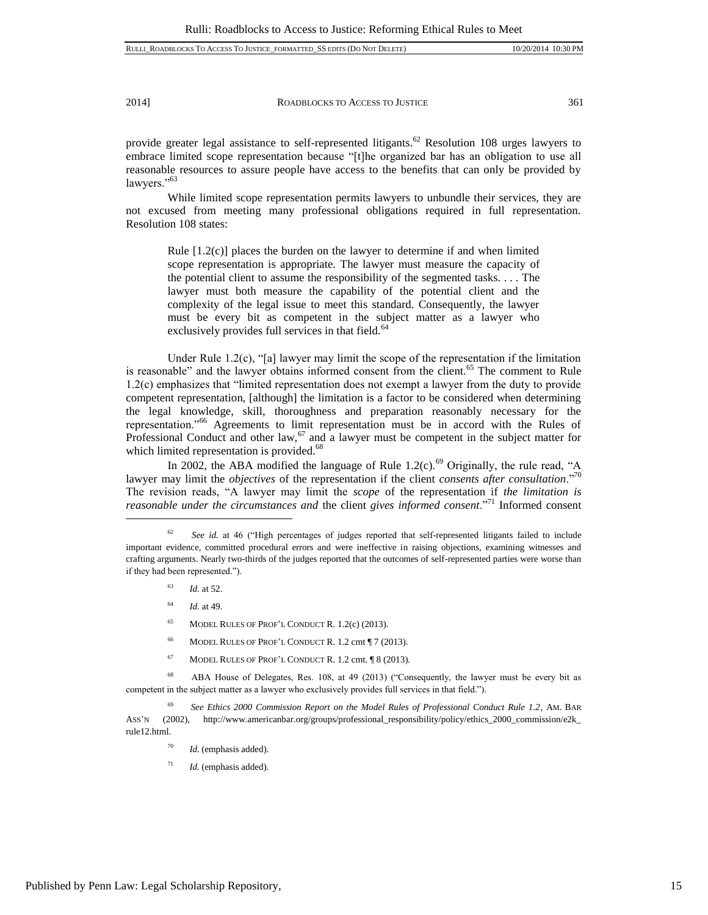provide greater legal assistance to self-represented litigants.[62] Resolution 108 urges lawyers to embrace limited scope representation because "[t]he organized bar has an obligation to use all reasonable resources to assure people have access to the benefits that can only be provided by lawyers."[63]

While limited scope representation permits lawyers to unbundle their services, they are not excused from meeting many professional obligations required in full representation. Resolution 108 states:

> Rule [1.2(c)] places the burden on the lawyer to determine if and when limited scope representation is appropriate. The lawyer must measure the capacity of the potential client to assume the responsibility of the segmented tasks. . . . The lawyer must both measure the capability of the potential client and the complexity of the legal issue to meet this standard. Consequently, the lawyer must be every bit as competent in the subject matter as a lawyer who exclusively provides full services in that field.[64]

Under Rule 1.2(c), "[a] lawyer may limit the scope of the representation if the limitation is reasonable" and the lawyer obtains informed consent from the client.[65] The comment to Rule 1.2(c) emphasizes that "limited representation does not exempt a lawyer from the duty to provide competent representation, [although] the limitation is a factor to be considered when determining the legal knowledge, skill, thoroughness and preparation reasonably necessary for the representation."[66] Agreements to limit representation must be in accord with the Rules of Professional Conduct and other law,[67] and a lawyer must be competent in the subject matter for which limited representation is provided.[68]

In 2002, the ABA modified the language of Rule 1.2(c).[69] Originally, the rule read, "A lawyer may limit the *objectives* of the representation if the client *consents after consultation*."[70] The revision reads, "A lawyer may limit the *scope* of the representation if *the limitation is reasonable under the circumstances and* the client *gives informed consent*."[71] Informed consent

---

[62] *See id.* at 46 ("High percentages of judges reported that self-represented litigants failed to include important evidence, committed procedural errors and were ineffective in raising objections, examining witnesses and crafting arguments. Nearly two-thirds of the judges reported that the outcomes of self-represented parties were worse than if they had been represented.").

[63] *Id.* at 52.

[64] *Id.* at 49.

[65] MODEL RULES OF PROF'L CONDUCT R. 1.2(c) (2013).

[66] MODEL RULES OF PROF'L CONDUCT R. 1.2 cmt ¶ 7 (2013).

[67] MODEL RULES OF PROF'L CONDUCT R. 1.2 cmt. ¶ 8 (2013).

[68] ABA House of Delegates, Res. 108, at 49 (2013) ("Consequently, the lawyer must be every bit as competent in the subject matter as a lawyer who exclusively provides full services in that field.").

[69] *See Ethics 2000 Commission Report on the Model Rules of Professional Conduct Rule 1.2*, AM. BAR ASS'N (2002), http://www.americanbar.org/groups/professional_responsibility/policy/ethics_2000_commission/e2k_rule12.html.

[70] *Id.* (emphasis added).

[71] *Id.* (emphasis added).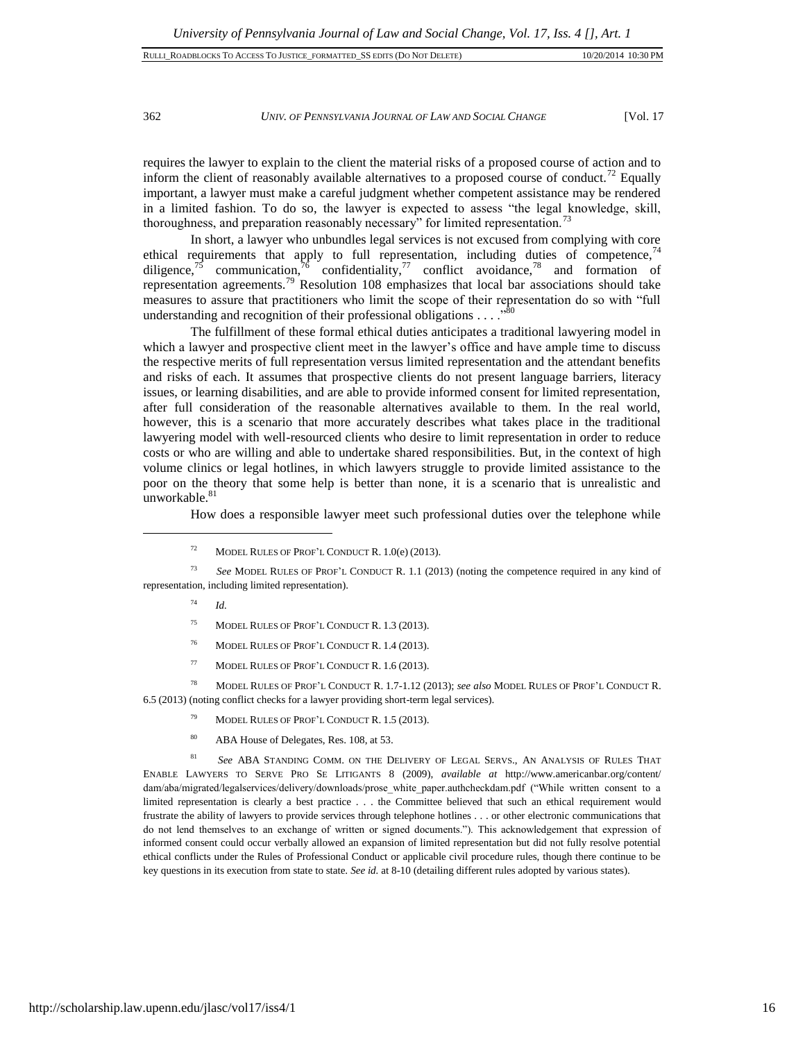requires the lawyer to explain to the client the material risks of a proposed course of action and to inform the client of reasonably available alternatives to a proposed course of conduct.[72] Equally important, a lawyer must make a careful judgment whether competent assistance may be rendered in a limited fashion. To do so, the lawyer is expected to assess "the legal knowledge, skill, thoroughness, and preparation reasonably necessary" for limited representation.[73]

In short, a lawyer who unbundles legal services is not excused from complying with core ethical requirements that apply to full representation, including duties of competence,[74] diligence,[75] communication,[76] confidentiality,[77] conflict avoidance,[78] and formation of representation agreements.[79] Resolution 108 emphasizes that local bar associations should take measures to assure that practitioners who limit the scope of their representation do so with "full understanding and recognition of their professional obligations . . . ."[80]

The fulfillment of these formal ethical duties anticipates a traditional lawyering model in which a lawyer and prospective client meet in the lawyer's office and have ample time to discuss the respective merits of full representation versus limited representation and the attendant benefits and risks of each. It assumes that prospective clients do not present language barriers, literacy issues, or learning disabilities, and are able to provide informed consent for limited representation, after full consideration of the reasonable alternatives available to them. In the real world, however, this is a scenario that more accurately describes what takes place in the traditional lawyering model with well-resourced clients who desire to limit representation in order to reduce costs or who are willing and able to undertake shared responsibilities. But, in the context of high volume clinics or legal hotlines, in which lawyers struggle to provide limited assistance to the poor on the theory that some help is better than none, it is a scenario that is unrealistic and unworkable.[81]

How does a responsible lawyer meet such professional duties over the telephone while

---

[72] MODEL RULES OF PROF'L CONDUCT R. 1.0(e) (2013).

[73] *See* MODEL RULES OF PROF'L CONDUCT R. 1.1 (2013) (noting the competence required in any kind of representation, including limited representation).

[74] *Id.*

[75] MODEL RULES OF PROF'L CONDUCT R. 1.3 (2013).

[76] MODEL RULES OF PROF'L CONDUCT R. 1.4 (2013).

[77] MODEL RULES OF PROF'L CONDUCT R. 1.6 (2013).

[78] MODEL RULES OF PROF'L CONDUCT R. 1.7-1.12 (2013); *see also* MODEL RULES OF PROF'L CONDUCT R. 6.5 (2013) (noting conflict checks for a lawyer providing short-term legal services).

[79] MODEL RULES OF PROF'L CONDUCT R. 1.5 (2013).

[80] ABA House of Delegates, Res. 108, at 53.

[81] *See* ABA STANDING COMM. ON THE DELIVERY OF LEGAL SERVS., AN ANALYSIS OF RULES THAT ENABLE LAWYERS TO SERVE PRO SE LITIGANTS 8 (2009), *available at* http://www.americanbar.org/content/dam/aba/migrated/legalservices/delivery/downloads/prose_white_paper.authcheckdam.pdf ("While written consent to a limited representation is clearly a best practice . . . the Committee believed that such an ethical requirement would frustrate the ability of lawyers to provide services through telephone hotlines . . . or other electronic communications that do not lend themselves to an exchange of written or signed documents."). This acknowledgement that expression of informed consent could occur verbally allowed an expansion of limited representation but did not fully resolve potential ethical conflicts under the Rules of Professional Conduct or applicable civil procedure rules, though there continue to be key questions in its execution from state to state. *See id.* at 8-10 (detailing different rules adopted by various states).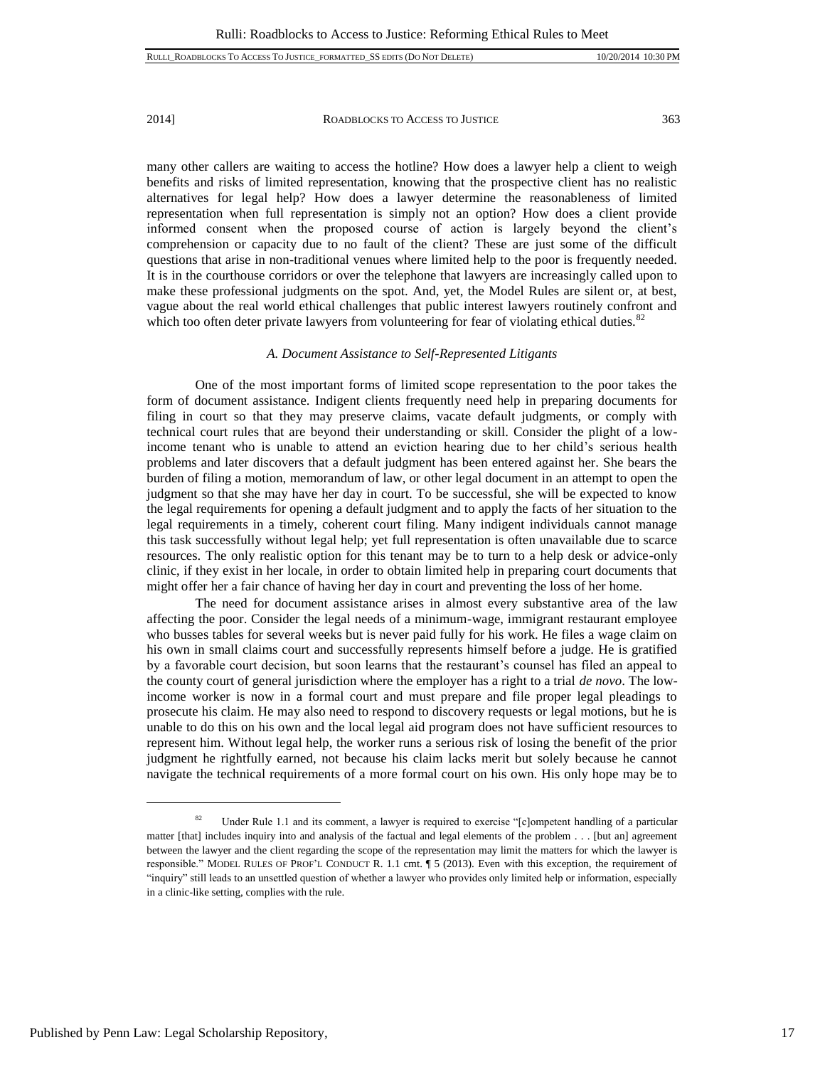many other callers are waiting to access the hotline? How does a lawyer help a client to weigh benefits and risks of limited representation, knowing that the prospective client has no realistic alternatives for legal help? How does a lawyer determine the reasonableness of limited representation when full representation is simply not an option? How does a client provide informed consent when the proposed course of action is largely beyond the client's comprehension or capacity due to no fault of the client? These are just some of the difficult questions that arise in non-traditional venues where limited help to the poor is frequently needed. It is in the courthouse corridors or over the telephone that lawyers are increasingly called upon to make these professional judgments on the spot. And, yet, the Model Rules are silent or, at best, vague about the real world ethical challenges that public interest lawyers routinely confront and which too often deter private lawyers from volunteering for fear of violating ethical duties.[82]

### *A. Document Assistance to Self-Represented Litigants*

One of the most important forms of limited scope representation to the poor takes the form of document assistance. Indigent clients frequently need help in preparing documents for filing in court so that they may preserve claims, vacate default judgments, or comply with technical court rules that are beyond their understanding or skill. Consider the plight of a low-income tenant who is unable to attend an eviction hearing due to her child's serious health problems and later discovers that a default judgment has been entered against her. She bears the burden of filing a motion, memorandum of law, or other legal document in an attempt to open the judgment so that she may have her day in court. To be successful, she will be expected to know the legal requirements for opening a default judgment and to apply the facts of her situation to the legal requirements in a timely, coherent court filing. Many indigent individuals cannot manage this task successfully without legal help; yet full representation is often unavailable due to scarce resources. The only realistic option for this tenant may be to turn to a help desk or advice-only clinic, if they exist in her locale, in order to obtain limited help in preparing court documents that might offer her a fair chance of having her day in court and preventing the loss of her home.

The need for document assistance arises in almost every substantive area of the law affecting the poor. Consider the legal needs of a minimum-wage, immigrant restaurant employee who busses tables for several weeks but is never paid fully for his work. He files a wage claim on his own in small claims court and successfully represents himself before a judge. He is gratified by a favorable court decision, but soon learns that the restaurant's counsel has filed an appeal to the county court of general jurisdiction where the employer has a right to a trial *de novo*. The low-income worker is now in a formal court and must prepare and file proper legal pleadings to prosecute his claim. He may also need to respond to discovery requests or legal motions, but he is unable to do this on his own and the local legal aid program does not have sufficient resources to represent him. Without legal help, the worker runs a serious risk of losing the benefit of the prior judgment he rightfully earned, not because his claim lacks merit but solely because he cannot navigate the technical requirements of a more formal court on his own. His only hope may be to

---

[82] Under Rule 1.1 and its comment, a lawyer is required to exercise "[c]ompetent handling of a particular matter [that] includes inquiry into and analysis of the factual and legal elements of the problem . . . [but an] agreement between the lawyer and the client regarding the scope of the representation may limit the matters for which the lawyer is responsible." MODEL RULES OF PROF'L CONDUCT R. 1.1 cmt. ¶ 5 (2013). Even with this exception, the requirement of "inquiry" still leads to an unsettled question of whether a lawyer who provides only limited help or information, especially in a clinic-like setting, complies with the rule.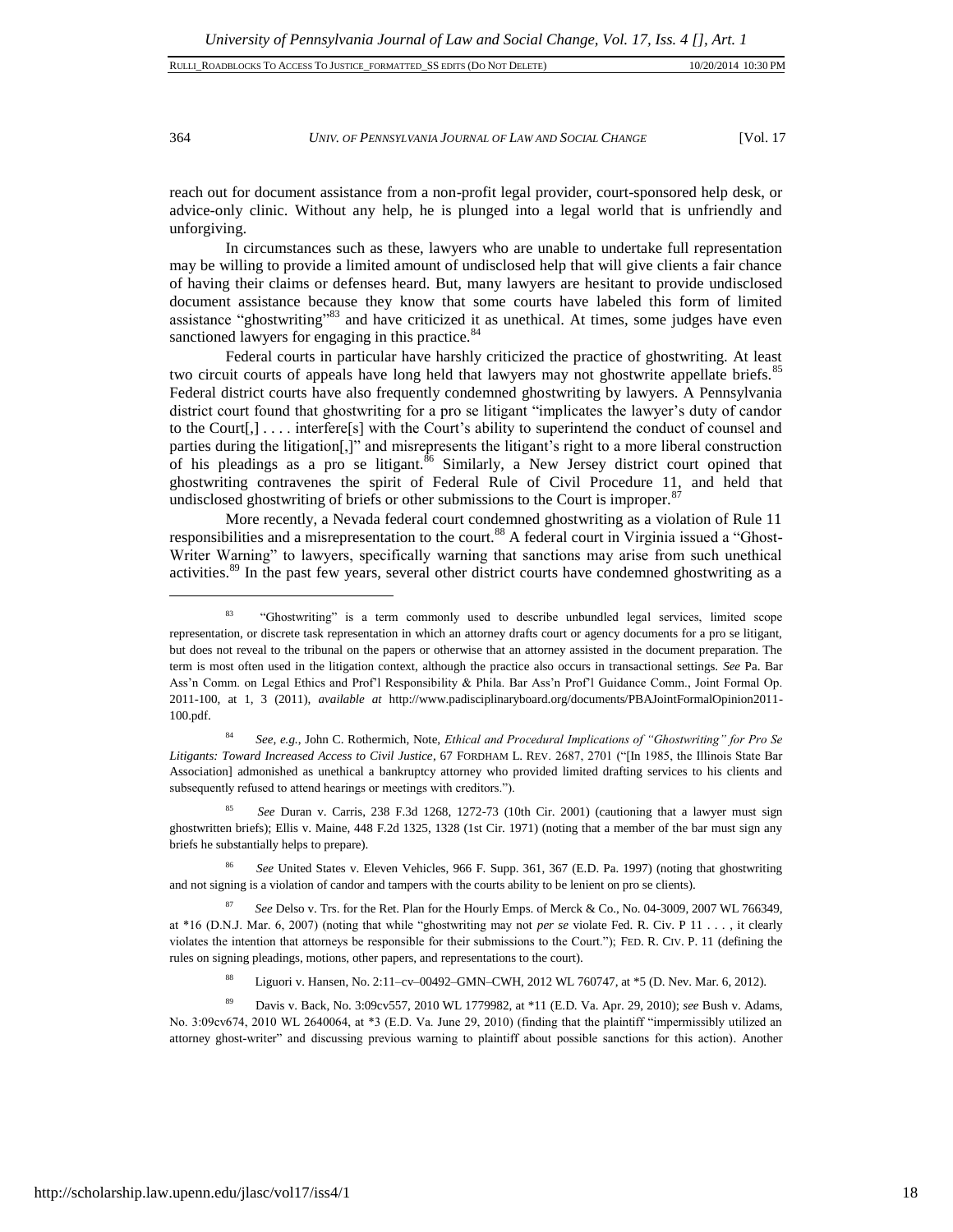reach out for document assistance from a non-profit legal provider, court-sponsored help desk, or advice-only clinic. Without any help, he is plunged into a legal world that is unfriendly and unforgiving.

In circumstances such as these, lawyers who are unable to undertake full representation may be willing to provide a limited amount of undisclosed help that will give clients a fair chance of having their claims or defenses heard. But, many lawyers are hesitant to provide undisclosed document assistance because they know that some courts have labeled this form of limited assistance "ghostwriting"[83] and have criticized it as unethical. At times, some judges have even sanctioned lawyers for engaging in this practice.[84]

Federal courts in particular have harshly criticized the practice of ghostwriting. At least two circuit courts of appeals have long held that lawyers may not ghostwrite appellate briefs.[85] Federal district courts have also frequently condemned ghostwriting by lawyers. A Pennsylvania district court found that ghostwriting for a pro se litigant "implicates the lawyer's duty of candor to the Court[,] . . . . interfere[s] with the Court's ability to superintend the conduct of counsel and parties during the litigation[,]" and misrepresents the litigant's right to a more liberal construction of his pleadings as a pro se litigant.[86] Similarly, a New Jersey district court opined that ghostwriting contravenes the spirit of Federal Rule of Civil Procedure 11, and held that undisclosed ghostwriting of briefs or other submissions to the Court is improper.[87]

More recently, a Nevada federal court condemned ghostwriting as a violation of Rule 11 responsibilities and a misrepresentation to the court.[88] A federal court in Virginia issued a "Ghost-Writer Warning" to lawyers, specifically warning that sanctions may arise from such unethical activities.[89] In the past few years, several other district courts have condemned ghostwriting as a

---

[83] "Ghostwriting" is a term commonly used to describe unbundled legal services, limited scope representation, or discrete task representation in which an attorney drafts court or agency documents for a pro se litigant, but does not reveal to the tribunal on the papers or otherwise that an attorney assisted in the document preparation. The term is most often used in the litigation context, although the practice also occurs in transactional settings. *See* Pa. Bar Ass'n Comm. on Legal Ethics and Prof'l Responsibility & Phila. Bar Ass'n Prof'l Guidance Comm., Joint Formal Op. 2011-100, at 1, 3 (2011), *available at* http://www.padisciplinaryboard.org/documents/PBAJointFormalOpinion2011-100.pdf.

[84] *See, e.g.*, John C. Rothermich, Note, *Ethical and Procedural Implications of "Ghostwriting" for Pro Se Litigants: Toward Increased Access to Civil Justice*, 67 FORDHAM L. REV. 2687, 2701 ("[In 1985, the Illinois State Bar Association] admonished as unethical a bankruptcy attorney who provided limited drafting services to his clients and subsequently refused to attend hearings or meetings with creditors.").

[85] *See* Duran v. Carris, 238 F.3d 1268, 1272-73 (10th Cir. 2001) (cautioning that a lawyer must sign ghostwritten briefs); Ellis v. Maine, 448 F.2d 1325, 1328 (1st Cir. 1971) (noting that a member of the bar must sign any briefs he substantially helps to prepare).

[86] *See* United States v. Eleven Vehicles, 966 F. Supp. 361, 367 (E.D. Pa. 1997) (noting that ghostwriting and not signing is a violation of candor and tampers with the courts ability to be lenient on pro se clients).

[87] *See* Delso v. Trs. for the Ret. Plan for the Hourly Emps. of Merck & Co., No. 04-3009, 2007 WL 766349, at *16 (D.N.J. Mar. 6, 2007) (noting that while "ghostwriting may not *per se* violate Fed. R. Civ. P 11 . . . , it clearly violates the intention that attorneys be responsible for their submissions to the Court."); FED. R. CIV. P. 11 (defining the rules on signing pleadings, motions, other papers, and representations to the court).

[88] Liguori v. Hansen, No. 2:11–cv–00492–GMN–CWH, 2012 WL 760747, at *5 (D. Nev. Mar. 6, 2012).

[89] Davis v. Back, No. 3:09cv557, 2010 WL 1779982, at *11 (E.D. Va. Apr. 29, 2010); *see* Bush v. Adams, No. 3:09cv674, 2010 WL 2640064, at *3 (E.D. Va. June 29, 2010) (finding that the plaintiff "impermissibly utilized an attorney ghost-writer" and discussing previous warning to plaintiff about possible sanctions for this action). Another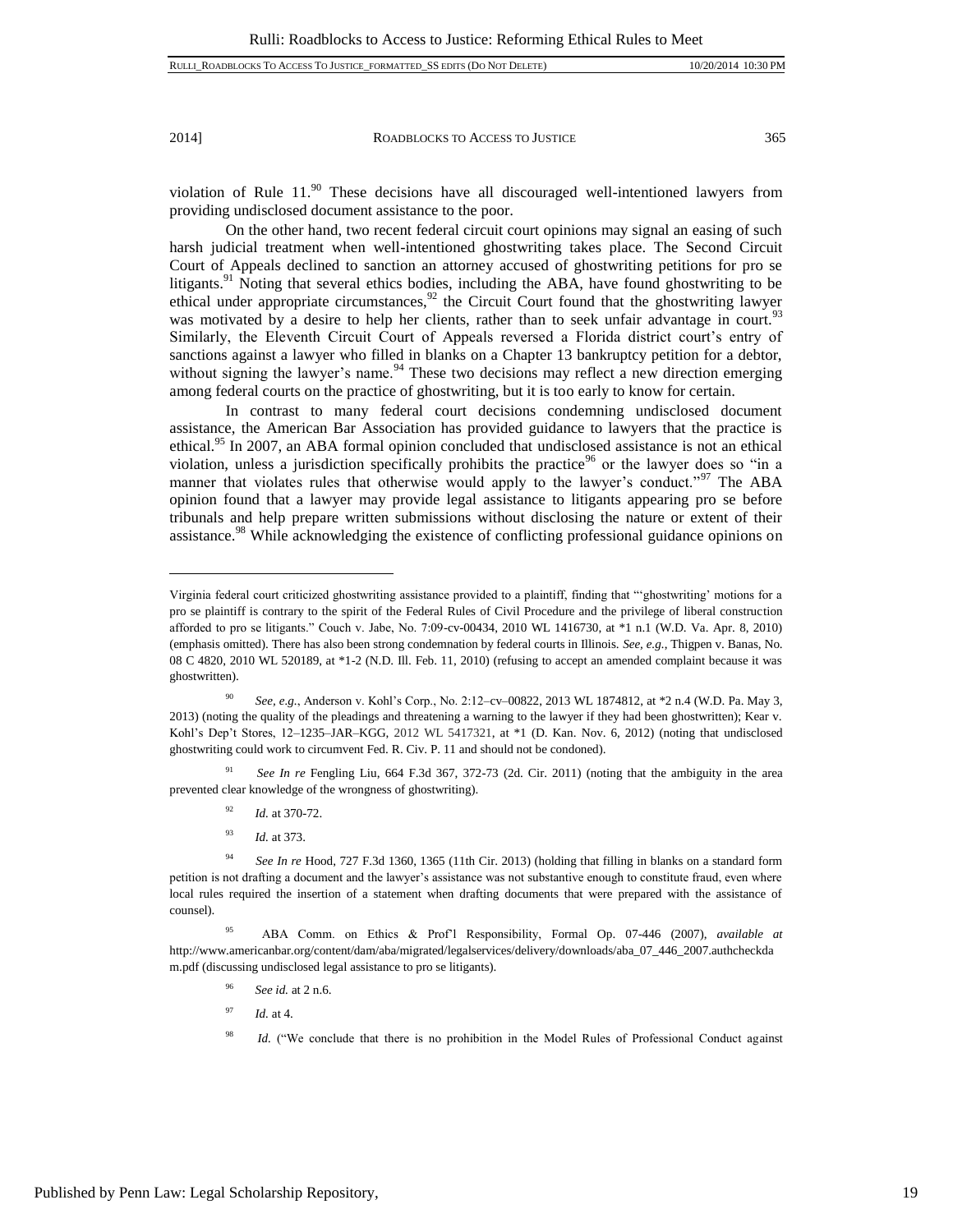violation of Rule 11.[90] These decisions have all discouraged well-intentioned lawyers from providing undisclosed document assistance to the poor.

On the other hand, two recent federal circuit court opinions may signal an easing of such harsh judicial treatment when well-intentioned ghostwriting takes place. The Second Circuit Court of Appeals declined to sanction an attorney accused of ghostwriting petitions for pro se litigants.[91] Noting that several ethics bodies, including the ABA, have found ghostwriting to be ethical under appropriate circumstances,[92] the Circuit Court found that the ghostwriting lawyer was motivated by a desire to help her clients, rather than to seek unfair advantage in court.[93] Similarly, the Eleventh Circuit Court of Appeals reversed a Florida district court's entry of sanctions against a lawyer who filled in blanks on a Chapter 13 bankruptcy petition for a debtor, without signing the lawyer's name.[94] These two decisions may reflect a new direction emerging among federal courts on the practice of ghostwriting, but it is too early to know for certain.

In contrast to many federal court decisions condemning undisclosed document assistance, the American Bar Association has provided guidance to lawyers that the practice is ethical.[95] In 2007, an ABA formal opinion concluded that undisclosed assistance is not an ethical violation, unless a jurisdiction specifically prohibits the practice[96] or the lawyer does so "in a manner that violates rules that otherwise would apply to the lawyer's conduct."[97] The ABA opinion found that a lawyer may provide legal assistance to litigants appearing pro se before tribunals and help prepare written submissions without disclosing the nature or extent of their assistance.[98] While acknowledging the existence of conflicting professional guidance opinions on

---

Virginia federal court criticized ghostwriting assistance provided to a plaintiff, finding that "'ghostwriting' motions for a pro se plaintiff is contrary to the spirit of the Federal Rules of Civil Procedure and the privilege of liberal construction afforded to pro se litigants." Couch v. Jabe, No. 7:09-cv-00434, 2010 WL 1416730, at *1 n.1 (W.D. Va. Apr. 8, 2010) (emphasis omitted). There has also been strong condemnation by federal courts in Illinois. *See, e.g.*, Thigpen v. Banas, No. 08 C 4820, 2010 WL 520189, at *1-2 (N.D. Ill. Feb. 11, 2010) (refusing to accept an amended complaint because it was ghostwritten).

[90] *See, e.g.*, Anderson v. Kohl's Corp., No. 2:12–cv–00822, 2013 WL 1874812, at *2 n.4 (W.D. Pa. May 3, 2013) (noting the quality of the pleadings and threatening a warning to the lawyer if they had been ghostwritten); Kear v. Kohl's Dep't Stores, 12–1235–JAR–KGG, 2012 WL 5417321, at *1 (D. Kan. Nov. 6, 2012) (noting that undisclosed ghostwriting could work to circumvent Fed. R. Civ. P. 11 and should not be condoned).

[91] *See In re* Fengling Liu, 664 F.3d 367, 372-73 (2d. Cir. 2011) (noting that the ambiguity in the area prevented clear knowledge of the wrongness of ghostwriting).

[92] *Id.* at 370-72.

[93] *Id.* at 373.

[94] *See In re* Hood, 727 F.3d 1360, 1365 (11th Cir. 2013) (holding that filling in blanks on a standard form petition is not drafting a document and the lawyer's assistance was not substantive enough to constitute fraud, even where local rules required the insertion of a statement when drafting documents that were prepared with the assistance of counsel).

[95] ABA Comm. on Ethics & Prof'l Responsibility, Formal Op. 07-446 (2007), *available at* http://www.americanbar.org/content/dam/aba/migrated/legalservices/delivery/downloads/aba_07_446_2007.authcheckdam.pdf (discussing undisclosed legal assistance to pro se litigants).

[96] *See id.* at 2 n.6.

[97] *Id.* at 4.

[98] *Id.* ("We conclude that there is no prohibition in the Model Rules of Professional Conduct against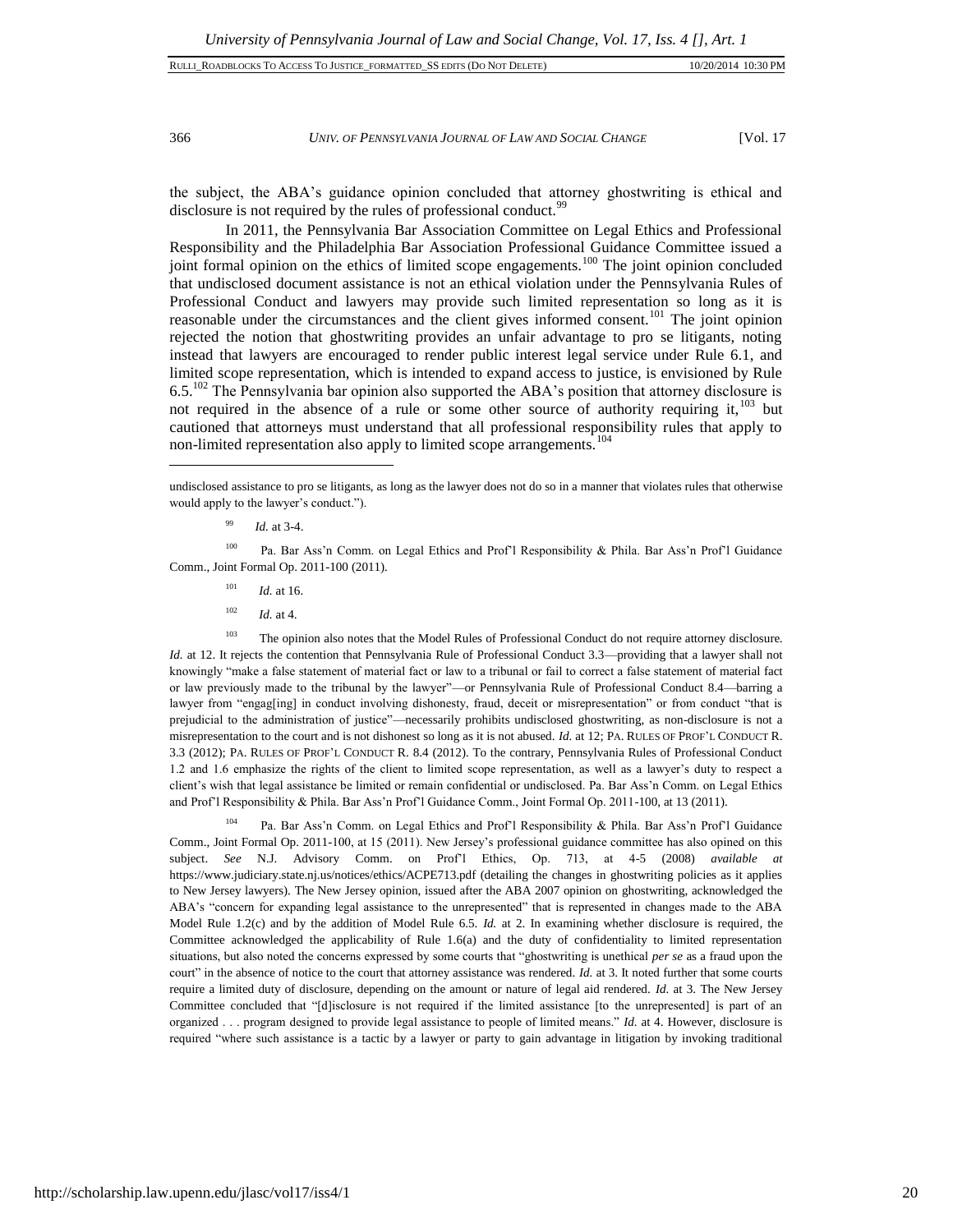the subject, the ABA's guidance opinion concluded that attorney ghostwriting is ethical and disclosure is not required by the rules of professional conduct.[99]

In 2011, the Pennsylvania Bar Association Committee on Legal Ethics and Professional Responsibility and the Philadelphia Bar Association Professional Guidance Committee issued a joint formal opinion on the ethics of limited scope engagements.[100] The joint opinion concluded that undisclosed document assistance is not an ethical violation under the Pennsylvania Rules of Professional Conduct and lawyers may provide such limited representation so long as it is reasonable under the circumstances and the client gives informed consent.[101] The joint opinion rejected the notion that ghostwriting provides an unfair advantage to pro se litigants, noting instead that lawyers are encouraged to render public interest legal service under Rule 6.1, and limited scope representation, which is intended to expand access to justice, is envisioned by Rule 6.5.[102] The Pennsylvania bar opinion also supported the ABA's position that attorney disclosure is not required in the absence of a rule or some other source of authority requiring it,[103] but cautioned that attorneys must understand that all professional responsibility rules that apply to non-limited representation also apply to limited scope arrangements.[104]

---

undisclosed assistance to pro se litigants, as long as the lawyer does not do so in a manner that violates rules that otherwise would apply to the lawyer's conduct.").

[99] *Id.* at 3-4.

[100] Pa. Bar Ass'n Comm. on Legal Ethics and Prof'l Responsibility & Phila. Bar Ass'n Prof'l Guidance Comm., Joint Formal Op. 2011-100 (2011).

[101] *Id.* at 16.

[102] *Id.* at 4.

[103] The opinion also notes that the Model Rules of Professional Conduct do not require attorney disclosure. *Id.* at 12. It rejects the contention that Pennsylvania Rule of Professional Conduct 3.3—providing that a lawyer shall not knowingly "make a false statement of material fact or law to a tribunal or fail to correct a false statement of material fact or law previously made to the tribunal by the lawyer"—or Pennsylvania Rule of Professional Conduct 8.4—barring a lawyer from "engag[ing] in conduct involving dishonesty, fraud, deceit or misrepresentation" or from conduct "that is prejudicial to the administration of justice"—necessarily prohibits undisclosed ghostwriting, as non-disclosure is not a misrepresentation to the court and is not dishonest so long as it is not abused. *Id.* at 12; PA. RULES OF PROF'L CONDUCT R. 3.3 (2012); PA. RULES OF PROF'L CONDUCT R. 8.4 (2012). To the contrary, Pennsylvania Rules of Professional Conduct 1.2 and 1.6 emphasize the rights of the client to limited scope representation, as well as a lawyer's duty to respect a client's wish that legal assistance be limited or remain confidential or undisclosed. Pa. Bar Ass'n Comm. on Legal Ethics and Prof'l Responsibility & Phila. Bar Ass'n Prof'l Guidance Comm., Joint Formal Op. 2011-100, at 13 (2011).

[104] Pa. Bar Ass'n Comm. on Legal Ethics and Prof'l Responsibility & Phila. Bar Ass'n Prof'l Guidance Comm., Joint Formal Op. 2011-100, at 15 (2011). New Jersey's professional guidance committee has also opined on this subject. *See* N.J. Advisory Comm. on Prof'l Ethics, Op. 713, at 4-5 (2008) *available at* https://www.judiciary.state.nj.us/notices/ethics/ACPE713.pdf (detailing the changes in ghostwriting policies as it applies to New Jersey lawyers). The New Jersey opinion, issued after the ABA 2007 opinion on ghostwriting, acknowledged the ABA's "concern for expanding legal assistance to the unrepresented" that is represented in changes made to the ABA Model Rule 1.2(c) and by the addition of Model Rule 6.5. *Id.* at 2. In examining whether disclosure is required, the Committee acknowledged the applicability of Rule 1.6(a) and the duty of confidentiality to limited representation situations, but also noted the concerns expressed by some courts that "ghostwriting is unethical *per se* as a fraud upon the court" in the absence of notice to the court that attorney assistance was rendered. *Id.* at 3. It noted further that some courts require a limited duty of disclosure, depending on the amount or nature of legal aid rendered. *Id.* at 3. The New Jersey Committee concluded that "[d]isclosure is not required if the limited assistance [to the unrepresented] is part of an organized . . . program designed to provide legal assistance to people of limited means." *Id.* at 4. However, disclosure is required "where such assistance is a tactic by a lawyer or party to gain advantage in litigation by invoking traditional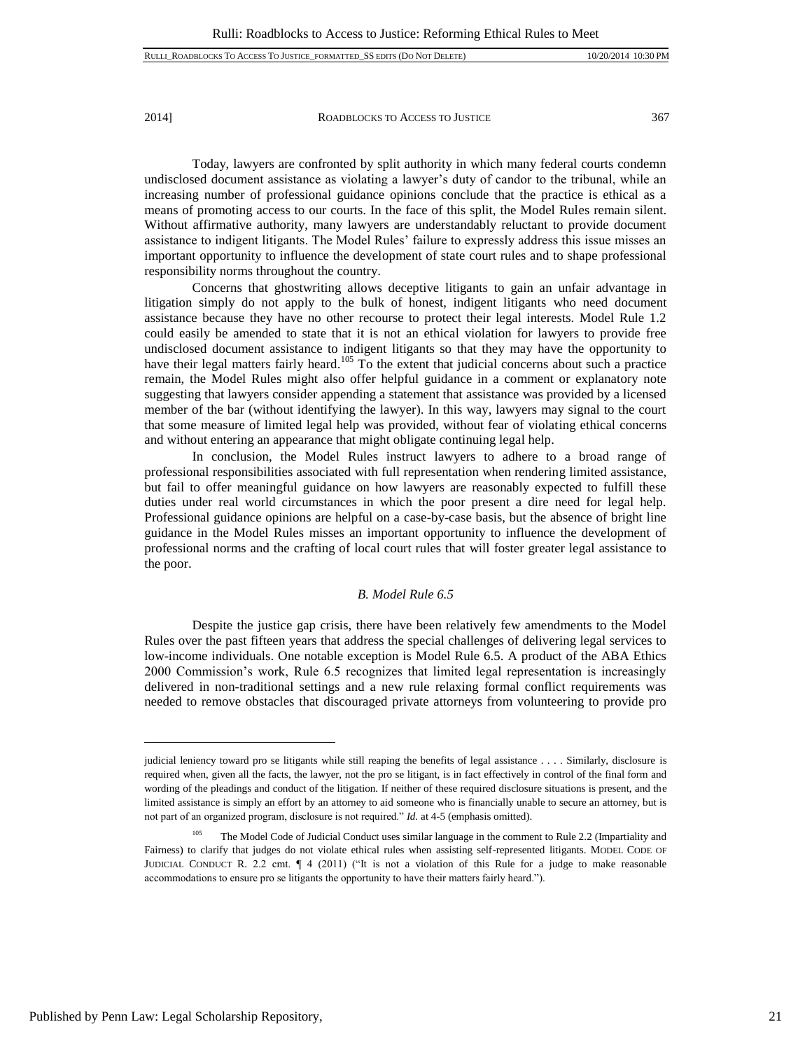Today, lawyers are confronted by split authority in which many federal courts condemn undisclosed document assistance as violating a lawyer's duty of candor to the tribunal, while an increasing number of professional guidance opinions conclude that the practice is ethical as a means of promoting access to our courts. In the face of this split, the Model Rules remain silent. Without affirmative authority, many lawyers are understandably reluctant to provide document assistance to indigent litigants. The Model Rules' failure to expressly address this issue misses an important opportunity to influence the development of state court rules and to shape professional responsibility norms throughout the country.

Concerns that ghostwriting allows deceptive litigants to gain an unfair advantage in litigation simply do not apply to the bulk of honest, indigent litigants who need document assistance because they have no other recourse to protect their legal interests. Model Rule 1.2 could easily be amended to state that it is not an ethical violation for lawyers to provide free undisclosed document assistance to indigent litigants so that they may have the opportunity to have their legal matters fairly heard.[105] To the extent that judicial concerns about such a practice remain, the Model Rules might also offer helpful guidance in a comment or explanatory note suggesting that lawyers consider appending a statement that assistance was provided by a licensed member of the bar (without identifying the lawyer). In this way, lawyers may signal to the court that some measure of limited legal help was provided, without fear of violating ethical concerns and without entering an appearance that might obligate continuing legal help.

In conclusion, the Model Rules instruct lawyers to adhere to a broad range of professional responsibilities associated with full representation when rendering limited assistance, but fail to offer meaningful guidance on how lawyers are reasonably expected to fulfill these duties under real world circumstances in which the poor present a dire need for legal help. Professional guidance opinions are helpful on a case-by-case basis, but the absence of bright line guidance in the Model Rules misses an important opportunity to influence the development of professional norms and the crafting of local court rules that will foster greater legal assistance to the poor.

### *B. Model Rule 6.5*

Despite the justice gap crisis, there have been relatively few amendments to the Model Rules over the past fifteen years that address the special challenges of delivering legal services to low-income individuals. One notable exception is Model Rule 6.5. A product of the ABA Ethics 2000 Commission's work, Rule 6.5 recognizes that limited legal representation is increasingly delivered in non-traditional settings and a new rule relaxing formal conflict requirements was needed to remove obstacles that discouraged private attorneys from volunteering to provide pro

---

judicial leniency toward pro se litigants while still reaping the benefits of legal assistance . . . . Similarly, disclosure is required when, given all the facts, the lawyer, not the pro se litigant, is in fact effectively in control of the final form and wording of the pleadings and conduct of the litigation. If neither of these required disclosure situations is present, and the limited assistance is simply an effort by an attorney to aid someone who is financially unable to secure an attorney, but is not part of an organized program, disclosure is not required." *Id.* at 4-5 (emphasis omitted).

[105] The Model Code of Judicial Conduct uses similar language in the comment to Rule 2.2 (Impartiality and Fairness) to clarify that judges do not violate ethical rules when assisting self-represented litigants. MODEL CODE OF JUDICIAL CONDUCT R. 2.2 cmt. ¶ 4 (2011) ("It is not a violation of this Rule for a judge to make reasonable accommodations to ensure pro se litigants the opportunity to have their matters fairly heard.").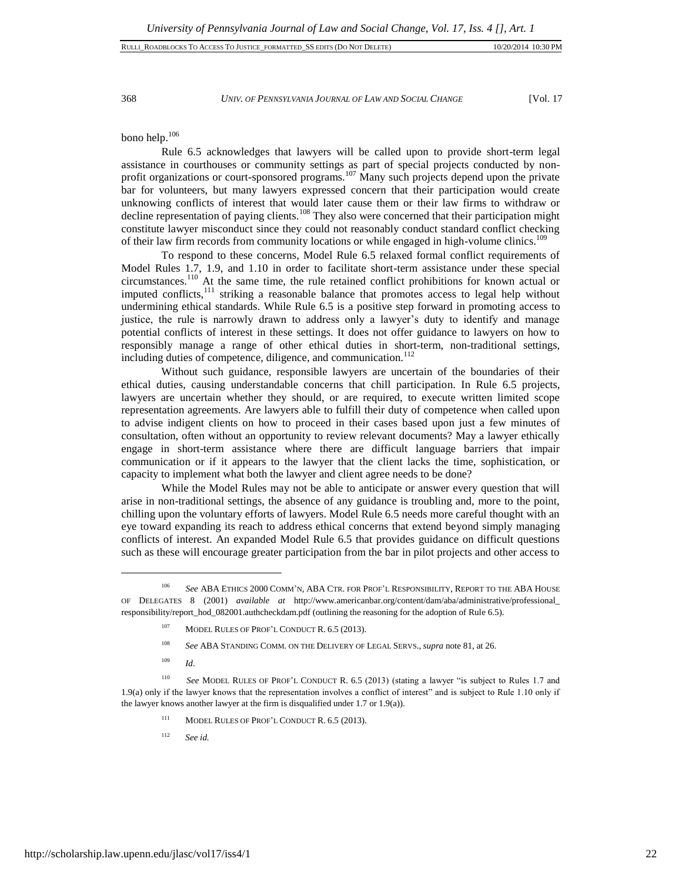bono help.[106]

Rule 6.5 acknowledges that lawyers will be called upon to provide short-term legal assistance in courthouses or community settings as part of special projects conducted by non-profit organizations or court-sponsored programs.[107] Many such projects depend upon the private bar for volunteers, but many lawyers expressed concern that their participation would create unknowing conflicts of interest that would later cause them or their law firms to withdraw or decline representation of paying clients.[108] They also were concerned that their participation might constitute lawyer misconduct since they could not reasonably conduct standard conflict checking of their law firm records from community locations or while engaged in high-volume clinics.[109]

To respond to these concerns, Model Rule 6.5 relaxed formal conflict requirements of Model Rules 1.7, 1.9, and 1.10 in order to facilitate short-term assistance under these special circumstances.[110] At the same time, the rule retained conflict prohibitions for known actual or imputed conflicts,[111] striking a reasonable balance that promotes access to legal help without undermining ethical standards. While Rule 6.5 is a positive step forward in promoting access to justice, the rule is narrowly drawn to address only a lawyer's duty to identify and manage potential conflicts of interest in these settings. It does not offer guidance to lawyers on how to responsibly manage a range of other ethical duties in short-term, non-traditional settings, including duties of competence, diligence, and communication.[112]

Without such guidance, responsible lawyers are uncertain of the boundaries of their ethical duties, causing understandable concerns that chill participation. In Rule 6.5 projects, lawyers are uncertain whether they should, or are required, to execute written limited scope representation agreements. Are lawyers able to fulfill their duty of competence when called upon to advise indigent clients on how to proceed in their cases based upon just a few minutes of consultation, often without an opportunity to review relevant documents? May a lawyer ethically engage in short-term assistance where there are difficult language barriers that impair communication or if it appears to the lawyer that the client lacks the time, sophistication, or capacity to implement what both the lawyer and client agree needs to be done?

While the Model Rules may not be able to anticipate or answer every question that will arise in non-traditional settings, the absence of any guidance is troubling and, more to the point, chilling upon the voluntary efforts of lawyers. Model Rule 6.5 needs more careful thought with an eye toward expanding its reach to address ethical concerns that extend beyond simply managing conflicts of interest. An expanded Model Rule 6.5 that provides guidance on difficult questions such as these will encourage greater participation from the bar in pilot projects and other access to

---

[106] *See* ABA ETHICS 2000 COMM'N, ABA CTR. FOR PROF'L RESPONSIBILITY, REPORT TO THE ABA HOUSE OF DELEGATES 8 (2001) *available at* http://www.americanbar.org/content/dam/aba/administrative/professional_responsibility/report_hod_082001.authcheckdam.pdf (outlining the reasoning for the adoption of Rule 6.5).

[107] MODEL RULES OF PROF'L CONDUCT R. 6.5 (2013).

[108] *See* ABA STANDING COMM. ON THE DELIVERY OF LEGAL SERVS., *supra* note 81, at 26.

[109] *Id*.

[110] *See* MODEL RULES OF PROF'L CONDUCT R. 6.5 (2013) (stating a lawyer "is subject to Rules 1.7 and 1.9(a) only if the lawyer knows that the representation involves a conflict of interest" and is subject to Rule 1.10 only if the lawyer knows another lawyer at the firm is disqualified under 1.7 or 1.9(a)).

[111] MODEL RULES OF PROF'L CONDUCT R. 6.5 (2013).

[112] *See id.*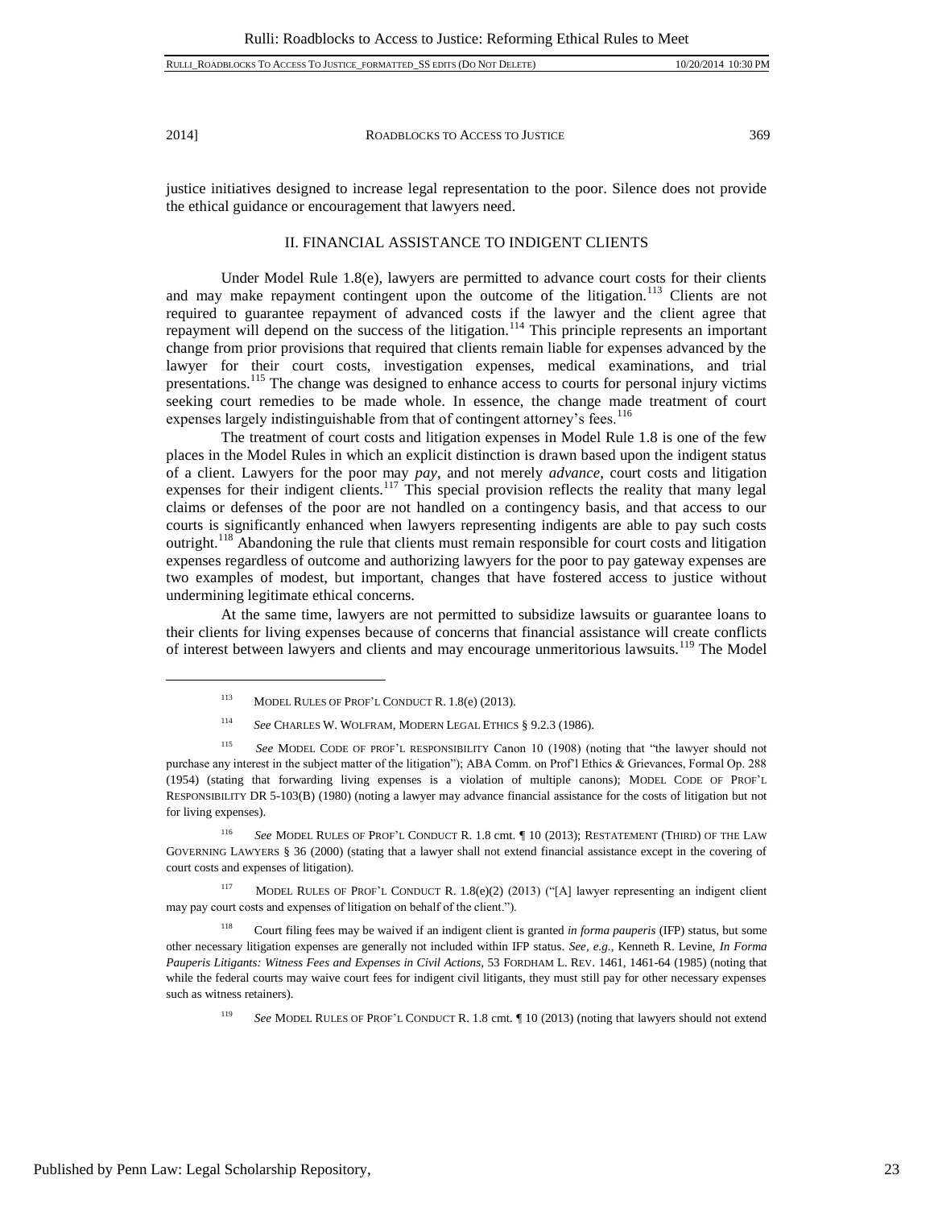justice initiatives designed to increase legal representation to the poor. Silence does not provide the ethical guidance or encouragement that lawyers need.

## II. FINANCIAL ASSISTANCE TO INDIGENT CLIENTS

Under Model Rule 1.8(e), lawyers are permitted to advance court costs for their clients and may make repayment contingent upon the outcome of the litigation.[113] Clients are not required to guarantee repayment of advanced costs if the lawyer and the client agree that repayment will depend on the success of the litigation.[114] This principle represents an important change from prior provisions that required that clients remain liable for expenses advanced by the lawyer for their court costs, investigation expenses, medical examinations, and trial presentations.[115] The change was designed to enhance access to courts for personal injury victims seeking court remedies to be made whole. In essence, the change made treatment of court expenses largely indistinguishable from that of contingent attorney's fees.[116]

The treatment of court costs and litigation expenses in Model Rule 1.8 is one of the few places in the Model Rules in which an explicit distinction is drawn based upon the indigent status of a client. Lawyers for the poor may *pay*, and not merely *advance*, court costs and litigation expenses for their indigent clients.[117] This special provision reflects the reality that many legal claims or defenses of the poor are not handled on a contingency basis, and that access to our courts is significantly enhanced when lawyers representing indigents are able to pay such costs outright.[118] Abandoning the rule that clients must remain responsible for court costs and litigation expenses regardless of outcome and authorizing lawyers for the poor to pay gateway expenses are two examples of modest, but important, changes that have fostered access to justice without undermining legitimate ethical concerns.

At the same time, lawyers are not permitted to subsidize lawsuits or guarantee loans to their clients for living expenses because of concerns that financial assistance will create conflicts of interest between lawyers and clients and may encourage unmeritorious lawsuits.[119] The Model

---

[113] MODEL RULES OF PROF'L CONDUCT R. 1.8(e) (2013).

[114] *See* CHARLES W. WOLFRAM, MODERN LEGAL ETHICS § 9.2.3 (1986).

[115] *See* MODEL CODE OF PROF'L RESPONSIBILITY Canon 10 (1908) (noting that "the lawyer should not purchase any interest in the subject matter of the litigation"); ABA Comm. on Prof'l Ethics & Grievances, Formal Op. 288 (1954) (stating that forwarding living expenses is a violation of multiple canons); MODEL CODE OF PROF'L RESPONSIBILITY DR 5-103(B) (1980) (noting a lawyer may advance financial assistance for the costs of litigation but not for living expenses).

[116] *See* MODEL RULES OF PROF'L CONDUCT R. 1.8 cmt. ¶ 10 (2013); RESTATEMENT (THIRD) OF THE LAW GOVERNING LAWYERS § 36 (2000) (stating that a lawyer shall not extend financial assistance except in the covering of court costs and expenses of litigation).

[117] MODEL RULES OF PROF'L CONDUCT R. 1.8(e)(2) (2013) ("[A] lawyer representing an indigent client may pay court costs and expenses of litigation on behalf of the client.").

[118] Court filing fees may be waived if an indigent client is granted *in forma pauperis* (IFP) status, but some other necessary litigation expenses are generally not included within IFP status. *See, e.g.*, Kenneth R. Levine, *In Forma Pauperis Litigants: Witness Fees and Expenses in Civil Actions*, 53 FORDHAM L. REV. 1461, 1461-64 (1985) (noting that while the federal courts may waive court fees for indigent civil litigants, they must still pay for other necessary expenses such as witness retainers).

[119] *See* MODEL RULES OF PROF'L CONDUCT R. 1.8 cmt. ¶ 10 (2013) (noting that lawyers should not extend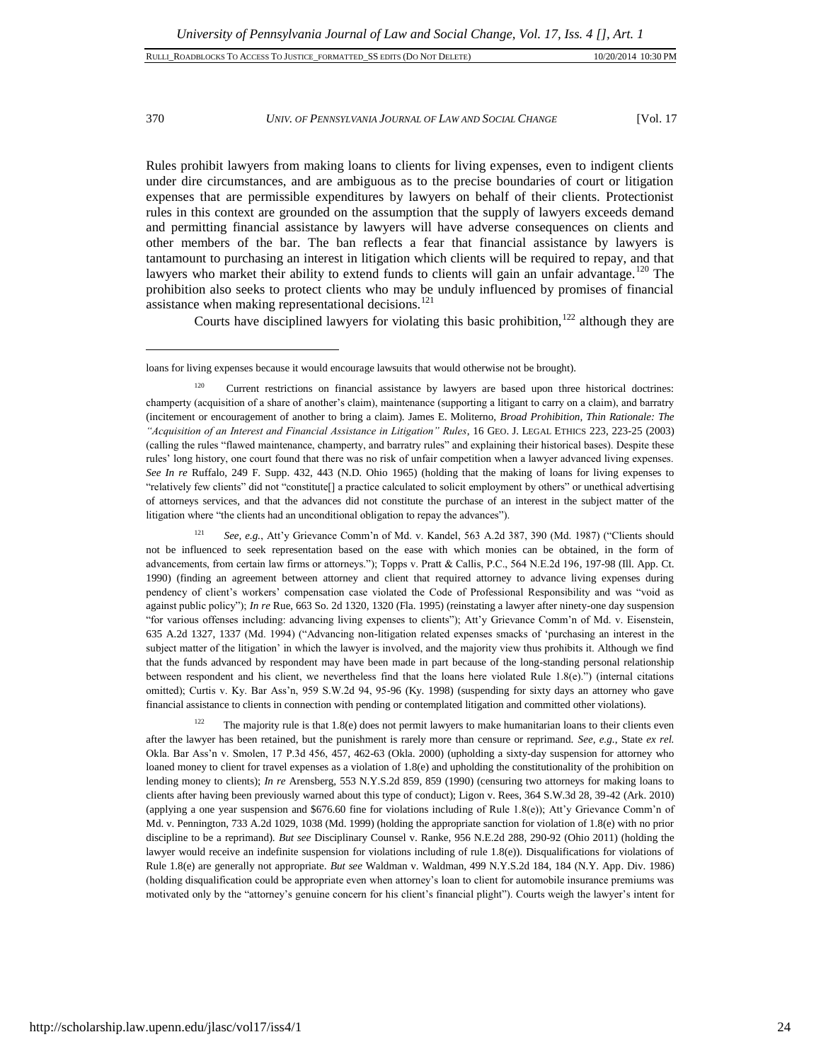Rules prohibit lawyers from making loans to clients for living expenses, even to indigent clients under dire circumstances, and are ambiguous as to the precise boundaries of court or litigation expenses that are permissible expenditures by lawyers on behalf of their clients. Protectionist rules in this context are grounded on the assumption that the supply of lawyers exceeds demand and permitting financial assistance by lawyers will have adverse consequences on clients and other members of the bar. The ban reflects a fear that financial assistance by lawyers is tantamount to purchasing an interest in litigation which clients will be required to repay, and that lawyers who market their ability to extend funds to clients will gain an unfair advantage.[120] The prohibition also seeks to protect clients who may be unduly influenced by promises of financial assistance when making representational decisions.[121]

Courts have disciplined lawyers for violating this basic prohibition,[122] although they are

---

loans for living expenses because it would encourage lawsuits that would otherwise not be brought).

[120] Current restrictions on financial assistance by lawyers are based upon three historical doctrines: champerty (acquisition of a share of another's claim), maintenance (supporting a litigant to carry on a claim), and barratry (incitement or encouragement of another to bring a claim). James E. Moliterno, *Broad Prohibition, Thin Rationale: The "Acquisition of an Interest and Financial Assistance in Litigation" Rules*, 16 GEO. J. LEGAL ETHICS 223, 223-25 (2003) (calling the rules "flawed maintenance, champerty, and barratry rules" and explaining their historical bases). Despite these rules' long history, one court found that there was no risk of unfair competition when a lawyer advanced living expenses. *See In re* Ruffalo, 249 F. Supp. 432, 443 (N.D. Ohio 1965) (holding that the making of loans for living expenses to "relatively few clients" did not "constitute[] a practice calculated to solicit employment by others" or unethical advertising of attorneys services, and that the advances did not constitute the purchase of an interest in the subject matter of the litigation where "the clients had an unconditional obligation to repay the advances").

[121] *See, e.g.*, Att'y Grievance Comm'n of Md. v. Kandel, 563 A.2d 387, 390 (Md. 1987) ("Clients should not be influenced to seek representation based on the ease with which monies can be obtained, in the form of advancements, from certain law firms or attorneys."); Topps v. Pratt & Callis, P.C., 564 N.E.2d 196, 197-98 (Ill. App. Ct. 1990) (finding an agreement between attorney and client that required attorney to advance living expenses during pendency of client's workers' compensation case violated the Code of Professional Responsibility and was "void as against public policy"); *In re* Rue, 663 So. 2d 1320, 1320 (Fla. 1995) (reinstating a lawyer after ninety-one day suspension "for various offenses including: advancing living expenses to clients"); Att'y Grievance Comm'n of Md. v. Eisenstein, 635 A.2d 1327, 1337 (Md. 1994) ("Advancing non-litigation related expenses smacks of 'purchasing an interest in the subject matter of the litigation' in which the lawyer is involved, and the majority view thus prohibits it. Although we find that the funds advanced by respondent may have been made in part because of the long-standing personal relationship between respondent and his client, we nevertheless find that the loans here violated Rule 1.8(e).") (internal citations omitted); Curtis v. Ky. Bar Ass'n, 959 S.W.2d 94, 95-96 (Ky. 1998) (suspending for sixty days an attorney who gave financial assistance to clients in connection with pending or contemplated litigation and committed other violations).

[122] The majority rule is that 1.8(e) does not permit lawyers to make humanitarian loans to their clients even after the lawyer has been retained, but the punishment is rarely more than censure or reprimand. *See, e.g.*, State *ex rel.* Okla. Bar Ass'n v. Smolen, 17 P.3d 456, 457, 462-63 (Okla. 2000) (upholding a sixty-day suspension for attorney who loaned money to client for travel expenses as a violation of 1.8(e) and upholding the constitutionality of the prohibition on lending money to clients); *In re* Arensberg, 553 N.Y.S.2d 859, 859 (1990) (censuring two attorneys for making loans to clients after having been previously warned about this type of conduct); Ligon v. Rees, 364 S.W.3d 28, 39-42 (Ark. 2010) (applying a one year suspension and $676.60 fine for violations including of Rule 1.8(e)); Att'y Grievance Comm'n of Md. v. Pennington, 733 A.2d 1029, 1038 (Md. 1999) (holding the appropriate sanction for violation of 1.8(e) with no prior discipline to be a reprimand). *But see* Disciplinary Counsel v. Ranke, 956 N.E.2d 288, 290-92 (Ohio 2011) (holding the lawyer would receive an indefinite suspension for violations including of rule 1.8(e)). Disqualifications for violations of Rule 1.8(e) are generally not appropriate. *But see* Waldman v. Waldman, 499 N.Y.S.2d 184, 184 (N.Y. App. Div. 1986) (holding disqualification could be appropriate even when attorney's loan to client for automobile insurance premiums was motivated only by the "attorney's genuine concern for his client's financial plight"). Courts weigh the lawyer's intent for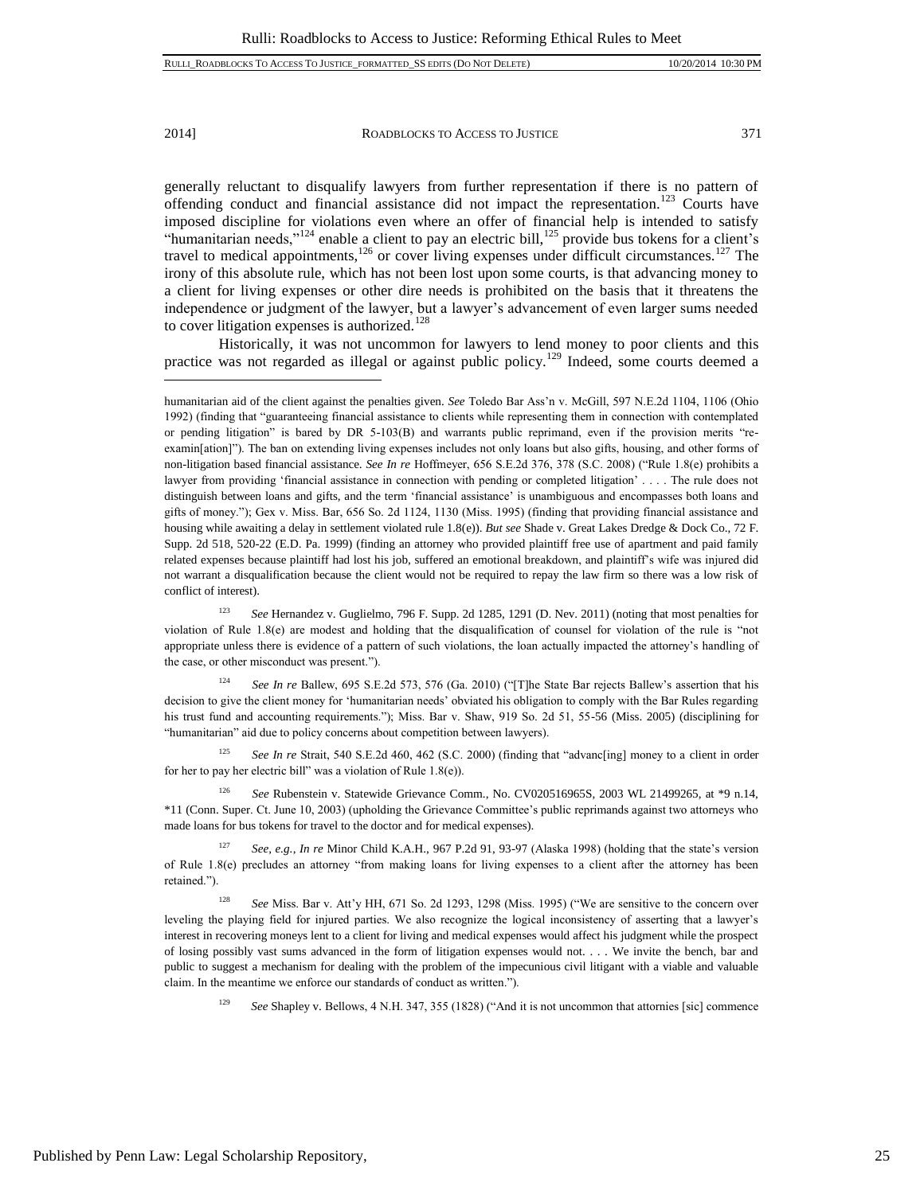generally reluctant to disqualify lawyers from further representation if there is no pattern of offending conduct and financial assistance did not impact the representation.[123] Courts have imposed discipline for violations even where an offer of financial help is intended to satisfy "humanitarian needs,"[124] enable a client to pay an electric bill,[125] provide bus tokens for a client's travel to medical appointments,[126] or cover living expenses under difficult circumstances.[127] The irony of this absolute rule, which has not been lost upon some courts, is that advancing money to a client for living expenses or other dire needs is prohibited on the basis that it threatens the independence or judgment of the lawyer, but a lawyer's advancement of even larger sums needed to cover litigation expenses is authorized.[128]

Historically, it was not uncommon for lawyers to lend money to poor clients and this practice was not regarded as illegal or against public policy.[129] Indeed, some courts deemed a

---

humanitarian aid of the client against the penalties given. *See* Toledo Bar Ass'n v. McGill, 597 N.E.2d 1104, 1106 (Ohio 1992) (finding that "guaranteeing financial assistance to clients while representing them in connection with contemplated or pending litigation" is bared by DR 5-103(B) and warrants public reprimand, even if the provision merits "re-examin[ation]"). The ban on extending living expenses includes not only loans but also gifts, housing, and other forms of non-litigation based financial assistance. *See In re* Hoffmeyer, 656 S.E.2d 376, 378 (S.C. 2008) ("Rule 1.8(e) prohibits a lawyer from providing 'financial assistance in connection with pending or completed litigation' . . . . The rule does not distinguish between loans and gifts, and the term 'financial assistance' is unambiguous and encompasses both loans and gifts of money."); Gex v. Miss. Bar, 656 So. 2d 1124, 1130 (Miss. 1995) (finding that providing financial assistance and housing while awaiting a delay in settlement violated rule 1.8(e)). *But see* Shade v. Great Lakes Dredge & Dock Co., 72 F. Supp. 2d 518, 520-22 (E.D. Pa. 1999) (finding an attorney who provided plaintiff free use of apartment and paid family related expenses because plaintiff had lost his job, suffered an emotional breakdown, and plaintiff's wife was injured did not warrant a disqualification because the client would not be required to repay the law firm so there was a low risk of conflict of interest).

[123] *See* Hernandez v. Guglielmo, 796 F. Supp. 2d 1285, 1291 (D. Nev. 2011) (noting that most penalties for violation of Rule 1.8(e) are modest and holding that the disqualification of counsel for violation of the rule is "not appropriate unless there is evidence of a pattern of such violations, the loan actually impacted the attorney's handling of the case, or other misconduct was present.").

[124] *See In re* Ballew, 695 S.E.2d 573, 576 (Ga. 2010) ("[T]he State Bar rejects Ballew's assertion that his decision to give the client money for 'humanitarian needs' obviated his obligation to comply with the Bar Rules regarding his trust fund and accounting requirements."); Miss. Bar v. Shaw, 919 So. 2d 51, 55-56 (Miss. 2005) (disciplining for "humanitarian" aid due to policy concerns about competition between lawyers).

[125] *See In re* Strait, 540 S.E.2d 460, 462 (S.C. 2000) (finding that "advanc[ing] money to a client in order for her to pay her electric bill" was a violation of Rule 1.8(e)).

[126] *See* Rubenstein v. Statewide Grievance Comm., No. CV020516965S, 2003 WL 21499265, at *9 n.14, *11 (Conn. Super. Ct. June 10, 2003) (upholding the Grievance Committee's public reprimands against two attorneys who made loans for bus tokens for travel to the doctor and for medical expenses).

[127] *See, e.g.*, *In re* Minor Child K.A.H., 967 P.2d 91, 93-97 (Alaska 1998) (holding that the state's version of Rule 1.8(e) precludes an attorney "from making loans for living expenses to a client after the attorney has been retained.").

[128] *See* Miss. Bar v. Att'y HH, 671 So. 2d 1293, 1298 (Miss. 1995) ("We are sensitive to the concern over leveling the playing field for injured parties. We also recognize the logical inconsistency of asserting that a lawyer's interest in recovering moneys lent to a client for living and medical expenses would affect his judgment while the prospect of losing possibly vast sums advanced in the form of litigation expenses would not. . . . We invite the bench, bar and public to suggest a mechanism for dealing with the problem of the impecunious civil litigant with a viable and valuable claim. In the meantime we enforce our standards of conduct as written.").

[129] *See* Shapley v. Bellows, 4 N.H. 347, 355 (1828) ("And it is not uncommon that attornies [sic] commence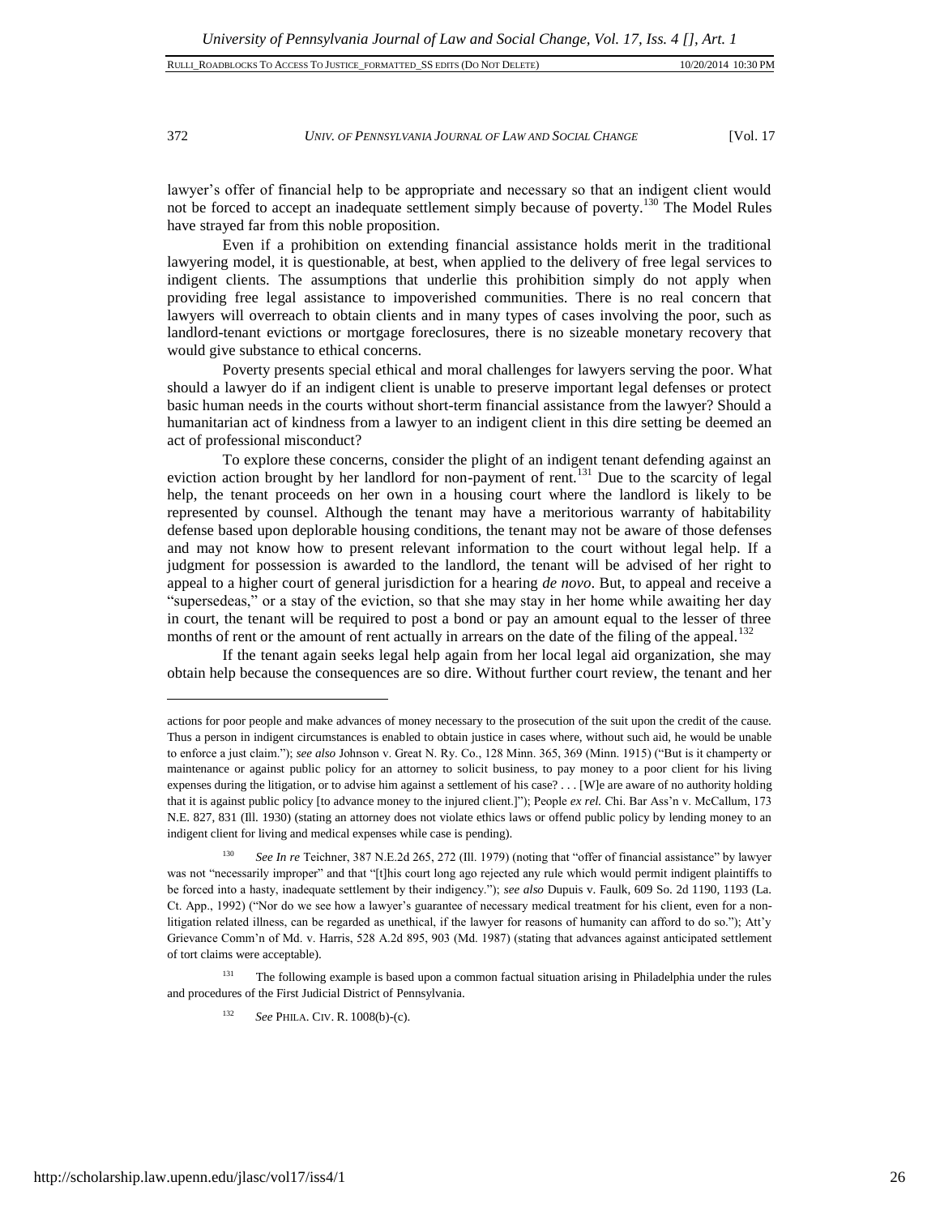lawyer's offer of financial help to be appropriate and necessary so that an indigent client would not be forced to accept an inadequate settlement simply because of poverty.[130] The Model Rules have strayed far from this noble proposition.

Even if a prohibition on extending financial assistance holds merit in the traditional lawyering model, it is questionable, at best, when applied to the delivery of free legal services to indigent clients. The assumptions that underlie this prohibition simply do not apply when providing free legal assistance to impoverished communities. There is no real concern that lawyers will overreach to obtain clients and in many types of cases involving the poor, such as landlord-tenant evictions or mortgage foreclosures, there is no sizeable monetary recovery that would give substance to ethical concerns.

Poverty presents special ethical and moral challenges for lawyers serving the poor. What should a lawyer do if an indigent client is unable to preserve important legal defenses or protect basic human needs in the courts without short-term financial assistance from the lawyer? Should a humanitarian act of kindness from a lawyer to an indigent client in this dire setting be deemed an act of professional misconduct?

To explore these concerns, consider the plight of an indigent tenant defending against an eviction action brought by her landlord for non-payment of rent.[131] Due to the scarcity of legal help, the tenant proceeds on her own in a housing court where the landlord is likely to be represented by counsel. Although the tenant may have a meritorious warranty of habitability defense based upon deplorable housing conditions, the tenant may not be aware of those defenses and may not know how to present relevant information to the court without legal help. If a judgment for possession is awarded to the landlord, the tenant will be advised of her right to appeal to a higher court of general jurisdiction for a hearing *de novo*. But, to appeal and receive a "supersedeas," or a stay of the eviction, so that she may stay in her home while awaiting her day in court, the tenant will be required to post a bond or pay an amount equal to the lesser of three months of rent or the amount of rent actually in arrears on the date of the filing of the appeal.[132]

If the tenant again seeks legal help again from her local legal aid organization, she may obtain help because the consequences are so dire. Without further court review, the tenant and her

---

actions for poor people and make advances of money necessary to the prosecution of the suit upon the credit of the cause. Thus a person in indigent circumstances is enabled to obtain justice in cases where, without such aid, he would be unable to enforce a just claim."); *see also* Johnson v. Great N. Ry. Co., 128 Minn. 365, 369 (Minn. 1915) ("But is it champerty or maintenance or against public policy for an attorney to solicit business, to pay money to a poor client for his living expenses during the litigation, or to advise him against a settlement of his case? . . . [W]e are aware of no authority holding that it is against public policy [to advance money to the injured client.]"); People *ex rel.* Chi. Bar Ass'n v. McCallum, 173 N.E. 827, 831 (Ill. 1930) (stating an attorney does not violate ethics laws or offend public policy by lending money to an indigent client for living and medical expenses while case is pending).

[130] *See In re* Teichner, 387 N.E.2d 265, 272 (Ill. 1979) (noting that "offer of financial assistance" by lawyer was not "necessarily improper" and that "[t]his court long ago rejected any rule which would permit indigent plaintiffs to be forced into a hasty, inadequate settlement by their indigency."); *see also* Dupuis v. Faulk, 609 So. 2d 1190, 1193 (La. Ct. App., 1992) ("Nor do we see how a lawyer's guarantee of necessary medical treatment for his client, even for a non-litigation related illness, can be regarded as unethical, if the lawyer for reasons of humanity can afford to do so."); Att'y Grievance Comm'n of Md. v. Harris, 528 A.2d 895, 903 (Md. 1987) (stating that advances against anticipated settlement of tort claims were acceptable).

[131] The following example is based upon a common factual situation arising in Philadelphia under the rules and procedures of the First Judicial District of Pennsylvania.

[132] *See* PHILA. CIV. R. 1008(b)-(c).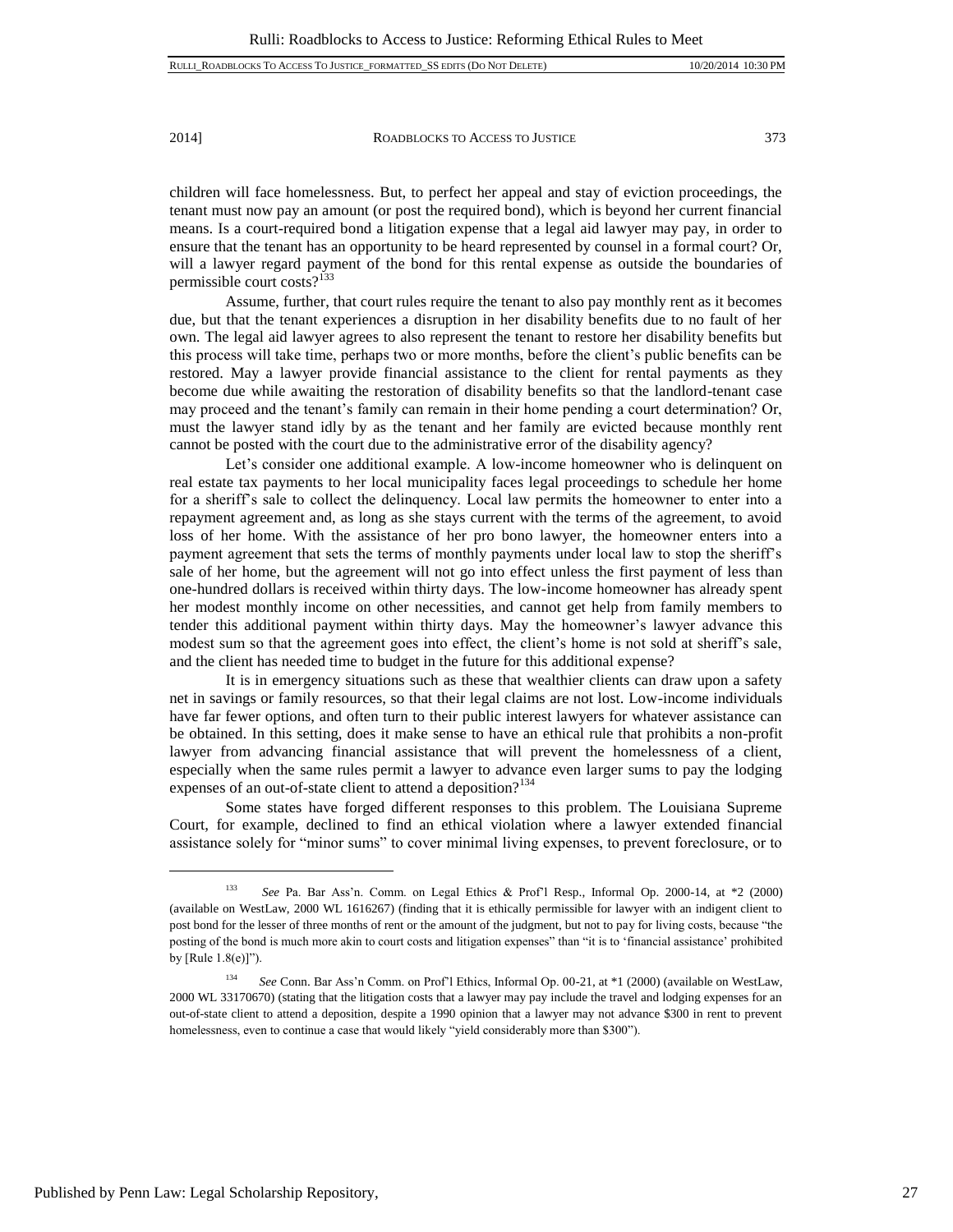children will face homelessness. But, to perfect her appeal and stay of eviction proceedings, the tenant must now pay an amount (or post the required bond), which is beyond her current financial means. Is a court-required bond a litigation expense that a legal aid lawyer may pay, in order to ensure that the tenant has an opportunity to be heard represented by counsel in a formal court? Or, will a lawyer regard payment of the bond for this rental expense as outside the boundaries of permissible court costs?[133]

Assume, further, that court rules require the tenant to also pay monthly rent as it becomes due, but that the tenant experiences a disruption in her disability benefits due to no fault of her own. The legal aid lawyer agrees to also represent the tenant to restore her disability benefits but this process will take time, perhaps two or more months, before the client's public benefits can be restored. May a lawyer provide financial assistance to the client for rental payments as they become due while awaiting the restoration of disability benefits so that the landlord-tenant case may proceed and the tenant's family can remain in their home pending a court determination? Or, must the lawyer stand idly by as the tenant and her family are evicted because monthly rent cannot be posted with the court due to the administrative error of the disability agency?

Let's consider one additional example. A low-income homeowner who is delinquent on real estate tax payments to her local municipality faces legal proceedings to schedule her home for a sheriff's sale to collect the delinquency. Local law permits the homeowner to enter into a repayment agreement and, as long as she stays current with the terms of the agreement, to avoid loss of her home. With the assistance of her pro bono lawyer, the homeowner enters into a payment agreement that sets the terms of monthly payments under local law to stop the sheriff's sale of her home, but the agreement will not go into effect unless the first payment of less than one-hundred dollars is received within thirty days. The low-income homeowner has already spent her modest monthly income on other necessities, and cannot get help from family members to tender this additional payment within thirty days. May the homeowner's lawyer advance this modest sum so that the agreement goes into effect, the client's home is not sold at sheriff's sale, and the client has needed time to budget in the future for this additional expense?

It is in emergency situations such as these that wealthier clients can draw upon a safety net in savings or family resources, so that their legal claims are not lost. Low-income individuals have far fewer options, and often turn to their public interest lawyers for whatever assistance can be obtained. In this setting, does it make sense to have an ethical rule that prohibits a non-profit lawyer from advancing financial assistance that will prevent the homelessness of a client, especially when the same rules permit a lawyer to advance even larger sums to pay the lodging expenses of an out-of-state client to attend a deposition?[134]

Some states have forged different responses to this problem. The Louisiana Supreme Court, for example, declined to find an ethical violation where a lawyer extended financial assistance solely for "minor sums" to cover minimal living expenses, to prevent foreclosure, or to

---

[133] *See* Pa. Bar Ass'n. Comm. on Legal Ethics & Prof'l Resp., Informal Op. 2000-14, at *2 (2000) (available on WestLaw, 2000 WL 1616267) (finding that it is ethically permissible for lawyer with an indigent client to post bond for the lesser of three months of rent or the amount of the judgment, but not to pay for living costs, because "the posting of the bond is much more akin to court costs and litigation expenses" than "it is to 'financial assistance' prohibited by [Rule 1.8(e)]").

[134] *See* Conn. Bar Ass'n Comm. on Prof'l Ethics, Informal Op. 00-21, at *1 (2000) (available on WestLaw, 2000 WL 33170670) (stating that the litigation costs that a lawyer may pay include the travel and lodging expenses for an out-of-state client to attend a deposition, despite a 1990 opinion that a lawyer may not advance $300 in rent to prevent homelessness, even to continue a case that would likely "yield considerably more than $300").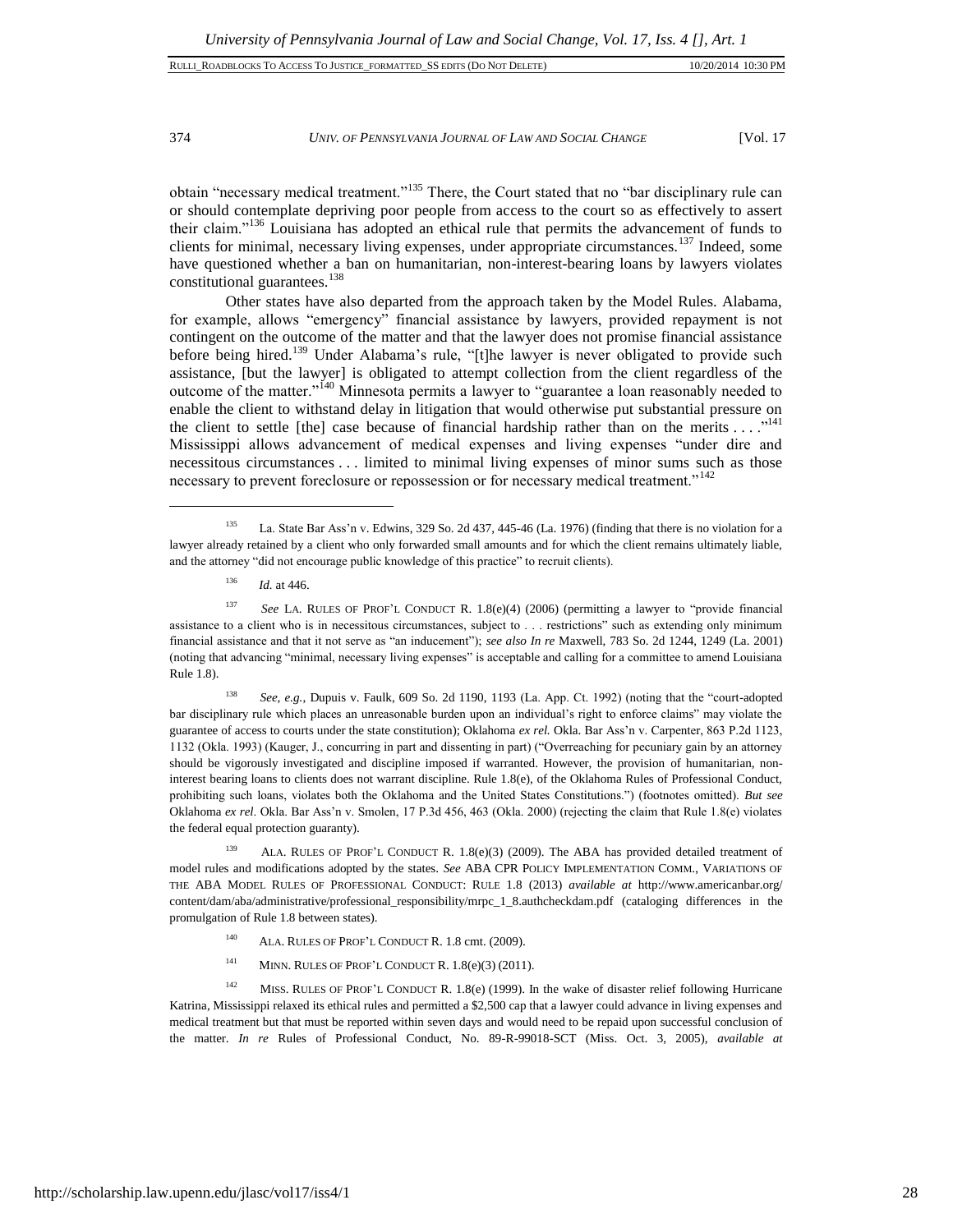obtain "necessary medical treatment."[135] There, the Court stated that no "bar disciplinary rule can or should contemplate depriving poor people from access to the court so as effectively to assert their claim."[136] Louisiana has adopted an ethical rule that permits the advancement of funds to clients for minimal, necessary living expenses, under appropriate circumstances.[137] Indeed, some have questioned whether a ban on humanitarian, non-interest-bearing loans by lawyers violates constitutional guarantees.[138]

Other states have also departed from the approach taken by the Model Rules. Alabama, for example, allows "emergency" financial assistance by lawyers, provided repayment is not contingent on the outcome of the matter and that the lawyer does not promise financial assistance before being hired.[139] Under Alabama's rule, "[t]he lawyer is never obligated to provide such assistance, [but the lawyer] is obligated to attempt collection from the client regardless of the outcome of the matter."[140] Minnesota permits a lawyer to "guarantee a loan reasonably needed to enable the client to withstand delay in litigation that would otherwise put substantial pressure on the client to settle [the] case because of financial hardship rather than on the merits . . . ."[141] Mississippi allows advancement of medical expenses and living expenses "under dire and necessitous circumstances . . . limited to minimal living expenses of minor sums such as those necessary to prevent foreclosure or repossession or for necessary medical treatment."[142]

---

[135] La. State Bar Ass'n v. Edwins, 329 So. 2d 437, 445-46 (La. 1976) (finding that there is no violation for a lawyer already retained by a client who only forwarded small amounts and for which the client remains ultimately liable, and the attorney "did not encourage public knowledge of this practice" to recruit clients).

[136] *Id.* at 446.

[137] *See* LA. RULES OF PROF'L CONDUCT R. 1.8(e)(4) (2006) (permitting a lawyer to "provide financial assistance to a client who is in necessitous circumstances, subject to . . . restrictions" such as extending only minimum financial assistance and that it not serve as "an inducement"); *see also In re* Maxwell, 783 So. 2d 1244, 1249 (La. 2001) (noting that advancing "minimal, necessary living expenses" is acceptable and calling for a committee to amend Louisiana Rule 1.8).

[138] *See, e.g.*, Dupuis v. Faulk, 609 So. 2d 1190, 1193 (La. App. Ct. 1992) (noting that the "court-adopted bar disciplinary rule which places an unreasonable burden upon an individual's right to enforce claims" may violate the guarantee of access to courts under the state constitution); Oklahoma *ex rel.* Okla. Bar Ass'n v. Carpenter, 863 P.2d 1123, 1132 (Okla. 1993) (Kauger, J., concurring in part and dissenting in part) ("Overreaching for pecuniary gain by an attorney should be vigorously investigated and discipline imposed if warranted. However, the provision of humanitarian, non-interest bearing loans to clients does not warrant discipline. Rule 1.8(e), of the Oklahoma Rules of Professional Conduct, prohibiting such loans, violates both the Oklahoma and the United States Constitutions.") (footnotes omitted). *But see* Oklahoma *ex rel*. Okla. Bar Ass'n v. Smolen, 17 P.3d 456, 463 (Okla. 2000) (rejecting the claim that Rule 1.8(e) violates the federal equal protection guaranty).

[139] ALA. RULES OF PROF'L CONDUCT R. 1.8(e)(3) (2009). The ABA has provided detailed treatment of model rules and modifications adopted by the states. *See* ABA CPR POLICY IMPLEMENTATION COMM., VARIATIONS OF THE ABA MODEL RULES OF PROFESSIONAL CONDUCT: RULE 1.8 (2013) *available at* http://www.americanbar.org/content/dam/aba/administrative/professional_responsibility/mrpc_1_8.authcheckdam.pdf (cataloging differences in the promulgation of Rule 1.8 between states).

[140] ALA. RULES OF PROF'L CONDUCT R. 1.8 cmt. (2009).

[141] MINN. RULES OF PROF'L CONDUCT R. 1.8(e)(3) (2011).

[142] MISS. RULES OF PROF'L CONDUCT R. 1.8(e) (1999). In the wake of disaster relief following Hurricane Katrina, Mississippi relaxed its ethical rules and permitted a $2,500 cap that a lawyer could advance in living expenses and medical treatment but that must be reported within seven days and would need to be repaid upon successful conclusion of the matter. *In re* Rules of Professional Conduct, No. 89-R-99018-SCT (Miss. Oct. 3, 2005), *available at*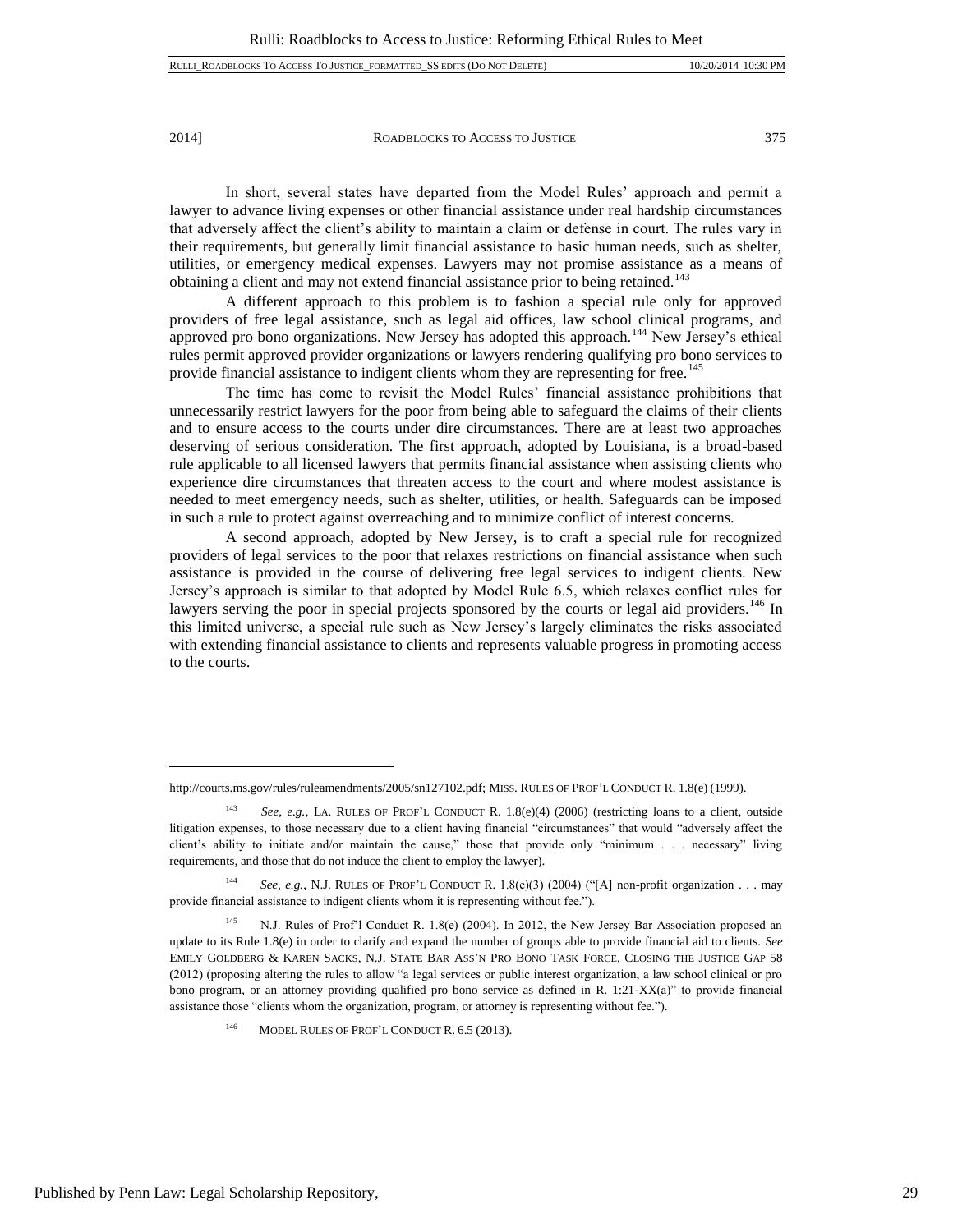In short, several states have departed from the Model Rules' approach and permit a lawyer to advance living expenses or other financial assistance under real hardship circumstances that adversely affect the client's ability to maintain a claim or defense in court. The rules vary in their requirements, but generally limit financial assistance to basic human needs, such as shelter, utilities, or emergency medical expenses. Lawyers may not promise assistance as a means of obtaining a client and may not extend financial assistance prior to being retained.[143]

A different approach to this problem is to fashion a special rule only for approved providers of free legal assistance, such as legal aid offices, law school clinical programs, and approved pro bono organizations. New Jersey has adopted this approach.[144] New Jersey's ethical rules permit approved provider organizations or lawyers rendering qualifying pro bono services to provide financial assistance to indigent clients whom they are representing for free.[145]

The time has come to revisit the Model Rules' financial assistance prohibitions that unnecessarily restrict lawyers for the poor from being able to safeguard the claims of their clients and to ensure access to the courts under dire circumstances. There are at least two approaches deserving of serious consideration. The first approach, adopted by Louisiana, is a broad-based rule applicable to all licensed lawyers that permits financial assistance when assisting clients who experience dire circumstances that threaten access to the court and where modest assistance is needed to meet emergency needs, such as shelter, utilities, or health. Safeguards can be imposed in such a rule to protect against overreaching and to minimize conflict of interest concerns.

A second approach, adopted by New Jersey, is to craft a special rule for recognized providers of legal services to the poor that relaxes restrictions on financial assistance when such assistance is provided in the course of delivering free legal services to indigent clients. New Jersey's approach is similar to that adopted by Model Rule 6.5, which relaxes conflict rules for lawyers serving the poor in special projects sponsored by the courts or legal aid providers.[146] In this limited universe, a special rule such as New Jersey's largely eliminates the risks associated with extending financial assistance to clients and represents valuable progress in promoting access to the courts.

---

http://courts.ms.gov/rules/ruleamendments/2005/sn127102.pdf; MISS. RULES OF PROF'L CONDUCT R. 1.8(e) (1999).

[143] *See, e.g.*, LA. RULES OF PROF'L CONDUCT R. 1.8(e)(4) (2006) (restricting loans to a client, outside litigation expenses, to those necessary due to a client having financial "circumstances" that would "adversely affect the client's ability to initiate and/or maintain the cause," those that provide only "minimum . . . necessary" living requirements, and those that do not induce the client to employ the lawyer).

[144] *See, e.g.*, N.J. RULES OF PROF'L CONDUCT R. 1.8(e)(3) (2004) ("[A] non-profit organization . . . may provide financial assistance to indigent clients whom it is representing without fee.").

[145] N.J. Rules of Prof'l Conduct R. 1.8(e) (2004). In 2012, the New Jersey Bar Association proposed an update to its Rule 1.8(e) in order to clarify and expand the number of groups able to provide financial aid to clients. *See* EMILY GOLDBERG & KAREN SACKS, N.J. STATE BAR ASS'N PRO BONO TASK FORCE, CLOSING THE JUSTICE GAP 58 (2012) (proposing altering the rules to allow "a legal services or public interest organization, a law school clinical or pro bono program, or an attorney providing qualified pro bono service as defined in R. 1:21-XX(a)" to provide financial assistance those "clients whom the organization, program, or attorney is representing without fee.").

[146] MODEL RULES OF PROF'L CONDUCT R. 6.5 (2013).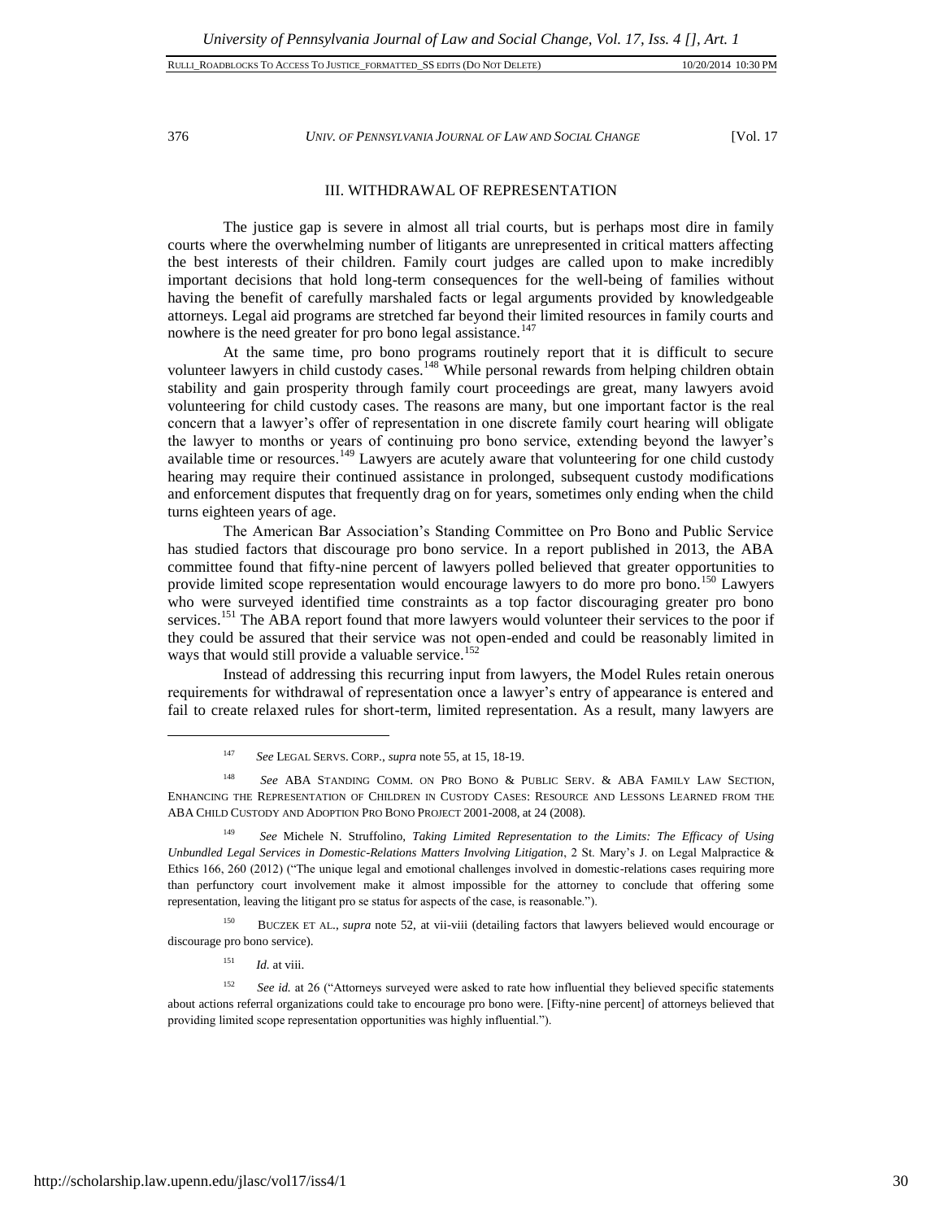## III. WITHDRAWAL OF REPRESENTATION

The justice gap is severe in almost all trial courts, but is perhaps most dire in family courts where the overwhelming number of litigants are unrepresented in critical matters affecting the best interests of their children. Family court judges are called upon to make incredibly important decisions that hold long-term consequences for the well-being of families without having the benefit of carefully marshaled facts or legal arguments provided by knowledgeable attorneys. Legal aid programs are stretched far beyond their limited resources in family courts and nowhere is the need greater for pro bono legal assistance.[147]

At the same time, pro bono programs routinely report that it is difficult to secure volunteer lawyers in child custody cases.[148] While personal rewards from helping children obtain stability and gain prosperity through family court proceedings are great, many lawyers avoid volunteering for child custody cases. The reasons are many, but one important factor is the real concern that a lawyer's offer of representation in one discrete family court hearing will obligate the lawyer to months or years of continuing pro bono service, extending beyond the lawyer's available time or resources.[149] Lawyers are acutely aware that volunteering for one child custody hearing may require their continued assistance in prolonged, subsequent custody modifications and enforcement disputes that frequently drag on for years, sometimes only ending when the child turns eighteen years of age.

The American Bar Association's Standing Committee on Pro Bono and Public Service has studied factors that discourage pro bono service. In a report published in 2013, the ABA committee found that fifty-nine percent of lawyers polled believed that greater opportunities to provide limited scope representation would encourage lawyers to do more pro bono.[150] Lawyers who were surveyed identified time constraints as a top factor discouraging greater pro bono services.[151] The ABA report found that more lawyers would volunteer their services to the poor if they could be assured that their service was not open-ended and could be reasonably limited in ways that would still provide a valuable service.[152]

Instead of addressing this recurring input from lawyers, the Model Rules retain onerous requirements for withdrawal of representation once a lawyer's entry of appearance is entered and fail to create relaxed rules for short-term, limited representation. As a result, many lawyers are

---

[147] *See* LEGAL SERVS. CORP., *supra* note 55, at 15, 18-19.

[148] *See* ABA STANDING COMM. ON PRO BONO & PUBLIC SERV. & ABA FAMILY LAW SECTION, ENHANCING THE REPRESENTATION OF CHILDREN IN CUSTODY CASES: RESOURCE AND LESSONS LEARNED FROM THE ABA CHILD CUSTODY AND ADOPTION PRO BONO PROJECT 2001-2008, at 24 (2008).

[149] *See* Michele N. Struffolino, *Taking Limited Representation to the Limits: The Efficacy of Using Unbundled Legal Services in Domestic-Relations Matters Involving Litigation*, 2 St. Mary's J. on Legal Malpractice & Ethics 166, 260 (2012) ("The unique legal and emotional challenges involved in domestic-relations cases requiring more than perfunctory court involvement make it almost impossible for the attorney to conclude that offering some representation, leaving the litigant pro se status for aspects of the case, is reasonable.").

[150] BUCZEK ET AL., *supra* note 52, at vii-viii (detailing factors that lawyers believed would encourage or discourage pro bono service).

[151] *Id.* at viii.

[152] *See id.* at 26 ("Attorneys surveyed were asked to rate how influential they believed specific statements about actions referral organizations could take to encourage pro bono were. [Fifty-nine percent] of attorneys believed that providing limited scope representation opportunities was highly influential.").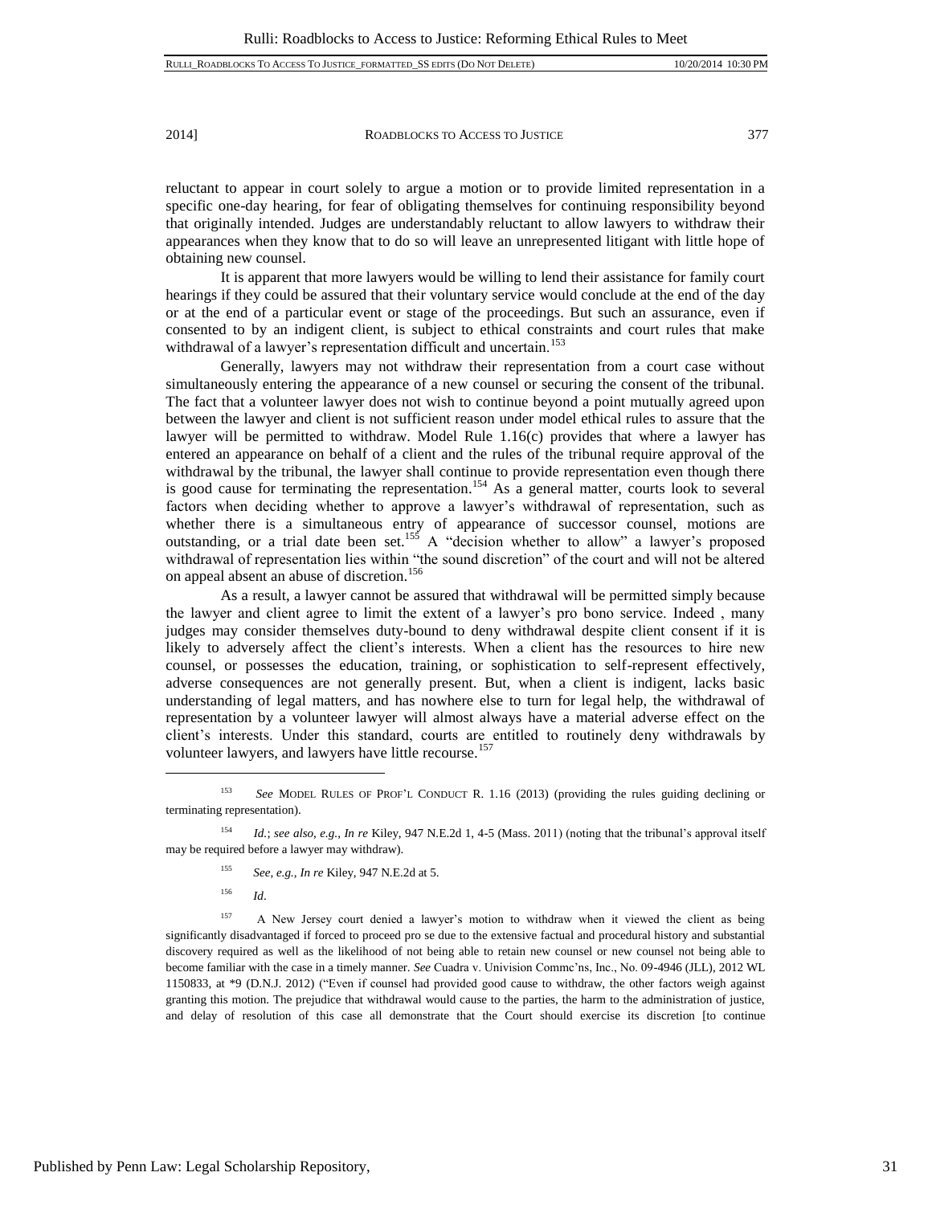reluctant to appear in court solely to argue a motion or to provide limited representation in a specific one-day hearing, for fear of obligating themselves for continuing responsibility beyond that originally intended. Judges are understandably reluctant to allow lawyers to withdraw their appearances when they know that to do so will leave an unrepresented litigant with little hope of obtaining new counsel.

It is apparent that more lawyers would be willing to lend their assistance for family court hearings if they could be assured that their voluntary service would conclude at the end of the day or at the end of a particular event or stage of the proceedings. But such an assurance, even if consented to by an indigent client, is subject to ethical constraints and court rules that make withdrawal of a lawyer's representation difficult and uncertain.[153]

Generally, lawyers may not withdraw their representation from a court case without simultaneously entering the appearance of a new counsel or securing the consent of the tribunal. The fact that a volunteer lawyer does not wish to continue beyond a point mutually agreed upon between the lawyer and client is not sufficient reason under model ethical rules to assure that the lawyer will be permitted to withdraw. Model Rule 1.16(c) provides that where a lawyer has entered an appearance on behalf of a client and the rules of the tribunal require approval of the withdrawal by the tribunal, the lawyer shall continue to provide representation even though there is good cause for terminating the representation.[154] As a general matter, courts look to several factors when deciding whether to approve a lawyer's withdrawal of representation, such as whether there is a simultaneous entry of appearance of successor counsel, motions are outstanding, or a trial date been set.[155] A "decision whether to allow" a lawyer's proposed withdrawal of representation lies within "the sound discretion" of the court and will not be altered on appeal absent an abuse of discretion.[156]

As a result, a lawyer cannot be assured that withdrawal will be permitted simply because the lawyer and client agree to limit the extent of a lawyer's pro bono service. Indeed , many judges may consider themselves duty-bound to deny withdrawal despite client consent if it is likely to adversely affect the client's interests. When a client has the resources to hire new counsel, or possesses the education, training, or sophistication to self-represent effectively, adverse consequences are not generally present. But, when a client is indigent, lacks basic understanding of legal matters, and has nowhere else to turn for legal help, the withdrawal of representation by a volunteer lawyer will almost always have a material adverse effect on the client's interests. Under this standard, courts are entitled to routinely deny withdrawals by volunteer lawyers, and lawyers have little recourse.[157]

---

[153] *See* MODEL RULES OF PROF'L CONDUCT R. 1.16 (2013) (providing the rules guiding declining or terminating representation).

[154] *Id.*; *see also, e.g.*, *In re* Kiley, 947 N.E.2d 1, 4-5 (Mass. 2011) (noting that the tribunal's approval itself may be required before a lawyer may withdraw).

[155] *See, e.g.*, *In re* Kiley, 947 N.E.2d at 5.

[156] *Id*.

[157] A New Jersey court denied a lawyer's motion to withdraw when it viewed the client as being significantly disadvantaged if forced to proceed pro se due to the extensive factual and procedural history and substantial discovery required as well as the likelihood of not being able to retain new counsel or new counsel not being able to become familiar with the case in a timely manner. *See* Cuadra v. Univision Commc'ns, Inc., No. 09-4946 (JLL), 2012 WL 1150833, at *9 (D.N.J. 2012) ("Even if counsel had provided good cause to withdraw, the other factors weigh against granting this motion. The prejudice that withdrawal would cause to the parties, the harm to the administration of justice, and delay of resolution of this case all demonstrate that the Court should exercise its discretion [to continue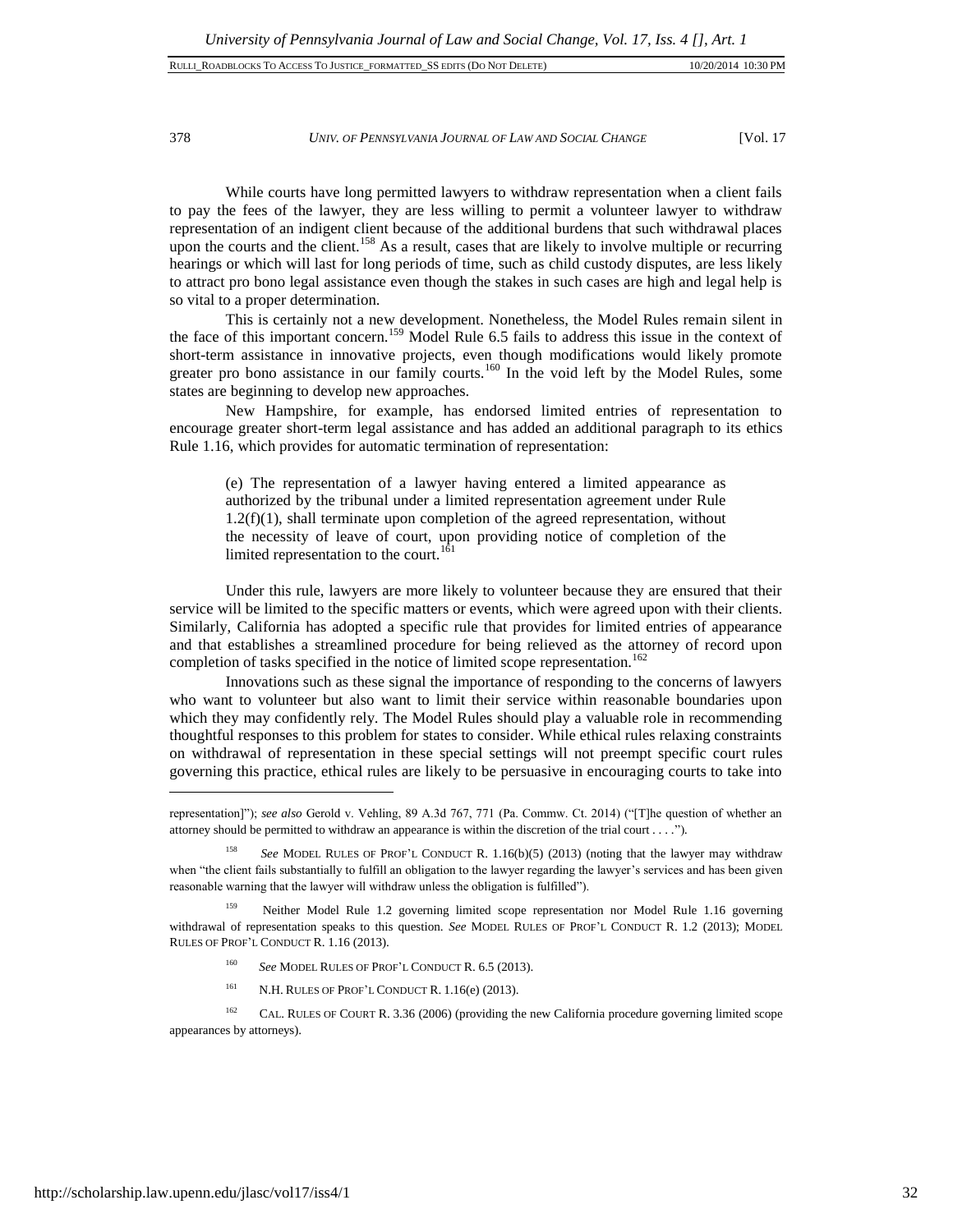While courts have long permitted lawyers to withdraw representation when a client fails to pay the fees of the lawyer, they are less willing to permit a volunteer lawyer to withdraw representation of an indigent client because of the additional burdens that such withdrawal places upon the courts and the client.[158] As a result, cases that are likely to involve multiple or recurring hearings or which will last for long periods of time, such as child custody disputes, are less likely to attract pro bono legal assistance even though the stakes in such cases are high and legal help is so vital to a proper determination.

This is certainly not a new development. Nonetheless, the Model Rules remain silent in the face of this important concern.[159] Model Rule 6.5 fails to address this issue in the context of short-term assistance in innovative projects, even though modifications would likely promote greater pro bono assistance in our family courts.[160] In the void left by the Model Rules, some states are beginning to develop new approaches.

New Hampshire, for example, has endorsed limited entries of representation to encourage greater short-term legal assistance and has added an additional paragraph to its ethics Rule 1.16, which provides for automatic termination of representation:

> (e) The representation of a lawyer having entered a limited appearance as authorized by the tribunal under a limited representation agreement under Rule 1.2(f)(1), shall terminate upon completion of the agreed representation, without the necessity of leave of court, upon providing notice of completion of the limited representation to the court.[161]

Under this rule, lawyers are more likely to volunteer because they are ensured that their service will be limited to the specific matters or events, which were agreed upon with their clients. Similarly, California has adopted a specific rule that provides for limited entries of appearance and that establishes a streamlined procedure for being relieved as the attorney of record upon completion of tasks specified in the notice of limited scope representation.[162]

Innovations such as these signal the importance of responding to the concerns of lawyers who want to volunteer but also want to limit their service within reasonable boundaries upon which they may confidently rely. The Model Rules should play a valuable role in recommending thoughtful responses to this problem for states to consider. While ethical rules relaxing constraints on withdrawal of representation in these special settings will not preempt specific court rules governing this practice, ethical rules are likely to be persuasive in encouraging courts to take into

---

representation]"); *see also* Gerold v. Vehling, 89 A.3d 767, 771 (Pa. Commw. Ct. 2014) ("[T]he question of whether an attorney should be permitted to withdraw an appearance is within the discretion of the trial court . . . .").

[158] *See* MODEL RULES OF PROF'L CONDUCT R. 1.16(b)(5) (2013) (noting that the lawyer may withdraw when "the client fails substantially to fulfill an obligation to the lawyer regarding the lawyer's services and has been given reasonable warning that the lawyer will withdraw unless the obligation is fulfilled").

[159] Neither Model Rule 1.2 governing limited scope representation nor Model Rule 1.16 governing withdrawal of representation speaks to this question. *See* MODEL RULES OF PROF'L CONDUCT R. 1.2 (2013); MODEL RULES OF PROF'L CONDUCT R. 1.16 (2013).

[160] *See* MODEL RULES OF PROF'L CONDUCT R. 6.5 (2013).

[161] N.H. RULES OF PROF'L CONDUCT R. 1.16(e) (2013).

[162] CAL. RULES OF COURT R. 3.36 (2006) (providing the new California procedure governing limited scope appearances by attorneys).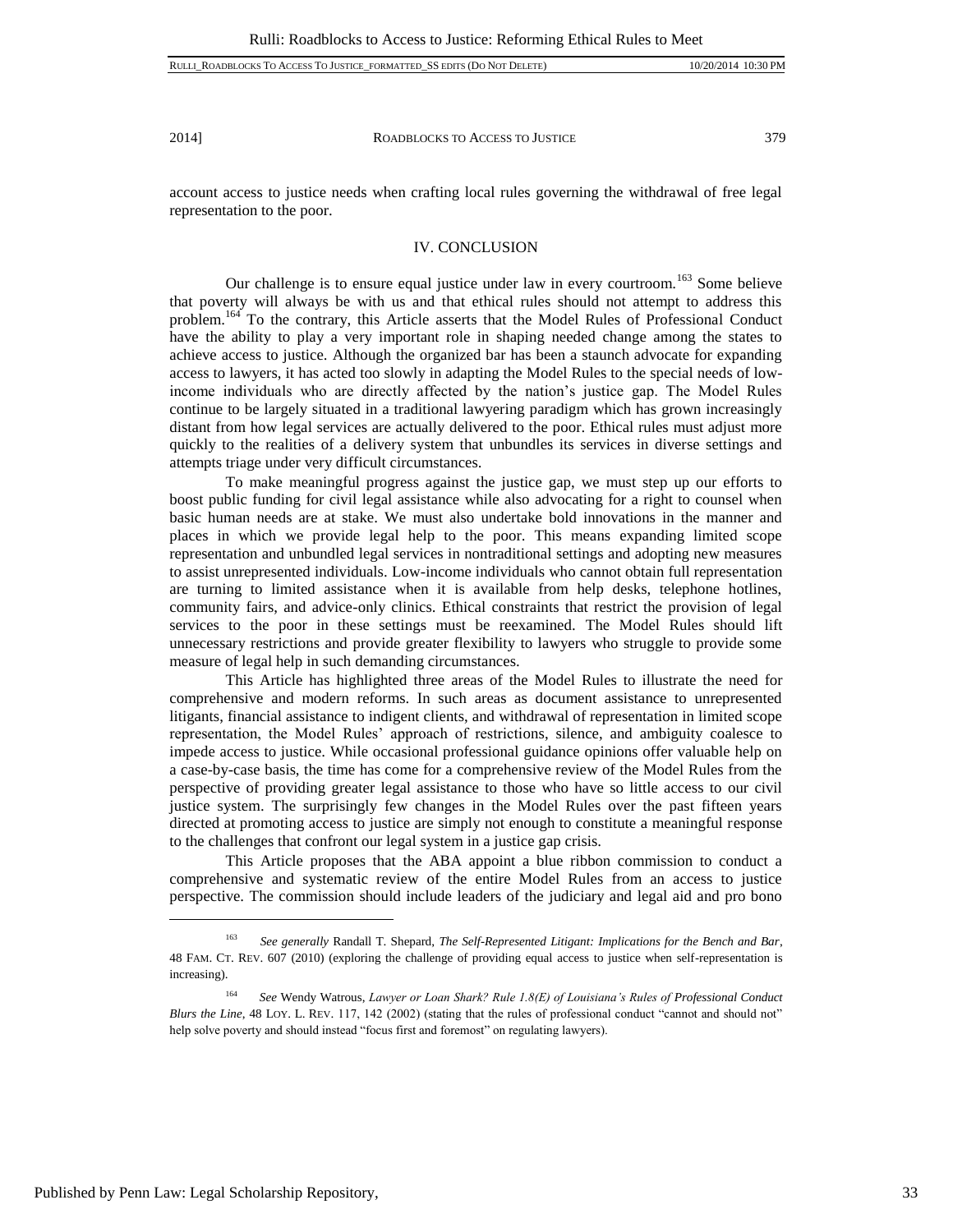account access to justice needs when crafting local rules governing the withdrawal of free legal representation to the poor.

## IV. CONCLUSION

Our challenge is to ensure equal justice under law in every courtroom.[163] Some believe that poverty will always be with us and that ethical rules should not attempt to address this problem.[164] To the contrary, this Article asserts that the Model Rules of Professional Conduct have the ability to play a very important role in shaping needed change among the states to achieve access to justice. Although the organized bar has been a staunch advocate for expanding access to lawyers, it has acted too slowly in adapting the Model Rules to the special needs of low-income individuals who are directly affected by the nation's justice gap. The Model Rules continue to be largely situated in a traditional lawyering paradigm which has grown increasingly distant from how legal services are actually delivered to the poor. Ethical rules must adjust more quickly to the realities of a delivery system that unbundles its services in diverse settings and attempts triage under very difficult circumstances.

To make meaningful progress against the justice gap, we must step up our efforts to boost public funding for civil legal assistance while also advocating for a right to counsel when basic human needs are at stake. We must also undertake bold innovations in the manner and places in which we provide legal help to the poor. This means expanding limited scope representation and unbundled legal services in nontraditional settings and adopting new measures to assist unrepresented individuals. Low-income individuals who cannot obtain full representation are turning to limited assistance when it is available from help desks, telephone hotlines, community fairs, and advice-only clinics. Ethical constraints that restrict the provision of legal services to the poor in these settings must be reexamined. The Model Rules should lift unnecessary restrictions and provide greater flexibility to lawyers who struggle to provide some measure of legal help in such demanding circumstances.

This Article has highlighted three areas of the Model Rules to illustrate the need for comprehensive and modern reforms. In such areas as document assistance to unrepresented litigants, financial assistance to indigent clients, and withdrawal of representation in limited scope representation, the Model Rules' approach of restrictions, silence, and ambiguity coalesce to impede access to justice. While occasional professional guidance opinions offer valuable help on a case-by-case basis, the time has come for a comprehensive review of the Model Rules from the perspective of providing greater legal assistance to those who have so little access to our civil justice system. The surprisingly few changes in the Model Rules over the past fifteen years directed at promoting access to justice are simply not enough to constitute a meaningful response to the challenges that confront our legal system in a justice gap crisis.

This Article proposes that the ABA appoint a blue ribbon commission to conduct a comprehensive and systematic review of the entire Model Rules from an access to justice perspective. The commission should include leaders of the judiciary and legal aid and pro bono

---

[163] *See generally* Randall T. Shepard, *The Self-Represented Litigant: Implications for the Bench and Bar*, 48 FAM. CT. REV. 607 (2010) (exploring the challenge of providing equal access to justice when self-representation is increasing).

[164] *See* Wendy Watrous, *Lawyer or Loan Shark? Rule 1.8(E) of Louisiana's Rules of Professional Conduct Blurs the Line*, 48 LOY. L. REV. 117, 142 (2002) (stating that the rules of professional conduct "cannot and should not" help solve poverty and should instead "focus first and foremost" on regulating lawyers).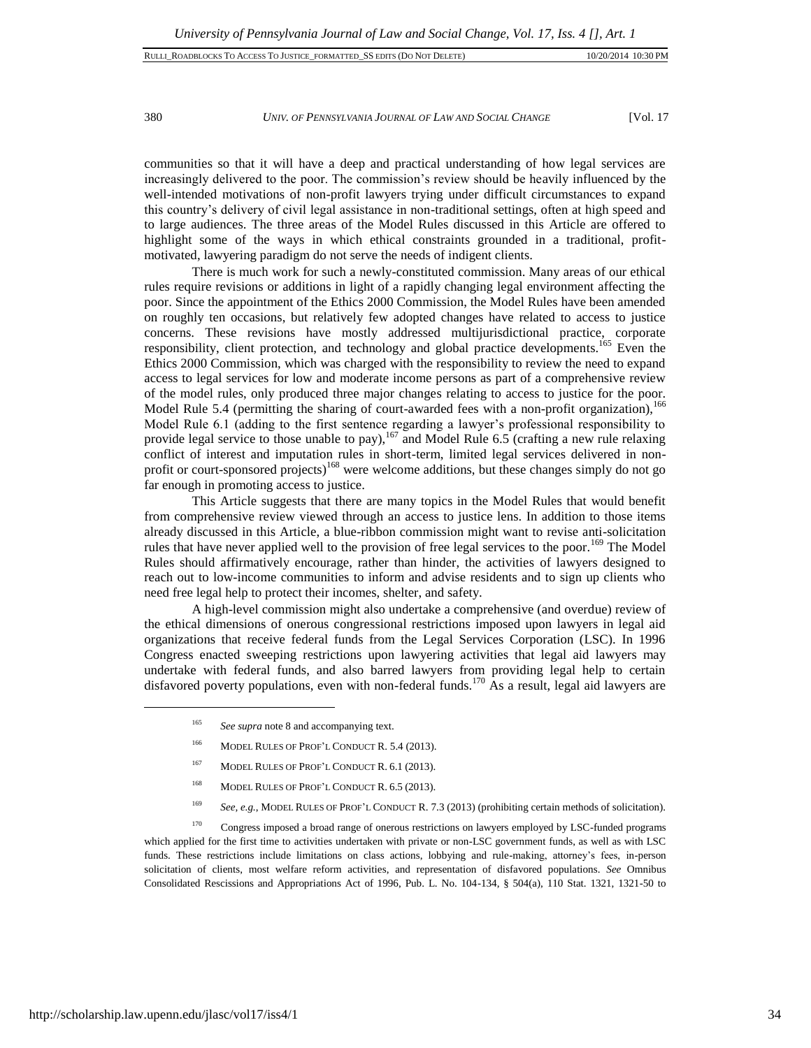communities so that it will have a deep and practical understanding of how legal services are increasingly delivered to the poor. The commission's review should be heavily influenced by the well-intended motivations of non-profit lawyers trying under difficult circumstances to expand this country's delivery of civil legal assistance in non-traditional settings, often at high speed and to large audiences. The three areas of the Model Rules discussed in this Article are offered to highlight some of the ways in which ethical constraints grounded in a traditional, profit-motivated, lawyering paradigm do not serve the needs of indigent clients.

There is much work for such a newly-constituted commission. Many areas of our ethical rules require revisions or additions in light of a rapidly changing legal environment affecting the poor. Since the appointment of the Ethics 2000 Commission, the Model Rules have been amended on roughly ten occasions, but relatively few adopted changes have related to access to justice concerns. These revisions have mostly addressed multijurisdictional practice, corporate responsibility, client protection, and technology and global practice developments.[165] Even the Ethics 2000 Commission, which was charged with the responsibility to review the need to expand access to legal services for low and moderate income persons as part of a comprehensive review of the model rules, only produced three major changes relating to access to justice for the poor. Model Rule 5.4 (permitting the sharing of court-awarded fees with a non-profit organization),[166] Model Rule 6.1 (adding to the first sentence regarding a lawyer's professional responsibility to provide legal service to those unable to pay),[167] and Model Rule 6.5 (crafting a new rule relaxing conflict of interest and imputation rules in short-term, limited legal services delivered in non-profit or court-sponsored projects)[168] were welcome additions, but these changes simply do not go far enough in promoting access to justice.

This Article suggests that there are many topics in the Model Rules that would benefit from comprehensive review viewed through an access to justice lens. In addition to those items already discussed in this Article, a blue-ribbon commission might want to revise anti-solicitation rules that have never applied well to the provision of free legal services to the poor.[169] The Model Rules should affirmatively encourage, rather than hinder, the activities of lawyers designed to reach out to low-income communities to inform and advise residents and to sign up clients who need free legal help to protect their incomes, shelter, and safety.

A high-level commission might also undertake a comprehensive (and overdue) review of the ethical dimensions of onerous congressional restrictions imposed upon lawyers in legal aid organizations that receive federal funds from the Legal Services Corporation (LSC). In 1996 Congress enacted sweeping restrictions upon lawyering activities that legal aid lawyers may undertake with federal funds, and also barred lawyers from providing legal help to certain disfavored poverty populations, even with non-federal funds.[170] As a result, legal aid lawyers are

---

[165] *See supra* note 8 and accompanying text.

[166] MODEL RULES OF PROF'L CONDUCT R. 5.4 (2013).

[167] MODEL RULES OF PROF'L CONDUCT R. 6.1 (2013).

[168] MODEL RULES OF PROF'L CONDUCT R. 6.5 (2013).

[169] *See, e.g.*, MODEL RULES OF PROF'L CONDUCT R. 7.3 (2013) (prohibiting certain methods of solicitation).

[170] Congress imposed a broad range of onerous restrictions on lawyers employed by LSC-funded programs which applied for the first time to activities undertaken with private or non-LSC government funds, as well as with LSC funds. These restrictions include limitations on class actions, lobbying and rule-making, attorney's fees, in-person solicitation of clients, most welfare reform activities, and representation of disfavored populations. *See* Omnibus Consolidated Rescissions and Appropriations Act of 1996, Pub. L. No. 104-134, § 504(a), 110 Stat. 1321, 1321-50 to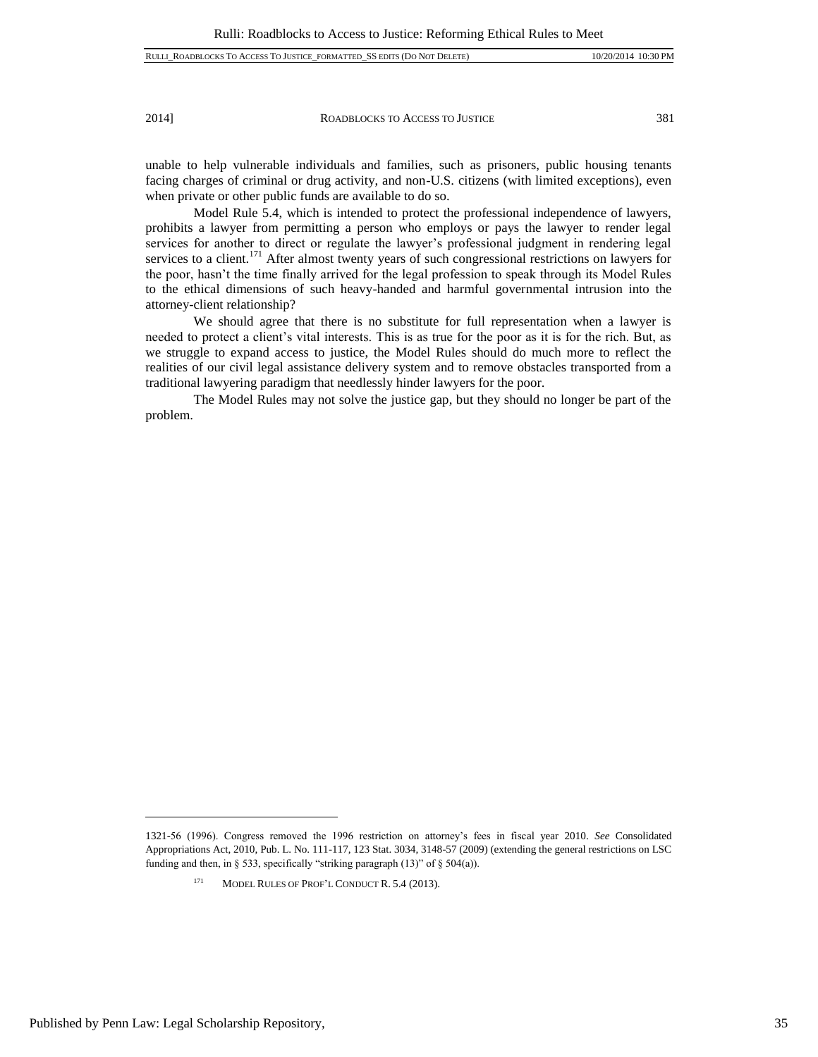unable to help vulnerable individuals and families, such as prisoners, public housing tenants facing charges of criminal or drug activity, and non-U.S. citizens (with limited exceptions), even when private or other public funds are available to do so.

Model Rule 5.4, which is intended to protect the professional independence of lawyers, prohibits a lawyer from permitting a person who employs or pays the lawyer to render legal services for another to direct or regulate the lawyer's professional judgment in rendering legal services to a client.[171] After almost twenty years of such congressional restrictions on lawyers for the poor, hasn't the time finally arrived for the legal profession to speak through its Model Rules to the ethical dimensions of such heavy-handed and harmful governmental intrusion into the attorney-client relationship?

We should agree that there is no substitute for full representation when a lawyer is needed to protect a client's vital interests. This is as true for the poor as it is for the rich. But, as we struggle to expand access to justice, the Model Rules should do much more to reflect the realities of our civil legal assistance delivery system and to remove obstacles transported from a traditional lawyering paradigm that needlessly hinder lawyers for the poor.

The Model Rules may not solve the justice gap, but they should no longer be part of the problem.

---

1321-56 (1996). Congress removed the 1996 restriction on attorney's fees in fiscal year 2010. *See* Consolidated Appropriations Act, 2010, Pub. L. No. 111-117, 123 Stat. 3034, 3148-57 (2009) (extending the general restrictions on LSC funding and then, in § 533, specifically "striking paragraph (13)" of § 504(a)).

[171] MODEL RULES OF PROF'L CONDUCT R. 5.4 (2013).